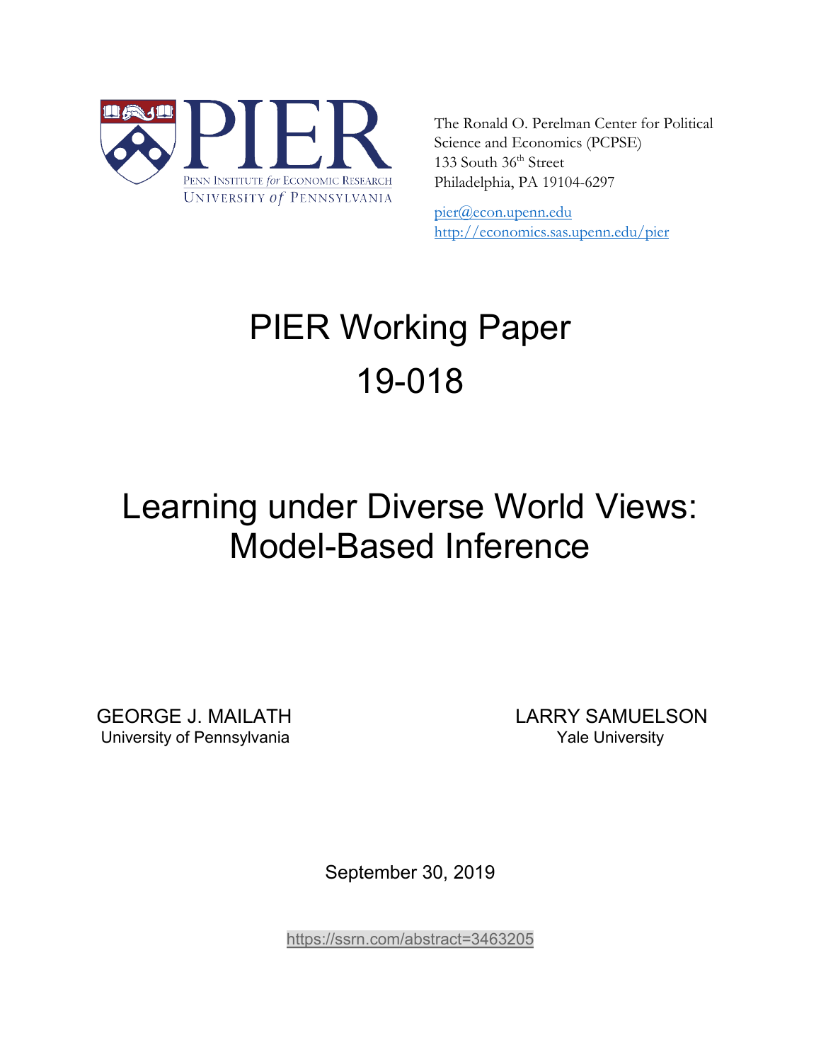PIER

PENN INSTITUTE *for* ECONOMIC RESEARCH
UNIVERSITY *of* PENNSYLVANIA

The Ronald O. Perelman Center for Political Science and Economics (PCPSE)
133 South 36th Street
Philadelphia, PA 19104-6297

pier@econ.upenn.edu
http://economics.sas.upenn.edu/pier

# PIER Working Paper 19-018

# Learning under Diverse World Views: Model-Based Inference

GEORGE J. MAILATH
University of Pennsylvania

LARRY SAMUELSON
Yale University

September 30, 2019

https://ssrn.com/abstract=3463205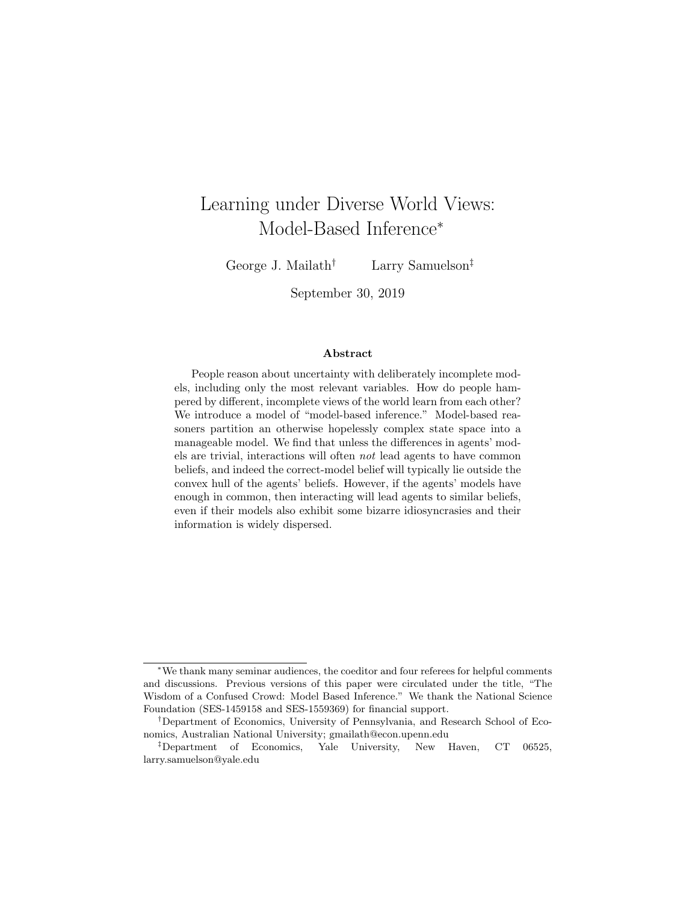# Learning under Diverse World Views: Model-Based Inference[*]

George J. Mailath[†] Larry Samuelson[‡]

September 30, 2019

## Abstract

People reason about uncertainty with deliberately incomplete models, including only the most relevant variables. How do people hampered by different, incomplete views of the world learn from each other? We introduce a model of "model-based inference." Model-based reasoners partition an otherwise hopelessly complex state space into a manageable model. We find that unless the differences in agents' models are trivial, interactions will often *not* lead agents to have common beliefs, and indeed the correct-model belief will typically lie outside the convex hull of the agents' beliefs. However, if the agents' models have enough in common, then interacting will lead agents to similar beliefs, even if their models also exhibit some bizarre idiosyncrasies and their information is widely dispersed.

---

[*] We thank many seminar audiences, the coeditor and four referees for helpful comments and discussions. Previous versions of this paper were circulated under the title, "The Wisdom of a Confused Crowd: Model Based Inference." We thank the National Science Foundation (SES-1459158 and SES-1559369) for financial support.

[†] Department of Economics, University of Pennsylvania, and Research School of Economics, Australian National University; gmailath@econ.upenn.edu

[‡] Department of Economics, Yale University, New Haven, CT 06525, larry.samuelson@yale.edu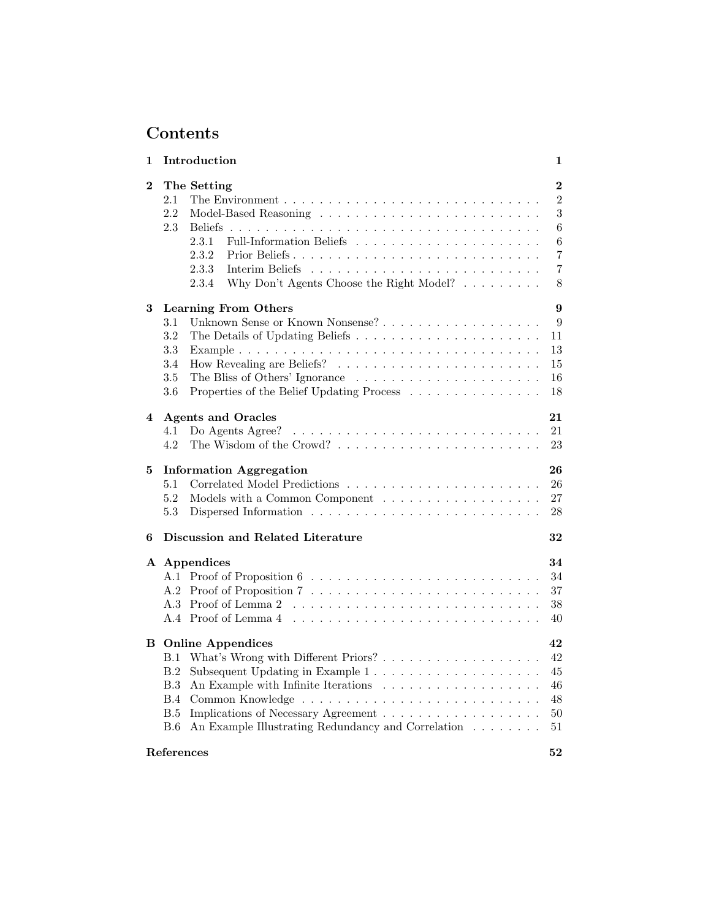# Contents

| | | |
|---|---|---|
| **1** | **Introduction** | **1** |
| **2** | **The Setting** | **2** |
| 2.1 | The Environment | 2 |
| 2.2 | Model-Based Reasoning | 3 |
| 2.3 | Beliefs | 6 |
| 2.3.1 | Full-Information Beliefs | 6 |
| 2.3.2 | Prior Beliefs | 7 |
| 2.3.3 | Interim Beliefs | 7 |
| 2.3.4 | Why Don't Agents Choose the Right Model? | 8 |
| **3** | **Learning From Others** | **9** |
| 3.1 | Unknown Sense or Known Nonsense? | 9 |
| 3.2 | The Details of Updating Beliefs | 11 |
| 3.3 | Example | 13 |
| 3.4 | How Revealing are Beliefs? | 15 |
| 3.5 | The Bliss of Others' Ignorance | 16 |
| 3.6 | Properties of the Belief Updating Process | 18 |
| **4** | **Agents and Oracles** | **21** |
| 4.1 | Do Agents Agree? | 21 |
| 4.2 | The Wisdom of the Crowd? | 23 |
| **5** | **Information Aggregation** | **26** |
| 5.1 | Correlated Model Predictions | 26 |
| 5.2 | Models with a Common Component | 27 |
| 5.3 | Dispersed Information | 28 |
| **6** | **Discussion and Related Literature** | **32** |
| **A** | **Appendices** | **34** |
| A.1 | Proof of Proposition 6 | 34 |
| A.2 | Proof of Proposition 7 | 37 |
| A.3 | Proof of Lemma 2 | 38 |
| A.4 | Proof of Lemma 4 | 40 |
| **B** | **Online Appendices** | **42** |
| B.1 | What's Wrong with Different Priors? | 42 |
| B.2 | Subsequent Updating in Example 1 | 45 |
| B.3 | An Example with Infinite Iterations | 46 |
| B.4 | Common Knowledge | 48 |
| B.5 | Implications of Necessary Agreement | 50 |
| B.6 | An Example Illustrating Redundancy and Correlation | 51 |
| | **References** | **52** |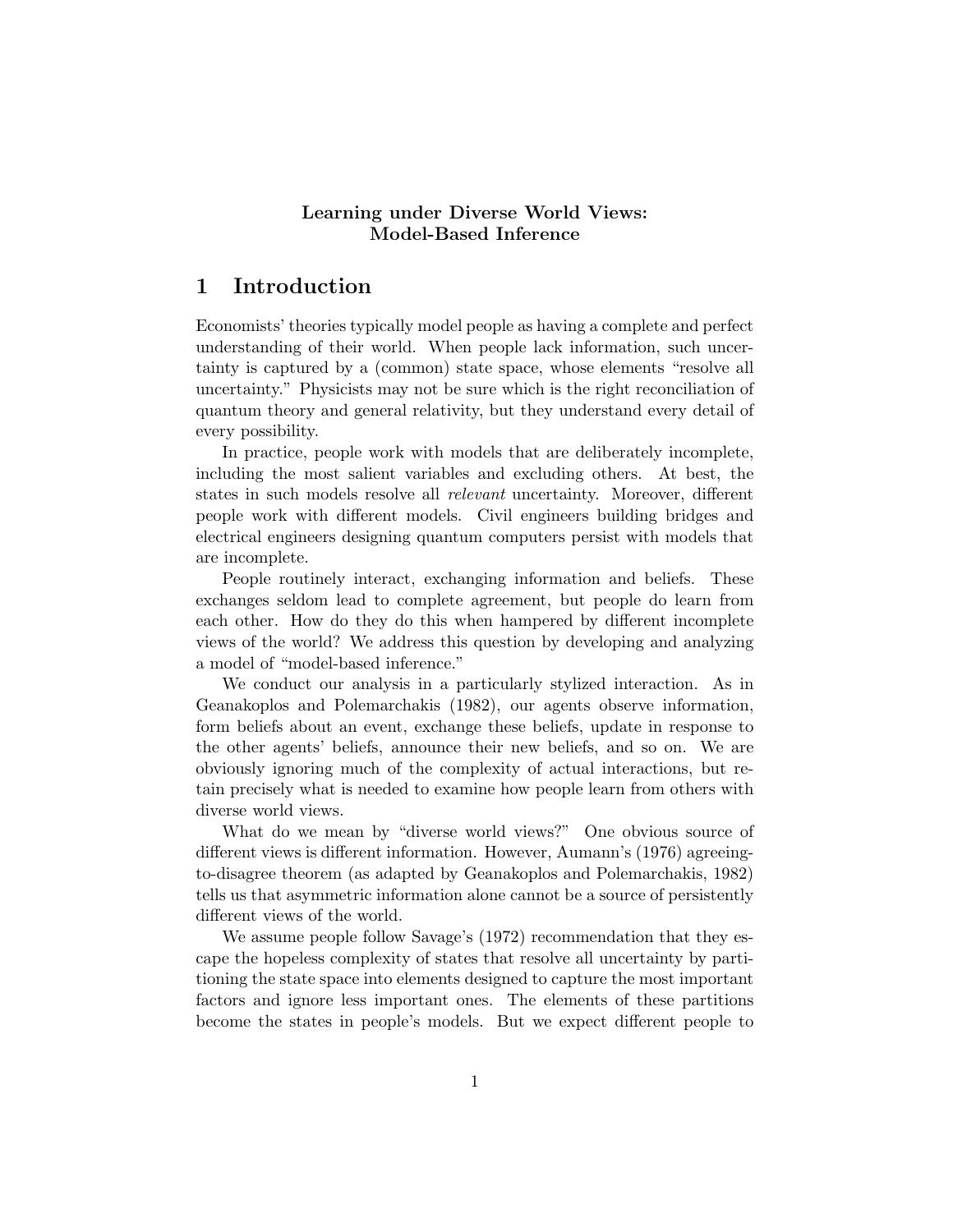**Learning under Diverse World Views:**
**Model-Based Inference**

# 1 Introduction

Economists' theories typically model people as having a complete and perfect understanding of their world. When people lack information, such uncertainty is captured by a (common) state space, whose elements "resolve all uncertainty." Physicists may not be sure which is the right reconciliation of quantum theory and general relativity, but they understand every detail of every possibility.

In practice, people work with models that are deliberately incomplete, including the most salient variables and excluding others. At best, the states in such models resolve all *relevant* uncertainty. Moreover, different people work with different models. Civil engineers building bridges and electrical engineers designing quantum computers persist with models that are incomplete.

People routinely interact, exchanging information and beliefs. These exchanges seldom lead to complete agreement, but people do learn from each other. How do they do this when hampered by different incomplete views of the world? We address this question by developing and analyzing a model of "model-based inference."

We conduct our analysis in a particularly stylized interaction. As in Geanakoplos and Polemarchakis (1982), our agents observe information, form beliefs about an event, exchange these beliefs, update in response to the other agents' beliefs, announce their new beliefs, and so on. We are obviously ignoring much of the complexity of actual interactions, but retain precisely what is needed to examine how people learn from others with diverse world views.

What do we mean by "diverse world views?" One obvious source of different views is different information. However, Aumann's (1976) agreeing-to-disagree theorem (as adapted by Geanakoplos and Polemarchakis, 1982) tells us that asymmetric information alone cannot be a source of persistently different views of the world.

We assume people follow Savage's (1972) recommendation that they escape the hopeless complexity of states that resolve all uncertainty by partitioning the state space into elements designed to capture the most important factors and ignore less important ones. The elements of these partitions become the states in people's models. But we expect different people to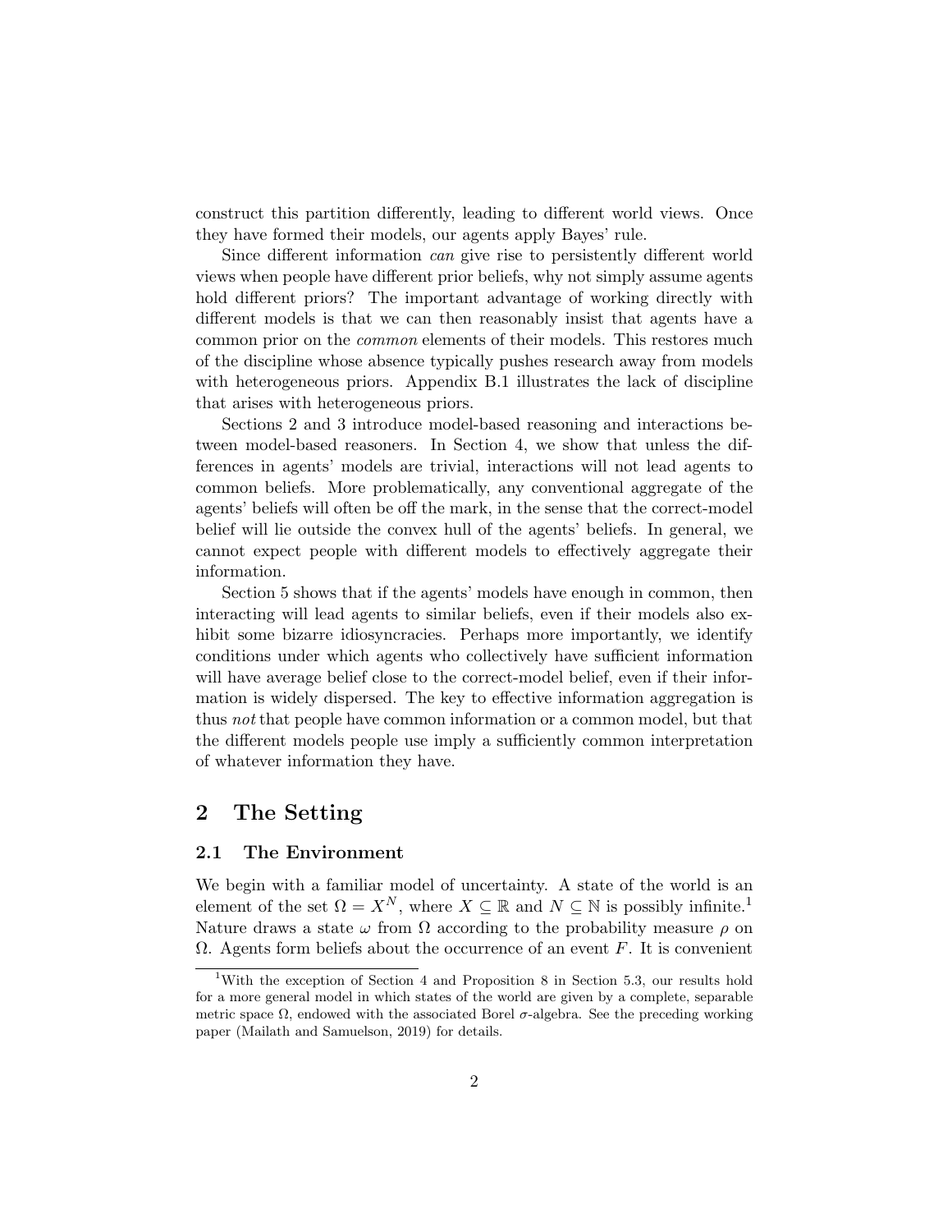construct this partition differently, leading to different world views. Once they have formed their models, our agents apply Bayes' rule.

Since different information *can* give rise to persistently different world views when people have different prior beliefs, why not simply assume agents hold different priors? The important advantage of working directly with different models is that we can then reasonably insist that agents have a common prior on the *common* elements of their models. This restores much of the discipline whose absence typically pushes research away from models with heterogeneous priors. Appendix B.1 illustrates the lack of discipline that arises with heterogeneous priors.

Sections 2 and 3 introduce model-based reasoning and interactions between model-based reasoners. In Section 4, we show that unless the differences in agents' models are trivial, interactions will not lead agents to common beliefs. More problematically, any conventional aggregate of the agents' beliefs will often be off the mark, in the sense that the correct-model belief will lie outside the convex hull of the agents' beliefs. In general, we cannot expect people with different models to effectively aggregate their information.

Section 5 shows that if the agents' models have enough in common, then interacting will lead agents to similar beliefs, even if their models also exhibit some bizarre idiosyncracies. Perhaps more importantly, we identify conditions under which agents who collectively have sufficient information will have average belief close to the correct-model belief, even if their information is widely dispersed. The key to effective information aggregation is thus *not* that people have common information or a common model, but that the different models people use imply a sufficiently common interpretation of whatever information they have.

## 2 The Setting

### 2.1 The Environment

We begin with a familiar model of uncertainty. A state of the world is an element of the set $\Omega = X^N$, where $X \subseteq \mathbb{R}$ and $N \subseteq \mathbb{N}$ is possibly infinite.[1] Nature draws a state $\omega$ from $\Omega$ according to the probability measure $\rho$ on $\Omega$. Agents form beliefs about the occurrence of an event $F$. It is convenient

[1] With the exception of Section 4 and Proposition 8 in Section 5.3, our results hold for a more general model in which states of the world are given by a complete, separable metric space $\Omega$, endowed with the associated Borel $\sigma$-algebra. See the preceding working paper (Mailath and Samuelson, 2019) for details.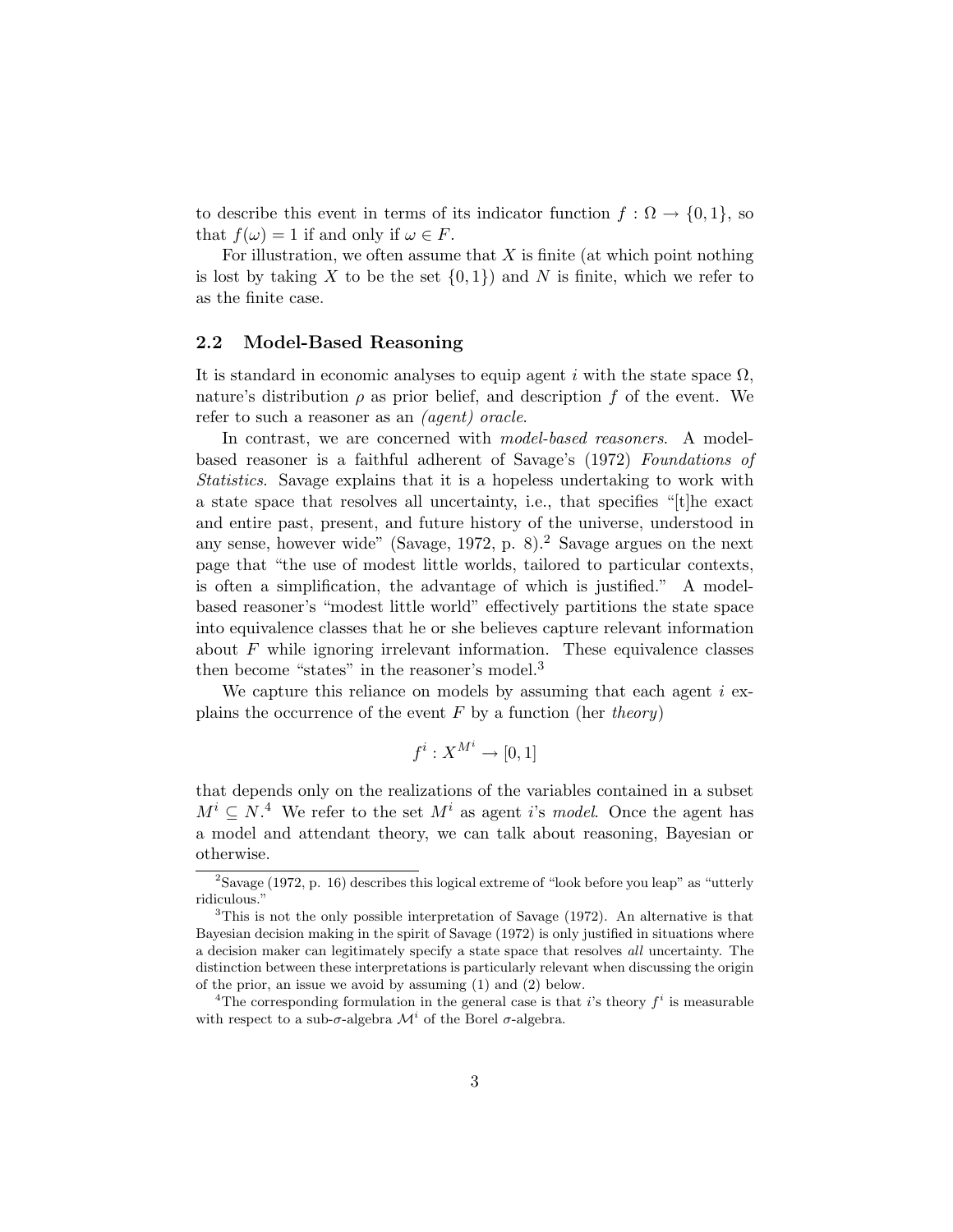to describe this event in terms of its indicator function $f : \Omega \to \{0, 1\}$, so that $f(\omega) = 1$ if and only if $\omega \in F$.

For illustration, we often assume that $X$ is finite (at which point nothing is lost by taking $X$ to be the set $\{0, 1\}$) and $N$ is finite, which we refer to as the finite case.

### 2.2 Model-Based Reasoning

It is standard in economic analyses to equip agent $i$ with the state space $\Omega$, nature's distribution $\rho$ as prior belief, and description $f$ of the event. We refer to such a reasoner as an *(agent) oracle*.

In contrast, we are concerned with *model-based reasoners*. A model-based reasoner is a faithful adherent of Savage's (1972) *Foundations of Statistics*. Savage explains that it is a hopeless undertaking to work with a state space that resolves all uncertainty, i.e., that specifies "[t]he exact and entire past, present, and future history of the universe, understood in any sense, however wide" (Savage, 1972, p. 8).[2] Savage argues on the next page that "the use of modest little worlds, tailored to particular contexts, is often a simplification, the advantage of which is justified." A model-based reasoner's "modest little world" effectively partitions the state space into equivalence classes that he or she believes capture relevant information about $F$ while ignoring irrelevant information. These equivalence classes then become "states" in the reasoner's model.[3]

We capture this reliance on models by assuming that each agent $i$ explains the occurrence of the event $F$ by a function (her *theory*)

$$f^i : X^{M^i} \to [0, 1]$$

that depends only on the realizations of the variables contained in a subset $M^i \subseteq N$.[4] We refer to the set $M^i$ as agent $i$'s *model*. Once the agent has a model and attendant theory, we can talk about reasoning, Bayesian or otherwise.

---

[2] Savage (1972, p. 16) describes this logical extreme of "look before you leap" as "utterly ridiculous."

[3] This is not the only possible interpretation of Savage (1972). An alternative is that Bayesian decision making in the spirit of Savage (1972) is only justified in situations where a decision maker can legitimately specify a state space that resolves *all* uncertainty. The distinction between these interpretations is particularly relevant when discussing the origin of the prior, an issue we avoid by assuming (1) and (2) below.

[4] The corresponding formulation in the general case is that $i$'s theory $f^i$ is measurable with respect to a sub-$\sigma$-algebra $\mathcal{M}^i$ of the Borel $\sigma$-algebra.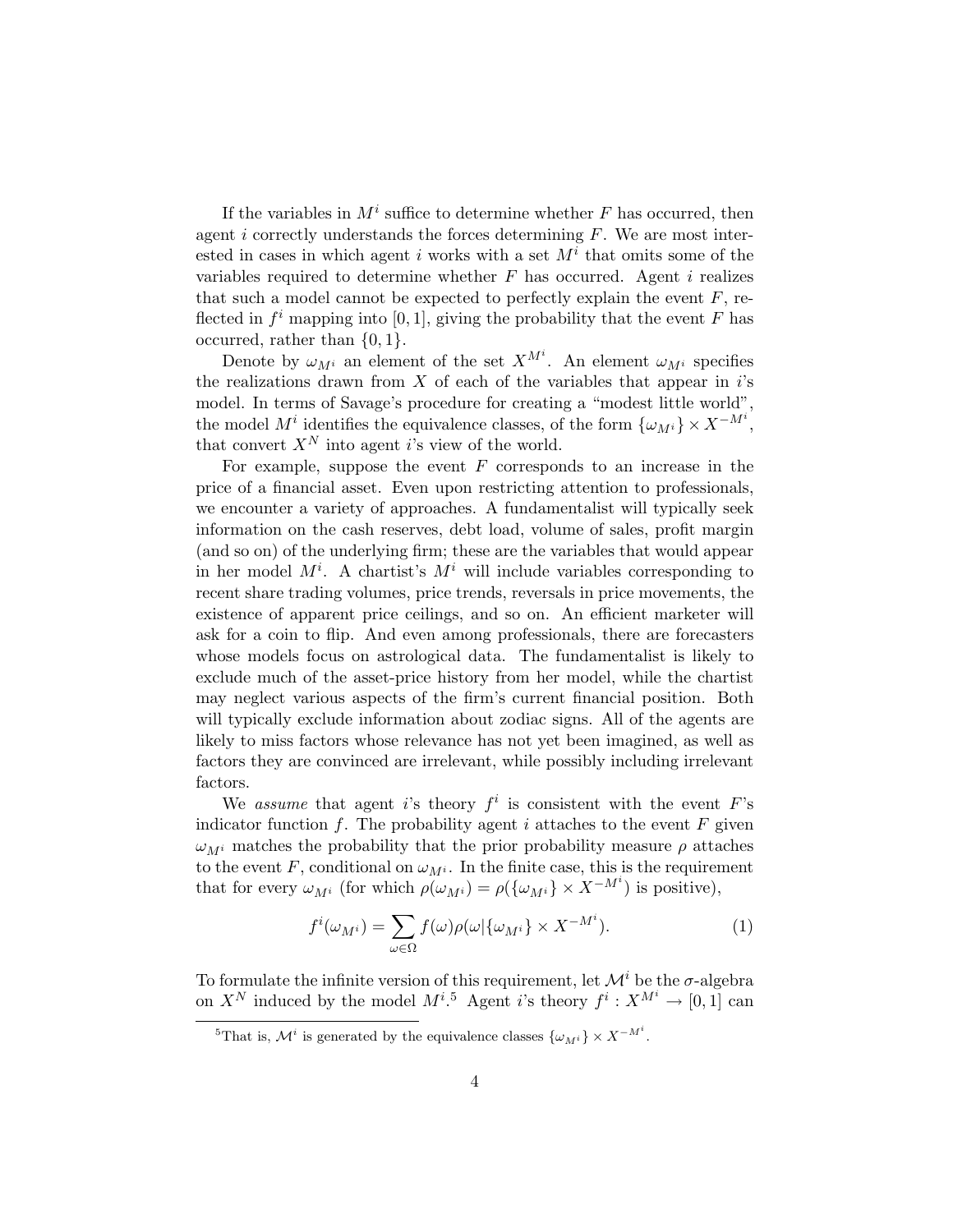If the variables in $M^i$ suffice to determine whether $F$ has occurred, then agent $i$ correctly understands the forces determining $F$. We are most interested in cases in which agent $i$ works with a set $M^i$ that omits some of the variables required to determine whether $F$ has occurred. Agent $i$ realizes that such a model cannot be expected to perfectly explain the event $F$, reflected in $f^i$ mapping into $[0, 1]$, giving the probability that the event $F$ has occurred, rather than $\{0, 1\}$.

Denote by $\omega_{M^i}$ an element of the set $X^{M^i}$. An element $\omega_{M^i}$ specifies the realizations drawn from $X$ of each of the variables that appear in $i$'s model. In terms of Savage's procedure for creating a "modest little world", the model $M^i$ identifies the equivalence classes, of the form $\{\omega_{M^i}\} \times X^{-M^i}$, that convert $X^N$ into agent $i$'s view of the world.

For example, suppose the event $F$ corresponds to an increase in the price of a financial asset. Even upon restricting attention to professionals, we encounter a variety of approaches. A fundamentalist will typically seek information on the cash reserves, debt load, volume of sales, profit margin (and so on) of the underlying firm; these are the variables that would appear in her model $M^i$. A chartist's $M^i$ will include variables corresponding to recent share trading volumes, price trends, reversals in price movements, the existence of apparent price ceilings, and so on. An efficient marketer will ask for a coin to flip. And even among professionals, there are forecasters whose models focus on astrological data. The fundamentalist is likely to exclude much of the asset-price history from her model, while the chartist may neglect various aspects of the firm's current financial position. Both will typically exclude information about zodiac signs. All of the agents are likely to miss factors whose relevance has not yet been imagined, as well as factors they are convinced are irrelevant, while possibly including irrelevant factors.

We *assume* that agent $i$'s theory $f^i$ is consistent with the event $F$'s indicator function $f$. The probability agent $i$ attaches to the event $F$ given $\omega_{M^i}$ matches the probability that the prior probability measure $\rho$ attaches to the event $F$, conditional on $\omega_{M^i}$. In the finite case, this is the requirement that for every $\omega_{M^i}$ (for which $\rho(\omega_{M^i}) = \rho(\{\omega_{M^i}\} \times X^{-M^i})$ is positive),

$$f^i(\omega_{M^i}) = \sum_{\omega \in \Omega} f(\omega)\rho(\omega | \{\omega_{M^i}\} \times X^{-M^i}). \tag{1}$$

To formulate the infinite version of this requirement, let $\mathcal{M}^i$ be the $\sigma$-algebra on $X^N$ induced by the model $M^i$.[5] Agent $i$'s theory $f^i : X^{M^i} \to [0, 1]$ can

[5] That is, $\mathcal{M}^i$ is generated by the equivalence classes $\{\omega_{M^i}\} \times X^{-M^i}$.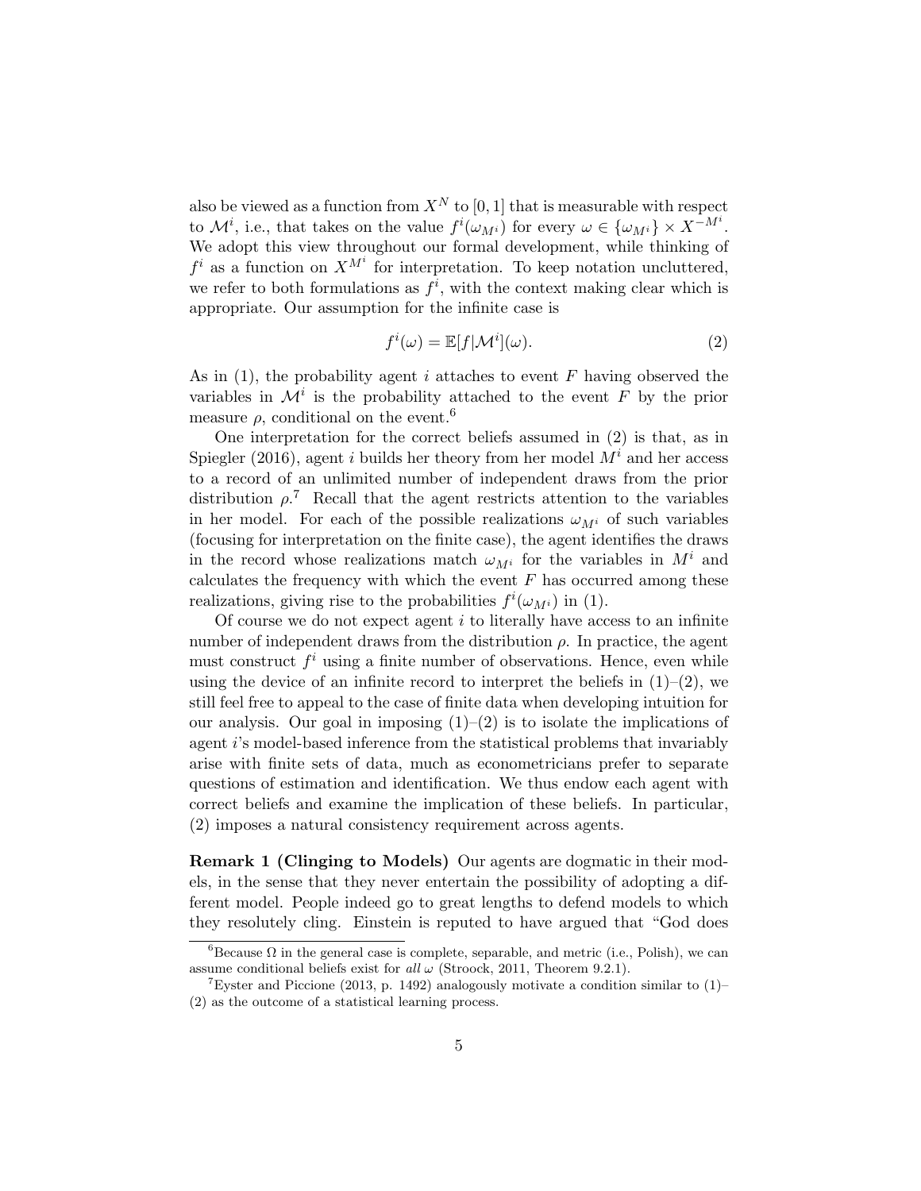also be viewed as a function from $X^N$ to $[0,1]$ that is measurable with respect to $\mathcal{M}^i$, i.e., that takes on the value $f^i(\omega_{M^i})$ for every $\omega \in \{\omega_{M^i}\} \times X^{-M^i}$. We adopt this view throughout our formal development, while thinking of $f^i$ as a function on $X^{M^i}$ for interpretation. To keep notation uncluttered, we refer to both formulations as $f^i$, with the context making clear which is appropriate. Our assumption for the infinite case is

$$f^i(\omega) = \mathbb{E}[f|\mathcal{M}^i](\omega). \tag{2}$$

As in (1), the probability agent $i$ attaches to event $F$ having observed the variables in $\mathcal{M}^i$ is the probability attached to the event $F$ by the prior measure $\rho$, conditional on the event.[6]

One interpretation for the correct beliefs assumed in (2) is that, as in Spiegler (2016), agent $i$ builds her theory from her model $M^i$ and her access to a record of an unlimited number of independent draws from the prior distribution $\rho$.[7] Recall that the agent restricts attention to the variables in her model. For each of the possible realizations $\omega_{M^i}$ of such variables (focusing for interpretation on the finite case), the agent identifies the draws in the record whose realizations match $\omega_{M^i}$ for the variables in $M^i$ and calculates the frequency with which the event $F$ has occurred among these realizations, giving rise to the probabilities $f^i(\omega_{M^i})$ in (1).

Of course we do not expect agent $i$ to literally have access to an infinite number of independent draws from the distribution $\rho$. In practice, the agent must construct $f^i$ using a finite number of observations. Hence, even while using the device of an infinite record to interpret the beliefs in (1)–(2), we still feel free to appeal to the case of finite data when developing intuition for our analysis. Our goal in imposing (1)–(2) is to isolate the implications of agent $i$'s model-based inference from the statistical problems that invariably arise with finite sets of data, much as econometricians prefer to separate questions of estimation and identification. We thus endow each agent with correct beliefs and examine the implication of these beliefs. In particular, (2) imposes a natural consistency requirement across agents.

**Remark 1 (Clinging to Models)** Our agents are dogmatic in their models, in the sense that they never entertain the possibility of adopting a different model. People indeed go to great lengths to defend models to which they resolutely cling. Einstein is reputed to have argued that "God does

[6] Because $\Omega$ in the general case is complete, separable, and metric (i.e., Polish), we can assume conditional beliefs exist for *all* $\omega$ (Stroock, 2011, Theorem 9.2.1).

[7] Eyster and Piccione (2013, p. 1492) analogously motivate a condition similar to (1)–(2) as the outcome of a statistical learning process.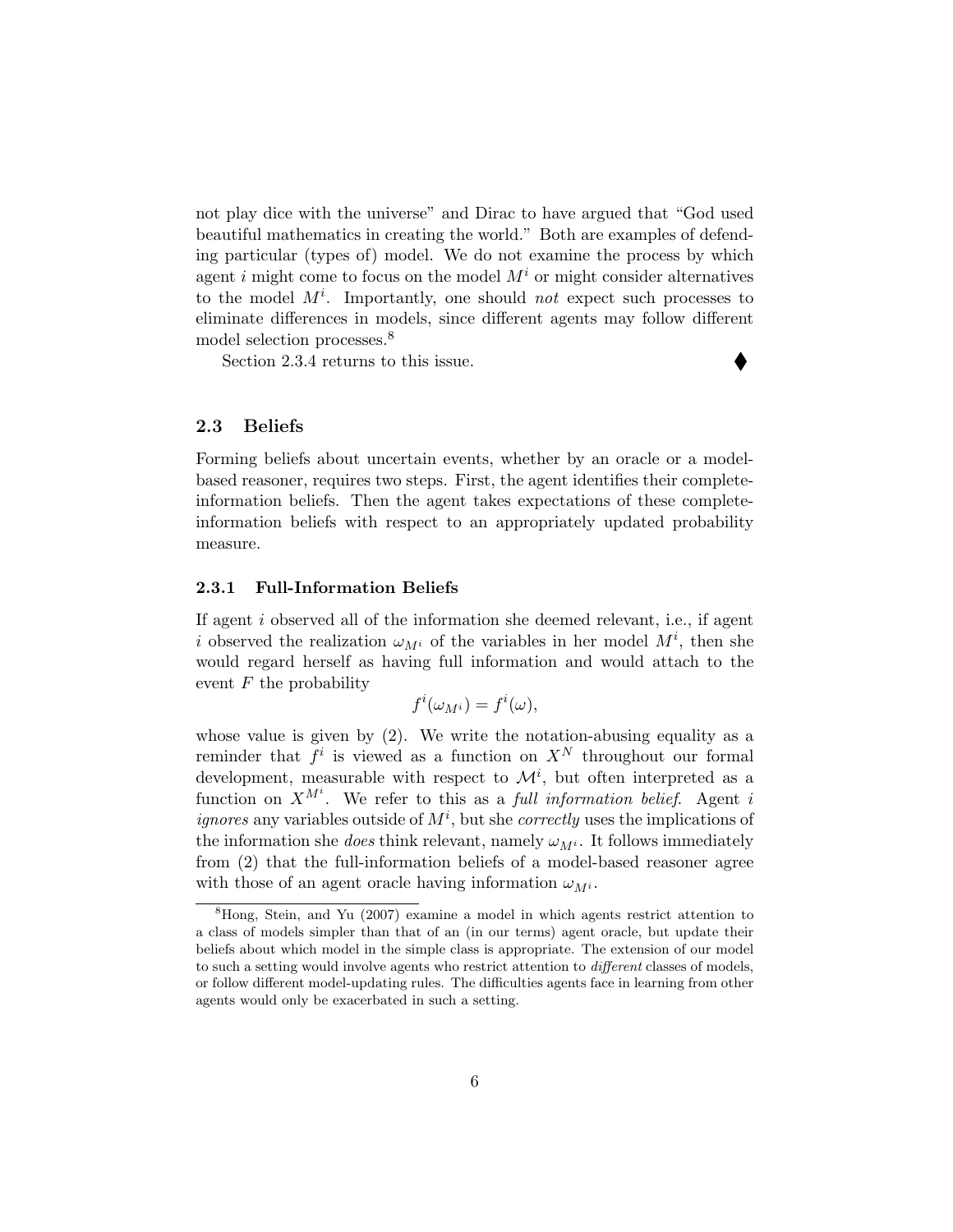not play dice with the universe" and Dirac to have argued that "God used beautiful mathematics in creating the world." Both are examples of defending particular (types of) model. We do not examine the process by which agent $i$ might come to focus on the model $M^i$ or might consider alternatives to the model $M^i$. Importantly, one should *not* expect such processes to eliminate differences in models, since different agents may follow different model selection processes.[8]

Section 2.3.4 returns to this issue. ◆

## 2.3 Beliefs

Forming beliefs about uncertain events, whether by an oracle or a model-based reasoner, requires two steps. First, the agent identifies their complete-information beliefs. Then the agent takes expectations of these complete-information beliefs with respect to an appropriately updated probability measure.

### 2.3.1 Full-Information Beliefs

If agent $i$ observed all of the information she deemed relevant, i.e., if agent $i$ observed the realization $\omega_{M^i}$ of the variables in her model $M^i$, then she would regard herself as having full information and would attach to the event $F$ the probability

$$f^i(\omega_{M^i}) = f^i(\omega),$$

whose value is given by (2). We write the notation-abusing equality as a reminder that $f^i$ is viewed as a function on $X^N$ throughout our formal development, measurable with respect to $\mathcal{M}^i$, but often interpreted as a function on $X^{M^i}$. We refer to this as a *full information belief*. Agent $i$ *ignores* any variables outside of $M^i$, but she *correctly* uses the implications of the information she *does* think relevant, namely $\omega_{M^i}$. It follows immediately from (2) that the full-information beliefs of a model-based reasoner agree with those of an agent oracle having information $\omega_{M^i}$.

[8] Hong, Stein, and Yu (2007) examine a model in which agents restrict attention to a class of models simpler than that of an (in our terms) agent oracle, but update their beliefs about which model in the simple class is appropriate. The extension of our model to such a setting would involve agents who restrict attention to *different* classes of models, or follow different model-updating rules. The difficulties agents face in learning from other agents would only be exacerbated in such a setting.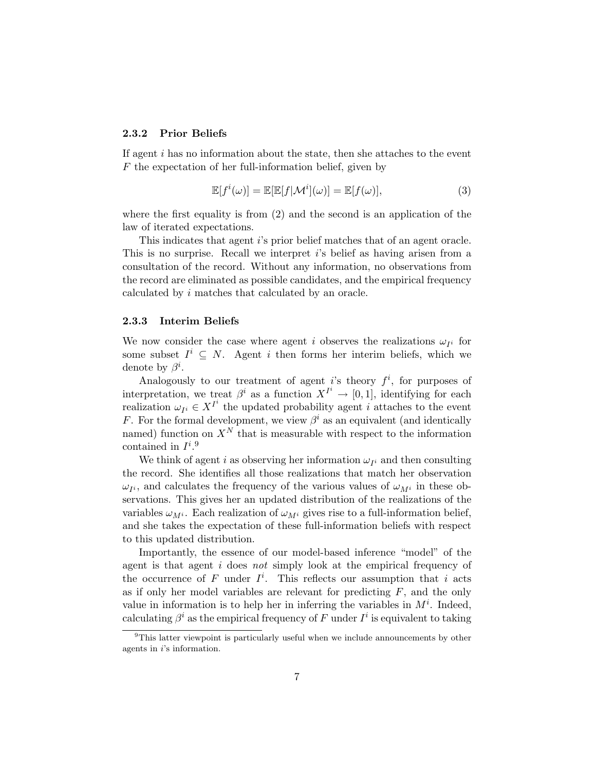### 2.3.2 Prior Beliefs

If agent $i$ has no information about the state, then she attaches to the event $F$ the expectation of her full-information belief, given by

$$\mathbb{E}[f^i(\omega)] = \mathbb{E}[\mathbb{E}[f|\mathcal{M}^i](\omega)] = \mathbb{E}[f(\omega)], \tag{3}$$

where the first equality is from (2) and the second is an application of the law of iterated expectations.

This indicates that agent $i$'s prior belief matches that of an agent oracle. This is no surprise. Recall we interpret $i$'s belief as having arisen from a consultation of the record. Without any information, no observations from the record are eliminated as possible candidates, and the empirical frequency calculated by $i$ matches that calculated by an oracle.

### 2.3.3 Interim Beliefs

We now consider the case where agent $i$ observes the realizations $\omega_{I^i}$ for some subset $I^i \subseteq N$. Agent $i$ then forms her interim beliefs, which we denote by $\beta^i$.

Analogously to our treatment of agent $i$'s theory $f^i$, for purposes of interpretation, we treat $\beta^i$ as a function $X^{I^i} \to [0,1]$, identifying for each realization $\omega_{I^i} \in X^{I^i}$ the updated probability agent $i$ attaches to the event $F$. For the formal development, we view $\beta^i$ as an equivalent (and identically named) function on $X^N$ that is measurable with respect to the information contained in $I^i$.[9]

We think of agent $i$ as observing her information $\omega_{I^i}$ and then consulting the record. She identifies all those realizations that match her observation $\omega_{I^i}$, and calculates the frequency of the various values of $\omega_{M^i}$ in these observations. This gives her an updated distribution of the realizations of the variables $\omega_{M^i}$. Each realization of $\omega_{M^i}$ gives rise to a full-information belief, and she takes the expectation of these full-information beliefs with respect to this updated distribution.

Importantly, the essence of our model-based inference "model" of the agent is that agent $i$ does *not* simply look at the empirical frequency of the occurrence of $F$ under $I^i$. This reflects our assumption that $i$ acts as if only her model variables are relevant for predicting $F$, and the only value in information is to help her in inferring the variables in $M^i$. Indeed, calculating $\beta^i$ as the empirical frequency of $F$ under $I^i$ is equivalent to taking

[9]This latter viewpoint is particularly useful when we include announcements by other agents in $i$'s information.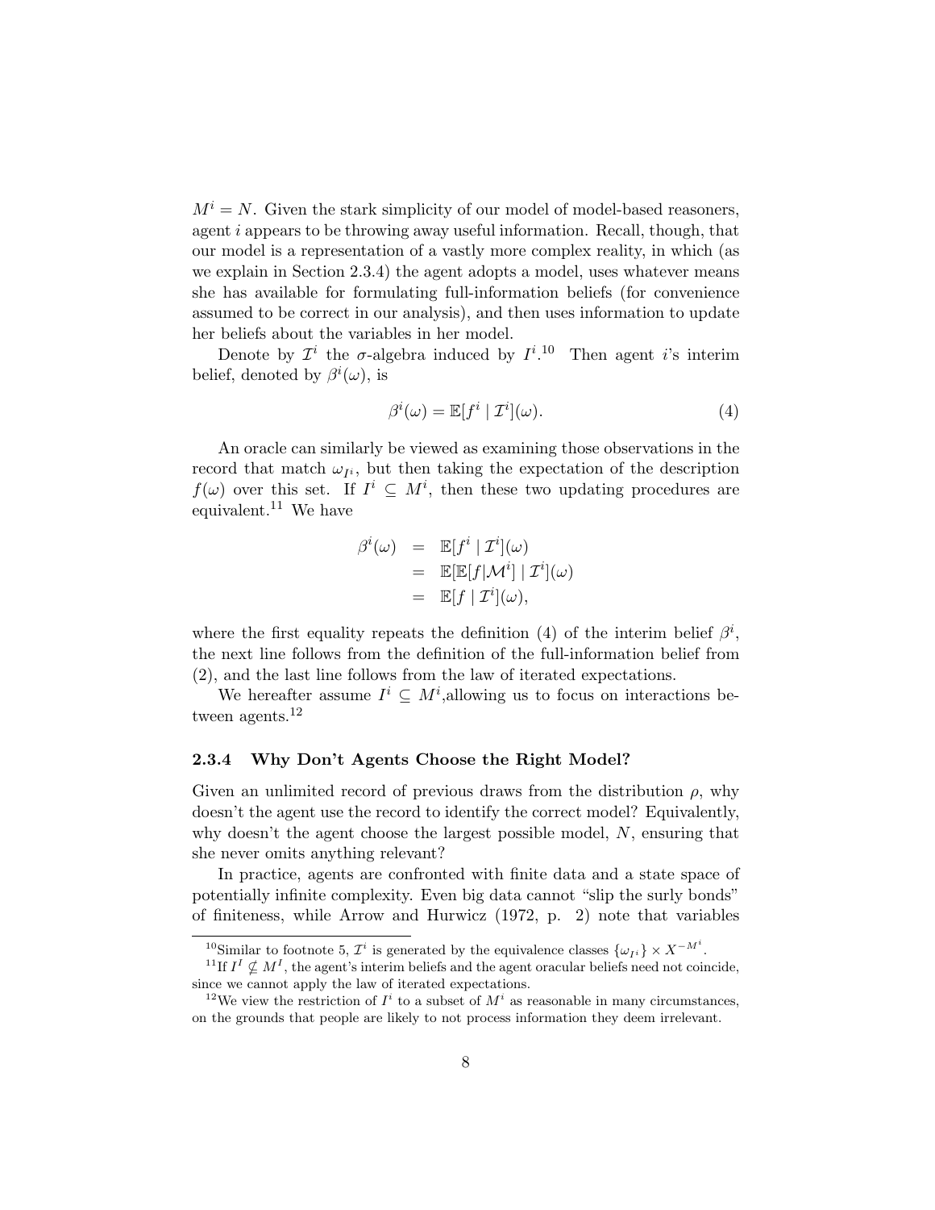$M^i = N$. Given the stark simplicity of our model of model-based reasoners, agent $i$ appears to be throwing away useful information. Recall, though, that our model is a representation of a vastly more complex reality, in which (as we explain in Section 2.3.4) the agent adopts a model, uses whatever means she has available for formulating full-information beliefs (for convenience assumed to be correct in our analysis), and then uses information to update her beliefs about the variables in her model.

Denote by $\mathcal{I}^i$ the $\sigma$-algebra induced by $I^i$.[10] Then agent $i$'s interim belief, denoted by $\beta^i(\omega)$, is

$$\beta^i(\omega) = \mathbb{E}[f^i \mid \mathcal{I}^i](\omega). \tag{4}$$

An oracle can similarly be viewed as examining those observations in the record that match $\omega_{I^i}$, but then taking the expectation of the description $f(\omega)$ over this set. If $I^i \subseteq M^i$, then these two updating procedures are equivalent.[11] We have

$$\begin{aligned}
\beta^i(\omega) &= \mathbb{E}[f^i \mid \mathcal{I}^i](\omega) \\
&= \mathbb{E}[\mathbb{E}[f|\mathcal{M}^i] \mid \mathcal{I}^i](\omega) \\
&= \mathbb{E}[f \mid \mathcal{I}^i](\omega),
\end{aligned}$$

where the first equality repeats the definition (4) of the interim belief $\beta^i$, the next line follows from the definition of the full-information belief from (2), and the last line follows from the law of iterated expectations.

We hereafter assume $I^i \subseteq M^i$,allowing us to focus on interactions between agents.[12]

### 2.3.4 Why Don't Agents Choose the Right Model?

Given an unlimited record of previous draws from the distribution $\rho$, why doesn't the agent use the record to identify the correct model? Equivalently, why doesn't the agent choose the largest possible model, $N$, ensuring that she never omits anything relevant?

In practice, agents are confronted with finite data and a state space of potentially infinite complexity. Even big data cannot "slip the surly bonds" of finiteness, while Arrow and Hurwicz (1972, p. 2) note that variables

---

[10] Similar to footnote 5, $\mathcal{I}^i$ is generated by the equivalence classes $\{\omega_{I^i}\} \times X^{-M^i}$.

[11] If $I^I \nsubseteq M^I$, the agent's interim beliefs and the agent oracular beliefs need not coincide, since we cannot apply the law of iterated expectations.

[12] We view the restriction of $I^i$ to a subset of $M^i$ as reasonable in many circumstances, on the grounds that people are likely to not process information they deem irrelevant.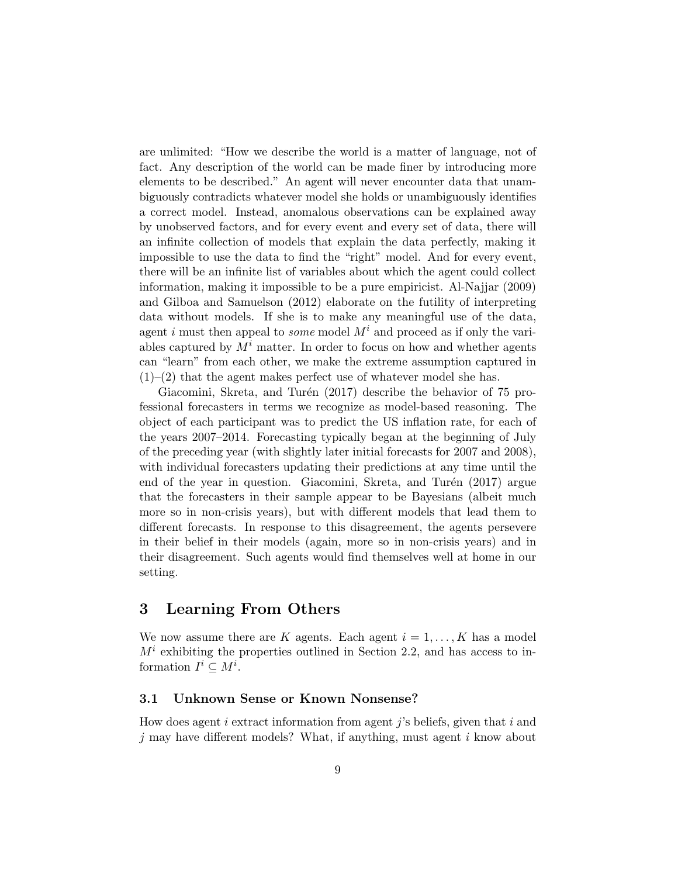are unlimited: "How we describe the world is a matter of language, not of fact. Any description of the world can be made finer by introducing more elements to be described." An agent will never encounter data that unambiguously contradicts whatever model she holds or unambiguously identifies a correct model. Instead, anomalous observations can be explained away by unobserved factors, and for every event and every set of data, there will an infinite collection of models that explain the data perfectly, making it impossible to use the data to find the "right" model. And for every event, there will be an infinite list of variables about which the agent could collect information, making it impossible to be a pure empiricist. Al-Najjar (2009) and Gilboa and Samuelson (2012) elaborate on the futility of interpreting data without models. If she is to make any meaningful use of the data, agent $i$ must then appeal to *some* model $M^i$ and proceed as if only the variables captured by $M^i$ matter. In order to focus on how and whether agents can "learn" from each other, we make the extreme assumption captured in (1)–(2) that the agent makes perfect use of whatever model she has.

Giacomini, Skreta, and Turén (2017) describe the behavior of 75 professional forecasters in terms we recognize as model-based reasoning. The object of each participant was to predict the US inflation rate, for each of the years 2007–2014. Forecasting typically began at the beginning of July of the preceding year (with slightly later initial forecasts for 2007 and 2008), with individual forecasters updating their predictions at any time until the end of the year in question. Giacomini, Skreta, and Turén (2017) argue that the forecasters in their sample appear to be Bayesians (albeit much more so in non-crisis years), but with different models that lead them to different forecasts. In response to this disagreement, the agents persevere in their belief in their models (again, more so in non-crisis years) and in their disagreement. Such agents would find themselves well at home in our setting.

## 3 Learning From Others

We now assume there are $K$ agents. Each agent $i = 1, \ldots, K$ has a model $M^i$ exhibiting the properties outlined in Section 2.2, and has access to information $I^i \subseteq M^i$.

### 3.1 Unknown Sense or Known Nonsense?

How does agent $i$ extract information from agent $j$'s beliefs, given that $i$ and $j$ may have different models? What, if anything, must agent $i$ know about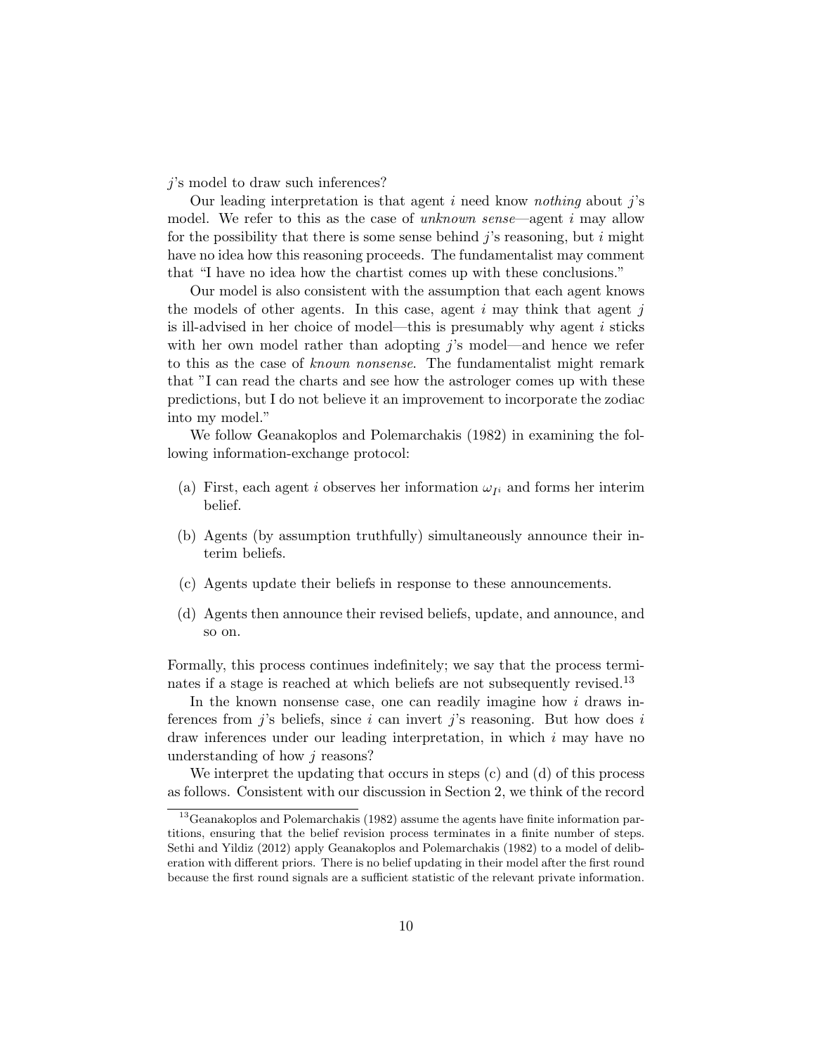$j$'s model to draw such inferences?

Our leading interpretation is that agent $i$ need know *nothing* about $j$'s model. We refer to this as the case of *unknown sense*—agent $i$ may allow for the possibility that there is some sense behind $j$'s reasoning, but $i$ might have no idea how this reasoning proceeds. The fundamentalist may comment that "I have no idea how the chartist comes up with these conclusions."

Our model is also consistent with the assumption that each agent knows the models of other agents. In this case, agent $i$ may think that agent $j$ is ill-advised in her choice of model—this is presumably why agent $i$ sticks with her own model rather than adopting $j$'s model—and hence we refer to this as the case of *known nonsense*. The fundamentalist might remark that "I can read the charts and see how the astrologer comes up with these predictions, but I do not believe it an improvement to incorporate the zodiac into my model."

We follow Geanakoplos and Polemarchakis (1982) in examining the following information-exchange protocol:

(a) First, each agent $i$ observes her information $\omega_{I^i}$ and forms her interim belief.

(b) Agents (by assumption truthfully) simultaneously announce their interim beliefs.

(c) Agents update their beliefs in response to these announcements.

(d) Agents then announce their revised beliefs, update, and announce, and so on.

Formally, this process continues indefinitely; we say that the process terminates if a stage is reached at which beliefs are not subsequently revised.[13]

In the known nonsense case, one can readily imagine how $i$ draws inferences from $j$'s beliefs, since $i$ can invert $j$'s reasoning. But how does $i$ draw inferences under our leading interpretation, in which $i$ may have no understanding of how $j$ reasons?

We interpret the updating that occurs in steps (c) and (d) of this process as follows. Consistent with our discussion in Section 2, we think of the record

[13] Geanakoplos and Polemarchakis (1982) assume the agents have finite information partitions, ensuring that the belief revision process terminates in a finite number of steps. Sethi and Yildiz (2012) apply Geanakoplos and Polemarchakis (1982) to a model of deliberation with different priors. There is no belief updating in their model after the first round because the first round signals are a sufficient statistic of the relevant private information.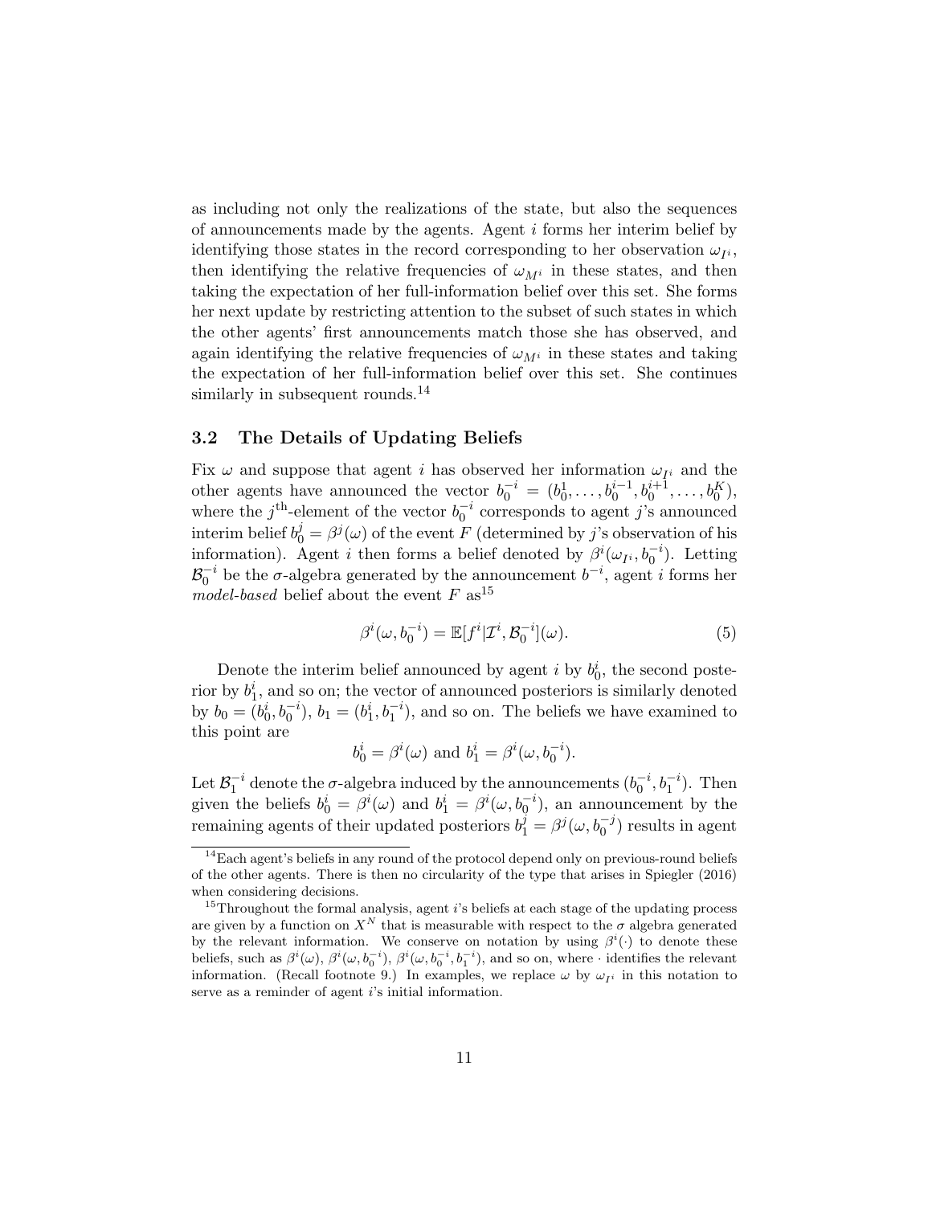as including not only the realizations of the state, but also the sequences of announcements made by the agents. Agent $i$ forms her interim belief by identifying those states in the record corresponding to her observation $\omega_{I^i}$, then identifying the relative frequencies of $\omega_{M^i}$ in these states, and then taking the expectation of her full-information belief over this set. She forms her next update by restricting attention to the subset of such states in which the other agents' first announcements match those she has observed, and again identifying the relative frequencies of $\omega_{M^i}$ in these states and taking the expectation of her full-information belief over this set. She continues similarly in subsequent rounds.[14]

### 3.2 The Details of Updating Beliefs

Fix $\omega$ and suppose that agent $i$ has observed her information $\omega_{I^i}$ and the other agents have announced the vector $b_0^{-i} = (b_0^1, \ldots, b_0^{i-1}, b_0^{i+1}, \ldots, b_0^K)$, where the $j^{\text{th}}$-element of the vector $b_0^{-i}$ corresponds to agent $j$'s announced interim belief $b_0^j = \beta^j(\omega)$ of the event $F$ (determined by $j$'s observation of his information). Agent $i$ then forms a belief denoted by $\beta^i(\omega_{I^i}, b_0^{-i})$. Letting $\mathcal{B}_0^{-i}$ be the $\sigma$-algebra generated by the announcement $b^{-i}$, agent $i$ forms her *model-based* belief about the event $F$ as[15]

$$\beta^i(\omega, b_0^{-i}) = \mathbb{E}[f^i | \mathcal{I}^i, \mathcal{B}_0^{-i}](\omega). \tag{5}$$

Denote the interim belief announced by agent $i$ by $b_0^i$, the second posterior by $b_1^i$, and so on; the vector of announced posteriors is similarly denoted by $b_0 = (b_0^i, b_0^{-i})$, $b_1 = (b_1^i, b_1^{-i})$, and so on. The beliefs we have examined to this point are

$$b_0^i = \beta^i(\omega) \text{ and } b_1^i = \beta^i(\omega, b_0^{-i}).$$

Let $\mathcal{B}_1^{-i}$ denote the $\sigma$-algebra induced by the announcements $(b_0^{-i}, b_1^{-i})$. Then given the beliefs $b_0^i = \beta^i(\omega)$ and $b_1^i = \beta^i(\omega, b_0^{-i})$, an announcement by the remaining agents of their updated posteriors $b_1^j = \beta^j(\omega, b_0^{-j})$ results in agent

[14] Each agent's beliefs in any round of the protocol depend only on previous-round beliefs of the other agents. There is then no circularity of the type that arises in Spiegler (2016) when considering decisions.

[15] Throughout the formal analysis, agent $i$'s beliefs at each stage of the updating process are given by a function on $X^N$ that is measurable with respect to the $\sigma$ algebra generated by the relevant information. We conserve on notation by using $\beta^i(\cdot)$ to denote these beliefs, such as $\beta^i(\omega)$, $\beta^i(\omega, b_0^{-i})$, $\beta^i(\omega, b_0^{-i}, b_1^{-i})$, and so on, where $\cdot$ identifies the relevant information. (Recall footnote 9.) In examples, we replace $\omega$ by $\omega_{I^i}$ in this notation to serve as a reminder of agent $i$'s initial information.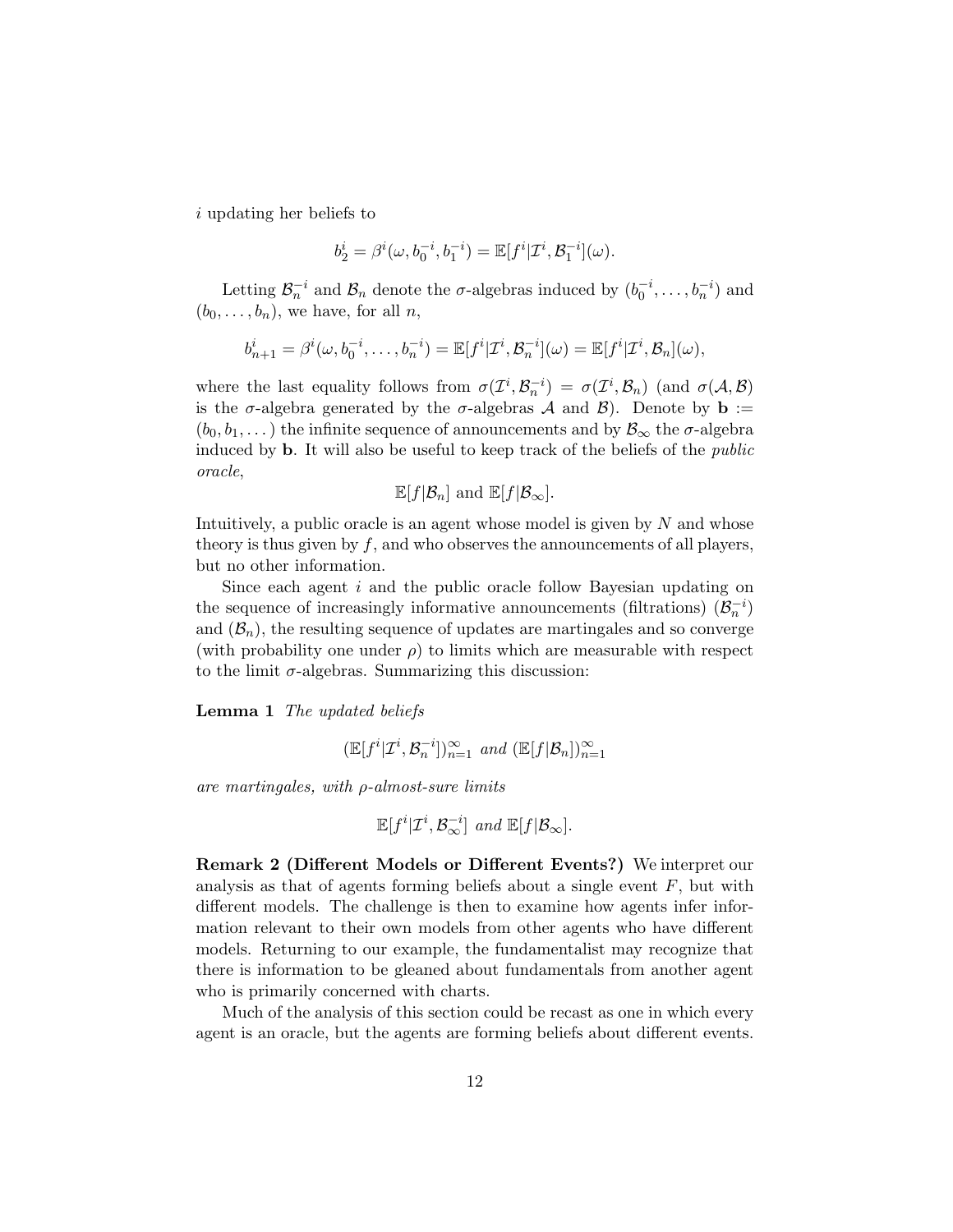$i$ updating her beliefs to

$$b_2^i = \beta^i(\omega, b_0^{-i}, b_1^{-i}) = \mathbb{E}[f^i | \mathcal{I}^i, \mathcal{B}_1^{-i}](\omega).$$

Letting $\mathcal{B}_n^{-i}$ and $\mathcal{B}_n$ denote the $\sigma$-algebras induced by $(b_0^{-i}, \dots, b_n^{-i})$ and $(b_0, \dots, b_n)$, we have, for all $n$,

$$b_{n+1}^i = \beta^i(\omega, b_0^{-i}, \dots, b_n^{-i}) = \mathbb{E}[f^i | \mathcal{I}^i, \mathcal{B}_n^{-i}](\omega) = \mathbb{E}[f^i | \mathcal{I}^i, \mathcal{B}_n](\omega),$$

where the last equality follows from $\sigma(\mathcal{I}^i, \mathcal{B}_n^{-i}) = \sigma(\mathcal{I}^i, \mathcal{B}_n)$ (and $\sigma(\mathcal{A}, \mathcal{B})$ is the $\sigma$-algebra generated by the $\sigma$-algebras $\mathcal{A}$ and $\mathcal{B}$). Denote by $\mathbf{b} := (b_0, b_1, \dots)$ the infinite sequence of announcements and by $\mathcal{B}_\infty$ the $\sigma$-algebra induced by $\mathbf{b}$. It will also be useful to keep track of the beliefs of the *public oracle*,

$$\mathbb{E}[f | \mathcal{B}_n] \text{ and } \mathbb{E}[f | \mathcal{B}_\infty].$$

Intuitively, a public oracle is an agent whose model is given by $N$ and whose theory is thus given by $f$, and who observes the announcements of all players, but no other information.

Since each agent $i$ and the public oracle follow Bayesian updating on the sequence of increasingly informative announcements (filtrations) $(\mathcal{B}_n^{-i})$ and $(\mathcal{B}_n)$, the resulting sequence of updates are martingales and so converge (with probability one under $\rho$) to limits which are measurable with respect to the limit $\sigma$-algebras. Summarizing this discussion:

**Lemma 1** *The updated beliefs*

$$(\mathbb{E}[f^i | \mathcal{I}^i, \mathcal{B}_n^{-i}])_{n=1}^\infty \text{ and } (\mathbb{E}[f | \mathcal{B}_n])_{n=1}^\infty$$

*are martingales, with $\rho$-almost-sure limits*

$$\mathbb{E}[f^i | \mathcal{I}^i, \mathcal{B}_\infty^{-i}] \text{ and } \mathbb{E}[f | \mathcal{B}_\infty].$$

**Remark 2 (Different Models or Different Events?)** We interpret our analysis as that of agents forming beliefs about a single event $F$, but with different models. The challenge is then to examine how agents infer information relevant to their own models from other agents who have different models. Returning to our example, the fundamentalist may recognize that there is information to be gleaned about fundamentals from another agent who is primarily concerned with charts.

Much of the analysis of this section could be recast as one in which every agent is an oracle, but the agents are forming beliefs about different events.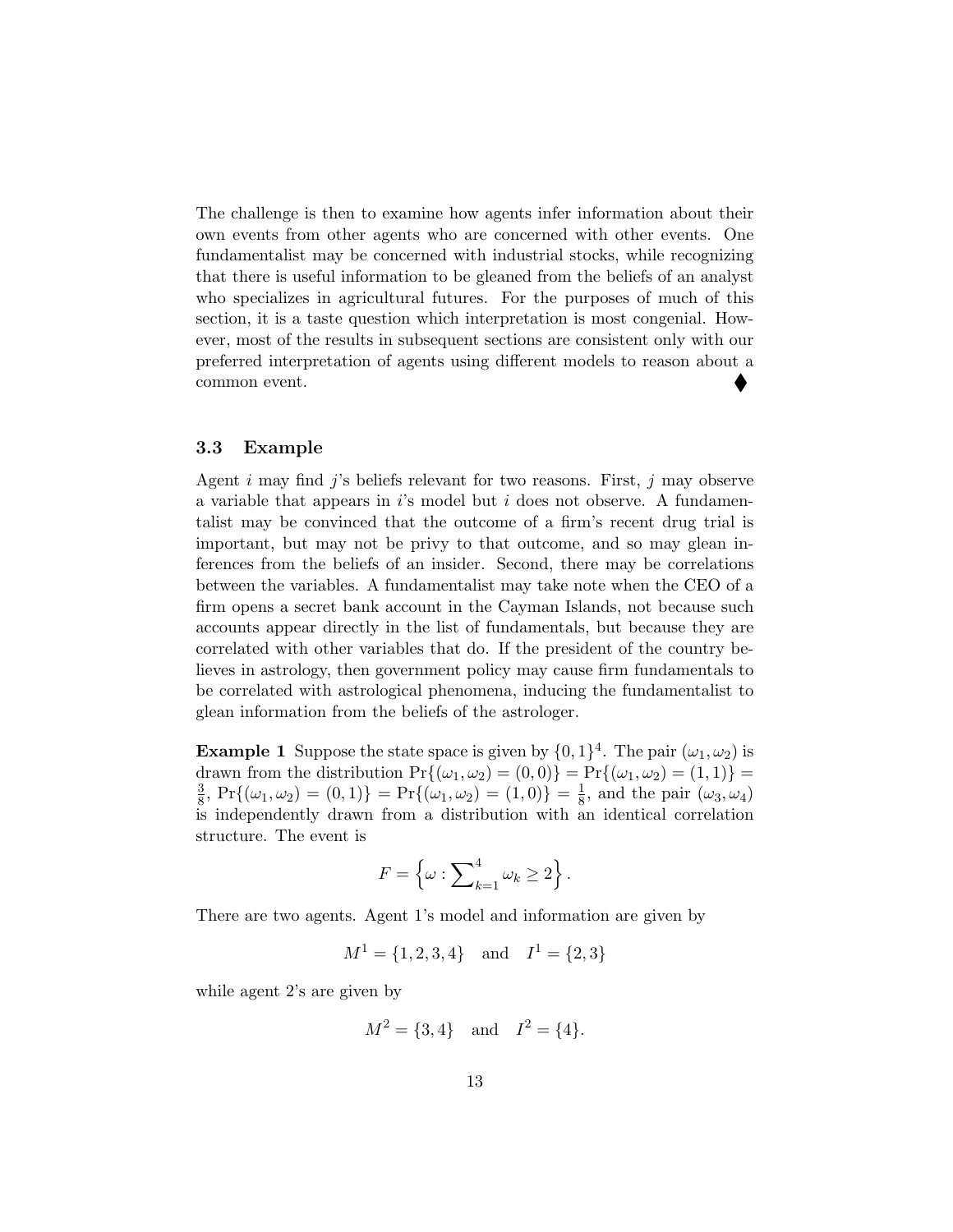The challenge is then to examine how agents infer information about their own events from other agents who are concerned with other events. One fundamentalist may be concerned with industrial stocks, while recognizing that there is useful information to be gleaned from the beliefs of an analyst who specializes in agricultural futures. For the purposes of much of this section, it is a taste question which interpretation is most congenial. However, most of the results in subsequent sections are consistent only with our preferred interpretation of agents using different models to reason about a common event. ⧫

### 3.3 Example

Agent $i$ may find $j$'s beliefs relevant for two reasons. First, $j$ may observe a variable that appears in $i$'s model but $i$ does not observe. A fundamentalist may be convinced that the outcome of a firm's recent drug trial is important, but may not be privy to that outcome, and so may glean inferences from the beliefs of an insider. Second, there may be correlations between the variables. A fundamentalist may take note when the CEO of a firm opens a secret bank account in the Cayman Islands, not because such accounts appear directly in the list of fundamentals, but because they are correlated with other variables that do. If the president of the country believes in astrology, then government policy may cause firm fundamentals to be correlated with astrological phenomena, inducing the fundamentalist to glean information from the beliefs of the astrologer.

**Example 1** Suppose the state space is given by $\{0,1\}^4$. The pair $(\omega_1, \omega_2)$ is drawn from the distribution $\Pr\{(\omega_1, \omega_2) = (0,0)\} = \Pr\{(\omega_1, \omega_2) = (1,1)\} = \frac{3}{8}$, $\Pr\{(\omega_1, \omega_2) = (0,1)\} = \Pr\{(\omega_1, \omega_2) = (1,0)\} = \frac{1}{8}$, and the pair $(\omega_3, \omega_4)$ is independently drawn from a distribution with an identical correlation structure. The event is

$$F = \left\{\omega : \sum_{k=1}^{4} \omega_k \geq 2\right\}.$$

There are two agents. Agent 1's model and information are given by

$$M^1 = \{1,2,3,4\} \quad \text{and} \quad I^1 = \{2,3\}$$

while agent 2's are given by

$$M^2 = \{3,4\} \quad \text{and} \quad I^2 = \{4\}.$$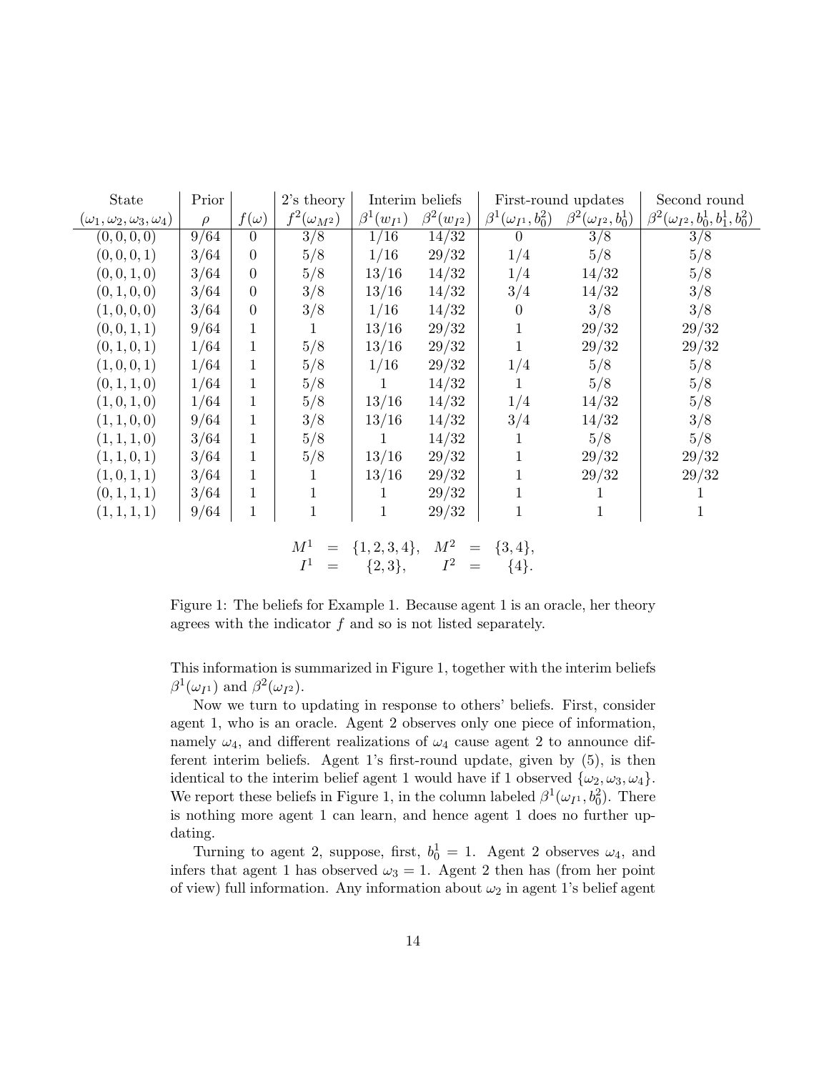| State | Prior | | 2's theory | Interim beliefs | | First-round updates | | Second round |
|---|---|---|---|---|---|---|---|---|
| $(\omega_1, \omega_2, \omega_3, \omega_4)$ | $\rho$ | $f(\omega)$ | $f^2(\omega_{M^2})$ | $\beta^1(w_{I^1})$ | $\beta^2(w_{I^2})$ | $\beta^1(\omega_{I^1}, b_0^2)$ | $\beta^2(\omega_{I^2}, b_0^1)$ | $\beta^2(\omega_{I^2}, b_0^1, b_1^1, b_0^2)$ |
| $(0,0,0,0)$ | $9/64$ | $0$ | $3/8$ | $1/16$ | $14/32$ | $0$ | $3/8$ | $3/8$ |
| $(0,0,0,1)$ | $3/64$ | $0$ | $5/8$ | $1/16$ | $29/32$ | $1/4$ | $5/8$ | $5/8$ |
| $(0,0,1,0)$ | $3/64$ | $0$ | $5/8$ | $13/16$ | $14/32$ | $1/4$ | $14/32$ | $5/8$ |
| $(0,1,0,0)$ | $3/64$ | $0$ | $3/8$ | $13/16$ | $14/32$ | $3/4$ | $14/32$ | $3/8$ |
| $(1,0,0,0)$ | $3/64$ | $0$ | $3/8$ | $1/16$ | $14/32$ | $0$ | $3/8$ | $3/8$ |
| $(0,0,1,1)$ | $9/64$ | $1$ | $1$ | $13/16$ | $29/32$ | $1$ | $29/32$ | $29/32$ |
| $(0,1,0,1)$ | $1/64$ | $1$ | $5/8$ | $13/16$ | $29/32$ | $1$ | $29/32$ | $29/32$ |
| $(1,0,0,1)$ | $1/64$ | $1$ | $5/8$ | $1/16$ | $29/32$ | $1/4$ | $5/8$ | $5/8$ |
| $(0,1,1,0)$ | $1/64$ | $1$ | $5/8$ | $1$ | $14/32$ | $1$ | $5/8$ | $5/8$ |
| $(1,0,1,0)$ | $1/64$ | $1$ | $5/8$ | $13/16$ | $14/32$ | $1/4$ | $14/32$ | $5/8$ |
| $(1,1,0,0)$ | $9/64$ | $1$ | $3/8$ | $13/16$ | $14/32$ | $3/4$ | $14/32$ | $3/8$ |
| $(1,1,1,0)$ | $3/64$ | $1$ | $5/8$ | $1$ | $14/32$ | $1$ | $5/8$ | $5/8$ |
| $(1,1,0,1)$ | $3/64$ | $1$ | $5/8$ | $13/16$ | $29/32$ | $1$ | $29/32$ | $29/32$ |
| $(1,0,1,1)$ | $3/64$ | $1$ | $1$ | $13/16$ | $29/32$ | $1$ | $29/32$ | $29/32$ |
| $(0,1,1,1)$ | $3/64$ | $1$ | $1$ | $1$ | $29/32$ | $1$ | $1$ | $1$ |
| $(1,1,1,1)$ | $9/64$ | $1$ | $1$ | $1$ | $29/32$ | $1$ | $1$ | $1$ |

$$
\begin{aligned}
M^1 &= \{1,2,3,4\}, & M^2 &= \{3,4\}, \\
I^1 &= \{2,3\}, & I^2 &= \{4\}.
\end{aligned}
$$

Figure 1: The beliefs for Example 1. Because agent 1 is an oracle, her theory agrees with the indicator $f$ and so is not listed separately.

This information is summarized in Figure 1, together with the interim beliefs $\beta^1(\omega_{I^1})$ and $\beta^2(\omega_{I^2})$.

Now we turn to updating in response to others' beliefs. First, consider agent 1, who is an oracle. Agent 2 observes only one piece of information, namely $\omega_4$, and different realizations of $\omega_4$ cause agent 2 to announce different interim beliefs. Agent 1's first-round update, given by (5), is then identical to the interim belief agent 1 would have if 1 observed $\{\omega_2, \omega_3, \omega_4\}$. We report these beliefs in Figure 1, in the column labeled $\beta^1(\omega_{I^1}, b_0^2)$. There is nothing more agent 1 can learn, and hence agent 1 does no further updating.

Turning to agent 2, suppose, first, $b_0^1 = 1$. Agent 2 observes $\omega_4$, and infers that agent 1 has observed $\omega_3 = 1$. Agent 2 then has (from her point of view) full information. Any information about $\omega_2$ in agent 1's belief agent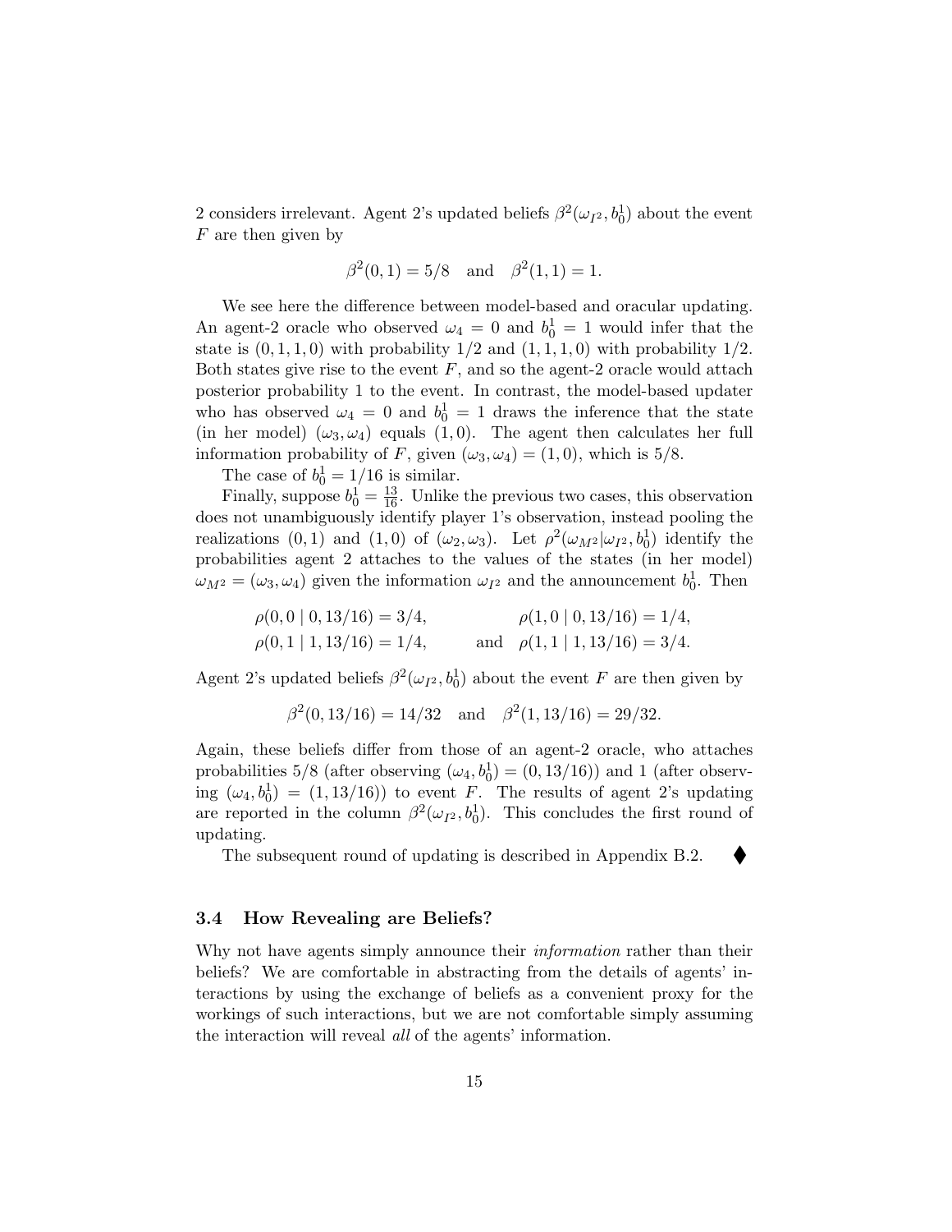2 considers irrelevant. Agent 2's updated beliefs $\beta^2(\omega_{I^2}, b_0^1)$ about the event $F$ are then given by

$$\beta^2(0,1) = 5/8 \quad \text{and} \quad \beta^2(1,1) = 1.$$

We see here the difference between model-based and oracular updating. An agent-2 oracle who observed $\omega_4 = 0$ and $b_0^1 = 1$ would infer that the state is $(0,1,1,0)$ with probability $1/2$ and $(1,1,1,0)$ with probability $1/2$. Both states give rise to the event $F$, and so the agent-2 oracle would attach posterior probability 1 to the event. In contrast, the model-based updater who has observed $\omega_4 = 0$ and $b_0^1 = 1$ draws the inference that the state (in her model) $(\omega_3, \omega_4)$ equals $(1,0)$. The agent then calculates her full information probability of $F$, given $(\omega_3, \omega_4) = (1,0)$, which is $5/8$.

The case of $b_0^1 = 1/16$ is similar.

Finally, suppose $b_0^1 = \frac{13}{16}$. Unlike the previous two cases, this observation does not unambiguously identify player 1's observation, instead pooling the realizations $(0,1)$ and $(1,0)$ of $(\omega_2, \omega_3)$. Let $\rho^2(\omega_{M^2}|\omega_{I^2}, b_0^1)$ identify the probabilities agent 2 attaches to the values of the states (in her model) $\omega_{M^2} = (\omega_3, \omega_4)$ given the information $\omega_{I^2}$ and the announcement $b_0^1$. Then

$$\begin{aligned} &\rho(0,0 \mid 0, 13/16) = 3/4, && \rho(1,0 \mid 0, 13/16) = 1/4, \\ &\rho(0,1 \mid 1, 13/16) = 1/4, && \text{and} \quad \rho(1,1 \mid 1, 13/16) = 3/4. \end{aligned}$$

Agent 2's updated beliefs $\beta^2(\omega_{I^2}, b_0^1)$ about the event $F$ are then given by

$$\beta^2(0, 13/16) = 14/32 \quad \text{and} \quad \beta^2(1, 13/16) = 29/32.$$

Again, these beliefs differ from those of an agent-2 oracle, who attaches probabilities $5/8$ (after observing $(\omega_4, b_0^1) = (0, 13/16)$) and 1 (after observing $(\omega_4, b_0^1) = (1, 13/16)$) to event $F$. The results of agent 2's updating are reported in the column $\beta^2(\omega_{I^2}, b_0^1)$. This concludes the first round of updating.

The subsequent round of updating is described in Appendix B.2. ◆

### 3.4 How Revealing are Beliefs?

Why not have agents simply announce their *information* rather than their beliefs? We are comfortable in abstracting from the details of agents' interactions by using the exchange of beliefs as a convenient proxy for the workings of such interactions, but we are not comfortable simply assuming the interaction will reveal *all* of the agents' information.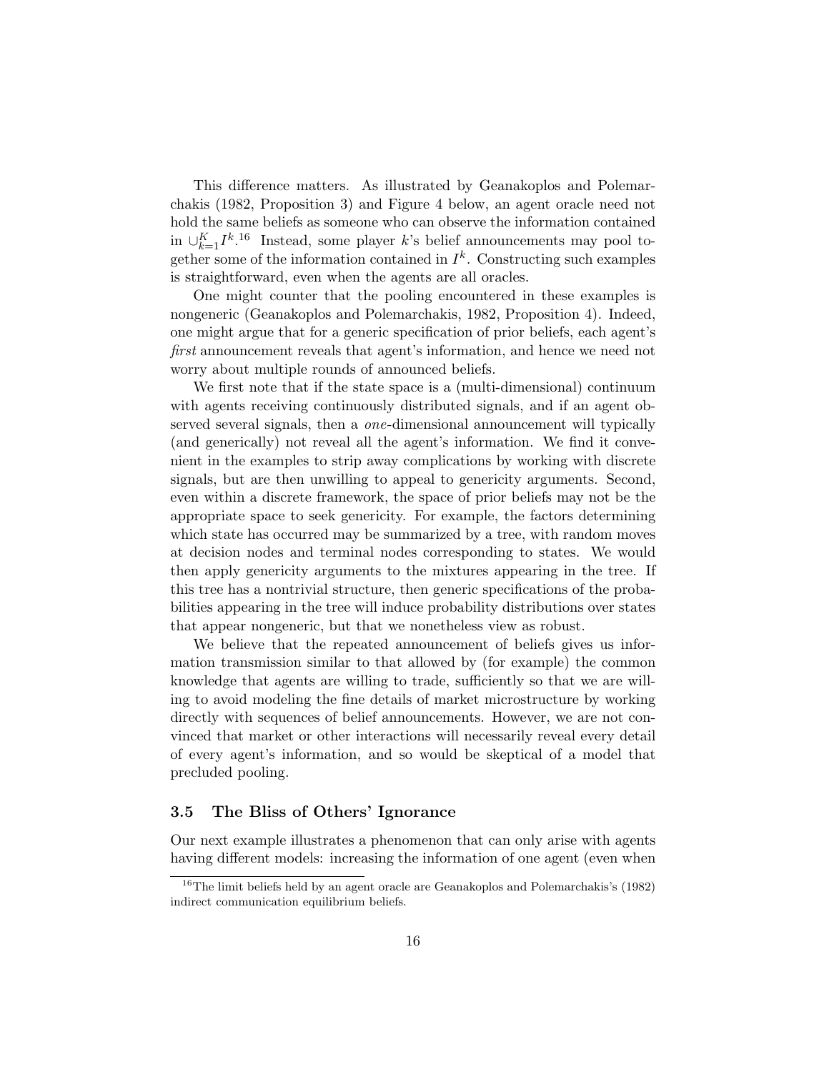This difference matters. As illustrated by Geanakoplos and Polemarchakis (1982, Proposition 3) and Figure 4 below, an agent oracle need not hold the same beliefs as someone who can observe the information contained in $\cup_{k=1}^{K} I^k$.[16] Instead, some player $k$'s belief announcements may pool together some of the information contained in $I^k$. Constructing such examples is straightforward, even when the agents are all oracles.

One might counter that the pooling encountered in these examples is nongeneric (Geanakoplos and Polemarchakis, 1982, Proposition 4). Indeed, one might argue that for a generic specification of prior beliefs, each agent's *first* announcement reveals that agent's information, and hence we need not worry about multiple rounds of announced beliefs.

We first note that if the state space is a (multi-dimensional) continuum with agents receiving continuously distributed signals, and if an agent observed several signals, then a *one*-dimensional announcement will typically (and generically) not reveal all the agent's information. We find it convenient in the examples to strip away complications by working with discrete signals, but are then unwilling to appeal to genericity arguments. Second, even within a discrete framework, the space of prior beliefs may not be the appropriate space to seek genericity. For example, the factors determining which state has occurred may be summarized by a tree, with random moves at decision nodes and terminal nodes corresponding to states. We would then apply genericity arguments to the mixtures appearing in the tree. If this tree has a nontrivial structure, then generic specifications of the probabilities appearing in the tree will induce probability distributions over states that appear nongeneric, but that we nonetheless view as robust.

We believe that the repeated announcement of beliefs gives us information transmission similar to that allowed by (for example) the common knowledge that agents are willing to trade, sufficiently so that we are willing to avoid modeling the fine details of market microstructure by working directly with sequences of belief announcements. However, we are not convinced that market or other interactions will necessarily reveal every detail of every agent's information, and so would be skeptical of a model that precluded pooling.

### 3.5 The Bliss of Others' Ignorance

Our next example illustrates a phenomenon that can only arise with agents having different models: increasing the information of one agent (even when

[16] The limit beliefs held by an agent oracle are Geanakoplos and Polemarchakis's (1982) indirect communication equilibrium beliefs.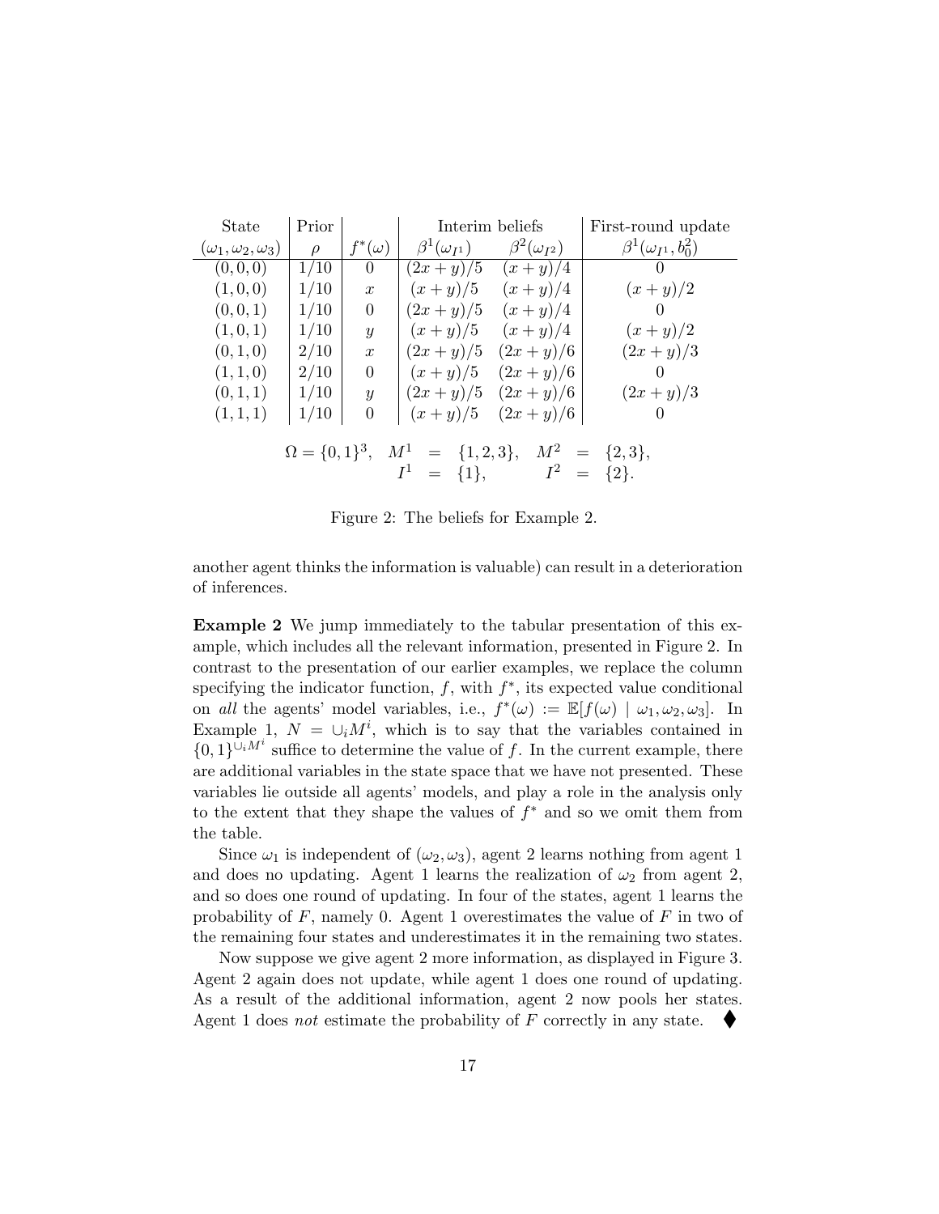| State | Prior | | Interim beliefs | | First-round update |
|---|---|---|---|---|---|
| $(\omega_1, \omega_2, \omega_3)$ | $\rho$ | $f^*(\omega)$ | $\beta^1(\omega_{I^1})$ | $\beta^2(\omega_{I^2})$ | $\beta^1(\omega_{I^1}, b_0^2)$ |
| $(0,0,0)$ | $1/10$ | $0$ | $(2x+y)/5$ | $(x+y)/4$ | $0$ |
| $(1,0,0)$ | $1/10$ | $x$ | $(x+y)/5$ | $(x+y)/4$ | $(x+y)/2$ |
| $(0,0,1)$ | $1/10$ | $0$ | $(2x+y)/5$ | $(x+y)/4$ | $0$ |
| $(1,0,1)$ | $1/10$ | $y$ | $(x+y)/5$ | $(x+y)/4$ | $(x+y)/2$ |
| $(0,1,0)$ | $2/10$ | $x$ | $(2x+y)/5$ | $(2x+y)/6$ | $(2x+y)/3$ |
| $(1,1,0)$ | $2/10$ | $0$ | $(x+y)/5$ | $(2x+y)/6$ | $0$ |
| $(0,1,1)$ | $1/10$ | $y$ | $(2x+y)/5$ | $(2x+y)/6$ | $(2x+y)/3$ |
| $(1,1,1)$ | $1/10$ | $0$ | $(x+y)/5$ | $(2x+y)/6$ | $0$ |

$$\Omega = \{0,1\}^3, \quad M^1 = \{1,2,3\}, \quad M^2 = \{2,3\},$$
$$I^1 = \{1\}, \qquad I^2 = \{2\}.$$

Figure 2: The beliefs for Example 2.

another agent thinks the information is valuable) can result in a deterioration of inferences.

**Example 2** We jump immediately to the tabular presentation of this example, which includes all the relevant information, presented in Figure 2. In contrast to the presentation of our earlier examples, we replace the column specifying the indicator function, $f$, with $f^*$, its expected value conditional on *all* the agents' model variables, i.e., $f^*(\omega) := \mathbb{E}[f(\omega) \mid \omega_1, \omega_2, \omega_3]$. In Example 1, $N = \cup_i M^i$, which is to say that the variables contained in $\{0,1\}^{\cup_i M^i}$ suffice to determine the value of $f$. In the current example, there are additional variables in the state space that we have not presented. These variables lie outside all agents' models, and play a role in the analysis only to the extent that they shape the values of $f^*$ and so we omit them from the table.

Since $\omega_1$ is independent of $(\omega_2, \omega_3)$, agent 2 learns nothing from agent 1 and does no updating. Agent 1 learns the realization of $\omega_2$ from agent 2, and so does one round of updating. In four of the states, agent 1 learns the probability of $F$, namely 0. Agent 1 overestimates the value of $F$ in two of the remaining four states and underestimates it in the remaining two states.

Now suppose we give agent 2 more information, as displayed in Figure 3. Agent 2 again does not update, while agent 1 does one round of updating. As a result of the additional information, agent 2 now pools her states. Agent 1 does *not* estimate the probability of $F$ correctly in any state. ⧫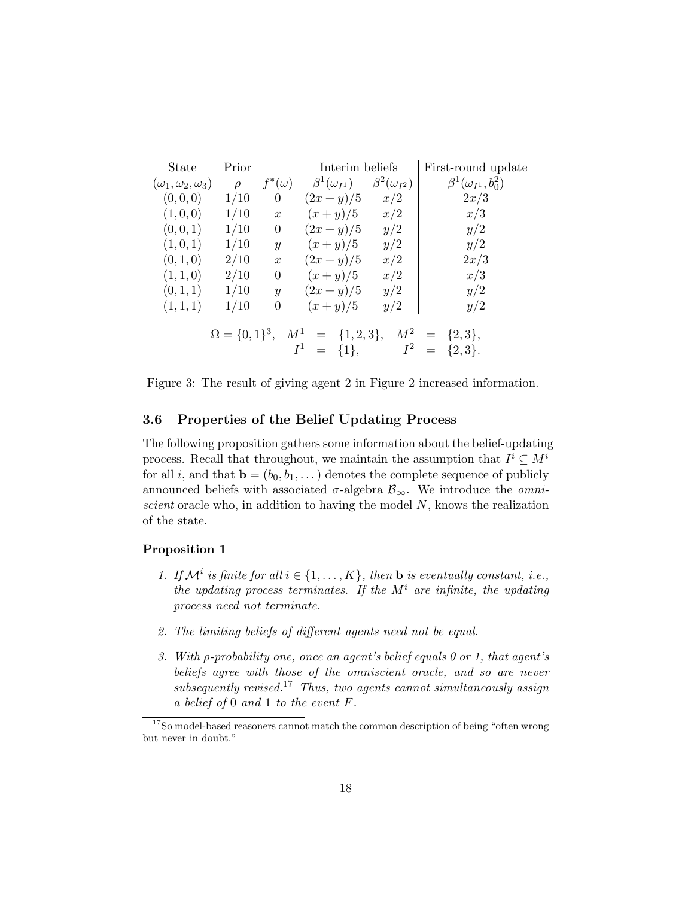| State | Prior | | Interim beliefs | | First-round update |
|---|---|---|---|---|---|
| $(\omega_1, \omega_2, \omega_3)$ | $\rho$ | $f^*(\omega)$ | $\beta^1(\omega_{I^1})$ | $\beta^2(\omega_{I^2})$ | $\beta^1(\omega_{I^1}, b_0^2)$ |
| $(0,0,0)$ | $1/10$ | $0$ | $(2x+y)/5$ | $x/2$ | $2x/3$ |
| $(1,0,0)$ | $1/10$ | $x$ | $(x+y)/5$ | $x/2$ | $x/3$ |
| $(0,0,1)$ | $1/10$ | $0$ | $(2x+y)/5$ | $y/2$ | $y/2$ |
| $(1,0,1)$ | $1/10$ | $y$ | $(x+y)/5$ | $y/2$ | $y/2$ |
| $(0,1,0)$ | $2/10$ | $x$ | $(2x+y)/5$ | $x/2$ | $2x/3$ |
| $(1,1,0)$ | $2/10$ | $0$ | $(x+y)/5$ | $x/2$ | $x/3$ |
| $(0,1,1)$ | $1/10$ | $y$ | $(2x+y)/5$ | $y/2$ | $y/2$ |
| $(1,1,1)$ | $1/10$ | $0$ | $(x+y)/5$ | $y/2$ | $y/2$ |

$$\Omega = \{0,1\}^3, \quad M^1 = \{1,2,3\}, \quad M^2 = \{2,3\},$$
$$I^1 = \{1\}, \quad I^2 = \{2,3\}.$$

Figure 3: The result of giving agent 2 in Figure 2 increased information.

### 3.6 Properties of the Belief Updating Process

The following proposition gathers some information about the belief-updating process. Recall that throughout, we maintain the assumption that $I^i \subseteq M^i$ for all $i$, and that $\mathbf{b} = (b_0, b_1, \dots)$ denotes the complete sequence of publicly announced beliefs with associated $\sigma$-algebra $\mathcal{B}_\infty$. We introduce the *omniscient* oracle who, in addition to having the model $N$, knows the realization of the state.

**Proposition 1**

1. *If $\mathcal{M}^i$ is finite for all $i \in \{1, \dots, K\}$, then $\mathbf{b}$ is eventually constant, i.e., the updating process terminates. If the $M^i$ are infinite, the updating process need not terminate.*

2. *The limiting beliefs of different agents need not be equal.*

3. *With $\rho$-probability one, once an agent's belief equals 0 or 1, that agent's beliefs agree with those of the omniscient oracle, and so are never subsequently revised.*[17] *Thus, two agents cannot simultaneously assign a belief of 0 and 1 to the event $F$.*

[17] So model-based reasoners cannot match the common description of being "often wrong but never in doubt."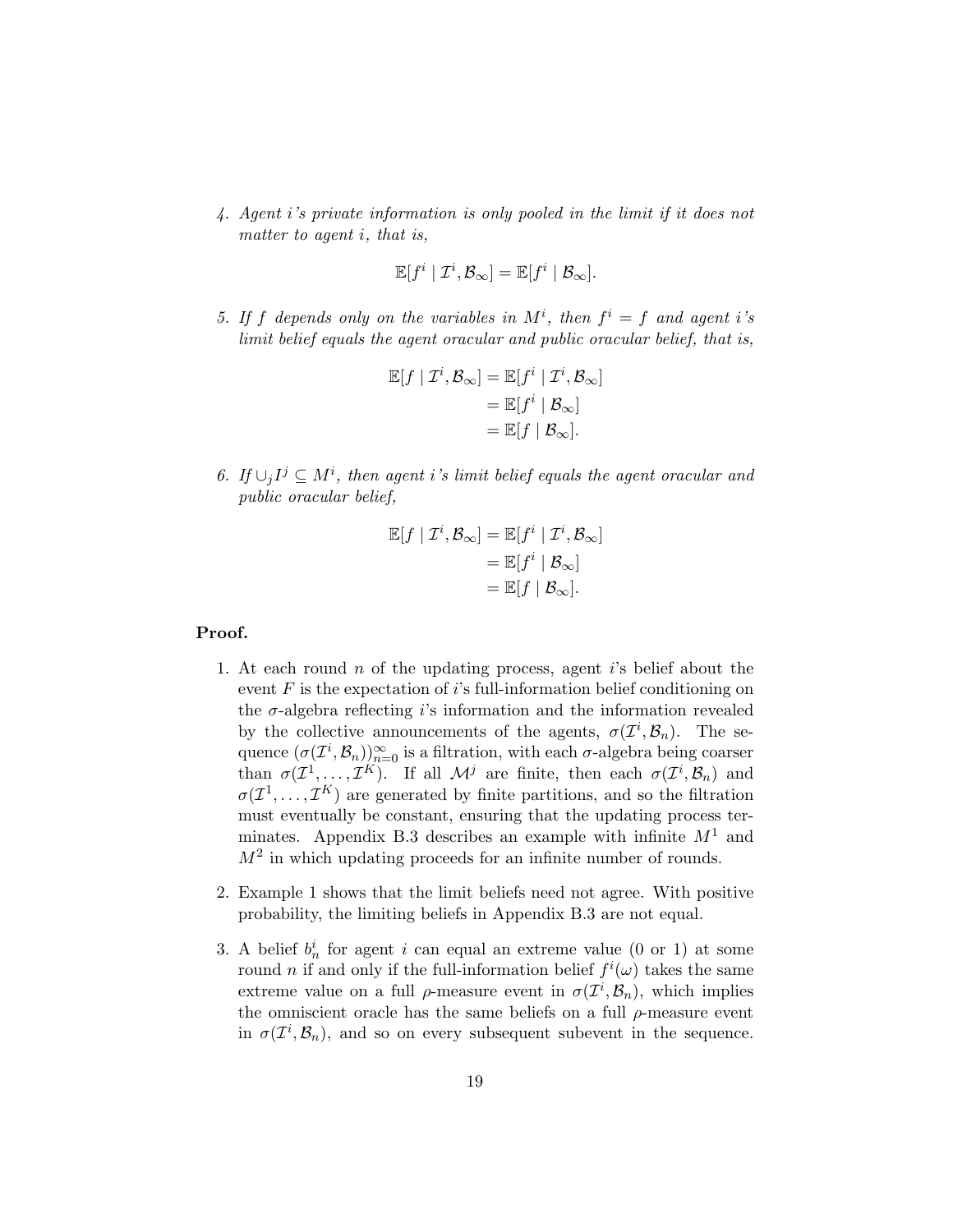4. *Agent i's private information is only pooled in the limit if it does not matter to agent i, that is,*

$$\mathbb{E}[f^i \mid \mathcal{I}^i, \mathcal{B}_\infty] = \mathbb{E}[f^i \mid \mathcal{B}_\infty].$$

5. *If f depends only on the variables in $M^i$, then $f^i = f$ and agent i's limit belief equals the agent oracular and public oracular belief, that is,*

$$\begin{aligned}
\mathbb{E}[f \mid \mathcal{I}^i, \mathcal{B}_\infty] &= \mathbb{E}[f^i \mid \mathcal{I}^i, \mathcal{B}_\infty] \\
&= \mathbb{E}[f^i \mid \mathcal{B}_\infty] \\
&= \mathbb{E}[f \mid \mathcal{B}_\infty].
\end{aligned}$$

6. *If $\cup_j I^j \subseteq M^i$, then agent i's limit belief equals the agent oracular and public oracular belief,*

$$\begin{aligned}
\mathbb{E}[f \mid \mathcal{I}^i, \mathcal{B}_\infty] &= \mathbb{E}[f^i \mid \mathcal{I}^i, \mathcal{B}_\infty] \\
&= \mathbb{E}[f^i \mid \mathcal{B}_\infty] \\
&= \mathbb{E}[f \mid \mathcal{B}_\infty].
\end{aligned}$$

**Proof.**

1. At each round $n$ of the updating process, agent $i$'s belief about the event $F$ is the expectation of $i$'s full-information belief conditioning on the $\sigma$-algebra reflecting $i$'s information and the information revealed by the collective announcements of the agents, $\sigma(\mathcal{I}^i, \mathcal{B}_n)$. The sequence $(\sigma(\mathcal{I}^i, \mathcal{B}_n))_{n=0}^{\infty}$ is a filtration, with each $\sigma$-algebra being coarser than $\sigma(\mathcal{I}^1, \ldots, \mathcal{I}^K)$. If all $\mathcal{M}^j$ are finite, then each $\sigma(\mathcal{I}^i, \mathcal{B}_n)$ and $\sigma(\mathcal{I}^1, \ldots, \mathcal{I}^K)$ are generated by finite partitions, and so the filtration must eventually be constant, ensuring that the updating process terminates. Appendix B.3 describes an example with infinite $M^1$ and $M^2$ in which updating proceeds for an infinite number of rounds.

2. Example 1 shows that the limit beliefs need not agree. With positive probability, the limiting beliefs in Appendix B.3 are not equal.

3. A belief $b_n^i$ for agent $i$ can equal an extreme value (0 or 1) at some round $n$ if and only if the full-information belief $f^i(\omega)$ takes the same extreme value on a full $\rho$-measure event in $\sigma(\mathcal{I}^i, \mathcal{B}_n)$, which implies the omniscient oracle has the same beliefs on a full $\rho$-measure event in $\sigma(\mathcal{I}^i, \mathcal{B}_n)$, and so on every subsequent subevent in the sequence.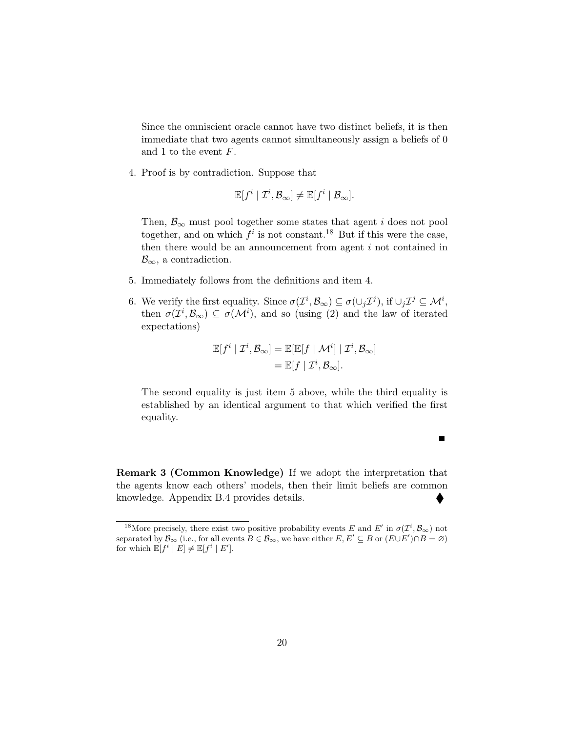Since the omniscient oracle cannot have two distinct beliefs, it is then immediate that two agents cannot simultaneously assign a beliefs of 0 and 1 to the event $F$.

4. Proof is by contradiction. Suppose that

$$\mathbb{E}[f^i \mid \mathcal{I}^i, \mathcal{B}_\infty] \neq \mathbb{E}[f^i \mid \mathcal{B}_\infty].$$

Then, $\mathcal{B}_\infty$ must pool together some states that agent $i$ does not pool together, and on which $f^i$ is not constant.[18] But if this were the case, then there would be an announcement from agent $i$ not contained in $\mathcal{B}_\infty$, a contradiction.

5. Immediately follows from the definitions and item 4.

6. We verify the first equality. Since $\sigma(\mathcal{I}^i, \mathcal{B}_\infty) \subseteq \sigma(\cup_j \mathcal{I}^j)$, if $\cup_j \mathcal{I}^j \subseteq \mathcal{M}^i$, then $\sigma(\mathcal{I}^i, \mathcal{B}_\infty) \subseteq \sigma(\mathcal{M}^i)$, and so (using (2) and the law of iterated expectations)

$$\begin{aligned}\mathbb{E}[f^i \mid \mathcal{I}^i, \mathcal{B}_\infty] &= \mathbb{E}[\mathbb{E}[f \mid \mathcal{M}^i] \mid \mathcal{I}^i, \mathcal{B}_\infty] \\ &= \mathbb{E}[f \mid \mathcal{I}^i, \mathcal{B}_\infty].\end{aligned}$$

The second equality is just item 5 above, while the third equality is established by an identical argument to that which verified the first equality.

■

**Remark 3 (Common Knowledge)** If we adopt the interpretation that the agents know each others' models, then their limit beliefs are common knowledge. Appendix B.4 provides details. ◆

[18] More precisely, there exist two positive probability events $E$ and $E'$ in $\sigma(\mathcal{I}^i, \mathcal{B}_\infty)$ not separated by $\mathcal{B}_\infty$ (i.e., for all events $B \in \mathcal{B}_\infty$, we have either $E, E' \subseteq B$ or $(E \cup E') \cap B = \varnothing$) for which $\mathbb{E}[f^i \mid E] \neq \mathbb{E}[f^i \mid E']$.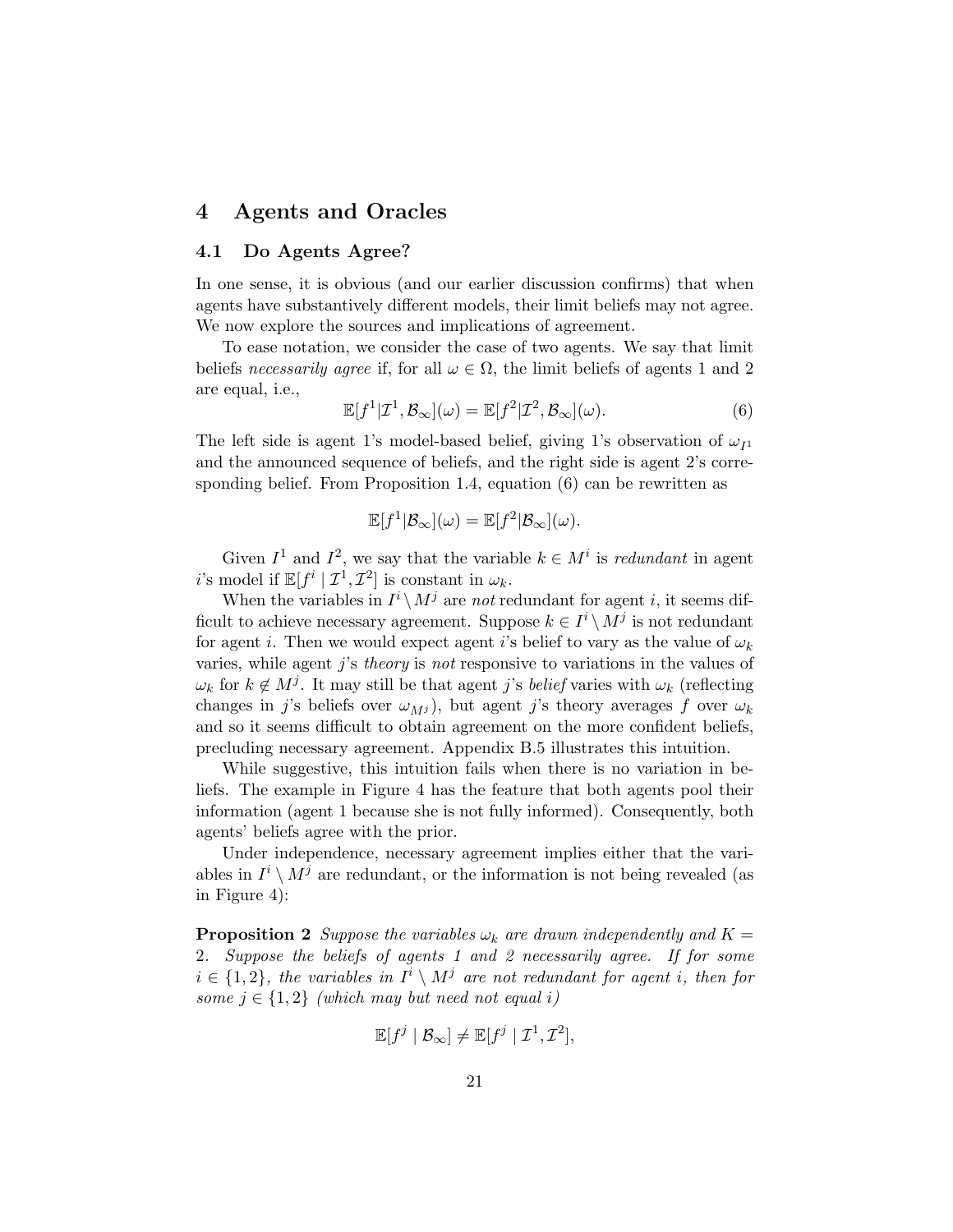# 4 Agents and Oracles

## 4.1 Do Agents Agree?

In one sense, it is obvious (and our earlier discussion confirms) that when agents have substantively different models, their limit beliefs may not agree. We now explore the sources and implications of agreement.

To ease notation, we consider the case of two agents. We say that limit beliefs *necessarily agree* if, for all $\omega \in \Omega$, the limit beliefs of agents 1 and 2 are equal, i.e.,

$$\mathbb{E}[f^1|\mathcal{I}^1, \mathcal{B}_\infty](\omega) = \mathbb{E}[f^2|\mathcal{I}^2, \mathcal{B}_\infty](\omega). \tag{6}$$

The left side is agent 1's model-based belief, giving 1's observation of $\omega_{I^1}$ and the announced sequence of beliefs, and the right side is agent 2's corresponding belief. From Proposition 1.4, equation (6) can be rewritten as

$$\mathbb{E}[f^1|\mathcal{B}_\infty](\omega) = \mathbb{E}[f^2|\mathcal{B}_\infty](\omega).$$

Given $I^1$ and $I^2$, we say that the variable $k \in M^i$ is *redundant* in agent $i$'s model if $\mathbb{E}[f^i \mid \mathcal{I}^1, \mathcal{I}^2]$ is constant in $\omega_k$.

When the variables in $I^i \setminus M^j$ are *not* redundant for agent $i$, it seems difficult to achieve necessary agreement. Suppose $k \in I^i \setminus M^j$ is not redundant for agent $i$. Then we would expect agent $i$'s belief to vary as the value of $\omega_k$ varies, while agent $j$'s *theory* is *not* responsive to variations in the values of $\omega_k$ for $k \notin M^j$. It may still be that agent $j$'s *belief* varies with $\omega_k$ (reflecting changes in $j$'s beliefs over $\omega_{M^j}$), but agent $j$'s theory averages $f$ over $\omega_k$ and so it seems difficult to obtain agreement on the more confident beliefs, precluding necessary agreement. Appendix B.5 illustrates this intuition.

While suggestive, this intuition fails when there is no variation in beliefs. The example in Figure 4 has the feature that both agents pool their information (agent 1 because she is not fully informed). Consequently, both agents' beliefs agree with the prior.

Under independence, necessary agreement implies either that the variables in $I^i \setminus M^j$ are redundant, or the information is not being revealed (as in Figure 4):

**Proposition 2** *Suppose the variables $\omega_k$ are drawn independently and $K = 2$. Suppose the beliefs of agents 1 and 2 necessarily agree. If for some $i \in \{1, 2\}$, the variables in $I^i \setminus M^j$ are not redundant for agent $i$, then for some $j \in \{1, 2\}$ (which may but need not equal $i$)*

$$\mathbb{E}[f^j \mid \mathcal{B}_\infty] \neq \mathbb{E}[f^j \mid \mathcal{I}^1, \mathcal{I}^2],$$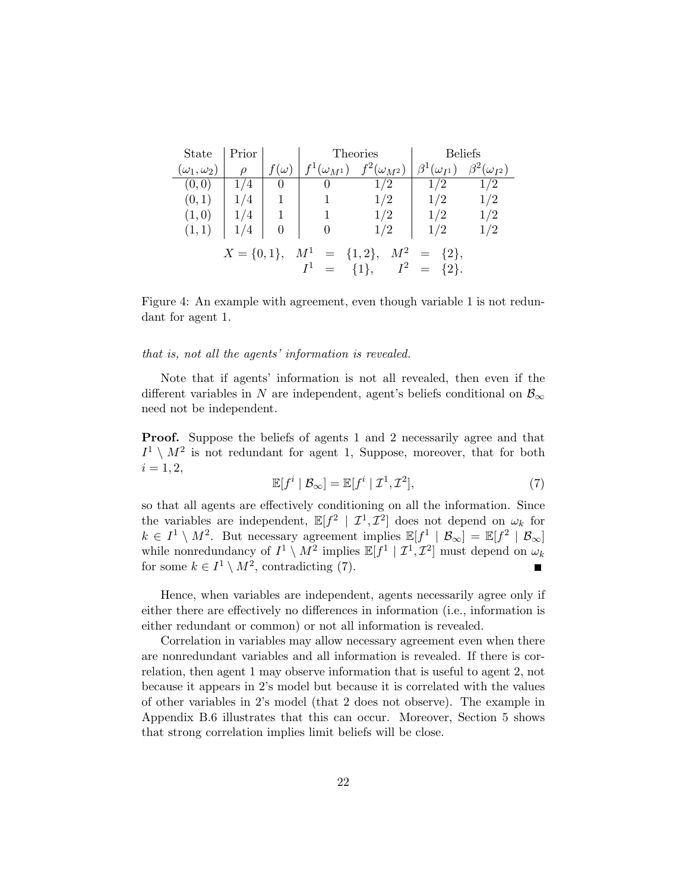| State | Prior | | Theories | | Beliefs | |
|---|---|---|---|---|---|---|
| $(\omega_1, \omega_2)$ | $\rho$ | $f(\omega)$ | $f^1(\omega_{M^1})$ | $f^2(\omega_{M^2})$ | $\beta^1(\omega_{I^1})$ | $\beta^2(\omega_{I^2})$ |
| $(0,0)$ | $1/4$ | $0$ | $0$ | $1/2$ | $1/2$ | $1/2$ |
| $(0,1)$ | $1/4$ | $1$ | $1$ | $1/2$ | $1/2$ | $1/2$ |
| $(1,0)$ | $1/4$ | $1$ | $1$ | $1/2$ | $1/2$ | $1/2$ |
| $(1,1)$ | $1/4$ | $0$ | $0$ | $1/2$ | $1/2$ | $1/2$ |

$$X = \{0,1\}, \quad M^1 = \{1,2\}, \quad M^2 = \{2\}, \quad I^1 = \{1\}, \quad I^2 = \{2\}.$$

Figure 4: An example with agreement, even though variable 1 is not redundant for agent 1.

*that is, not all the agents' information is revealed.*

Note that if agents' information is not all revealed, then even if the different variables in $N$ are independent, agent's beliefs conditional on $\mathcal{B}_\infty$ need not be independent.

**Proof.** Suppose the beliefs of agents 1 and 2 necessarily agree and that $I^1 \setminus M^2$ is not redundant for agent 1, Suppose, moreover, that for both $i = 1, 2$,

$$\mathbb{E}[f^i \mid \mathcal{B}_\infty] = \mathbb{E}[f^i \mid \mathcal{I}^1, \mathcal{I}^2], \tag{7}$$

so that all agents are effectively conditioning on all the information. Since the variables are independent, $\mathbb{E}[f^2 \mid \mathcal{I}^1, \mathcal{I}^2]$ does not depend on $\omega_k$ for $k \in I^1 \setminus M^2$. But necessary agreement implies $\mathbb{E}[f^1 \mid \mathcal{B}_\infty] = \mathbb{E}[f^2 \mid \mathcal{B}_\infty]$ while nonredundancy of $I^1 \setminus M^2$ implies $\mathbb{E}[f^1 \mid \mathcal{I}^1, \mathcal{I}^2]$ must depend on $\omega_k$ for some $k \in I^1 \setminus M^2$, contradicting (7). ∎

Hence, when variables are independent, agents necessarily agree only if either there are effectively no differences in information (i.e., information is either redundant or common) or not all information is revealed.

Correlation in variables may allow necessary agreement even when there are nonredundant variables and all information is revealed. If there is correlation, then agent 1 may observe information that is useful to agent 2, not because it appears in 2's model but because it is correlated with the values of other variables in 2's model (that 2 does not observe). The example in Appendix B.6 illustrates that this can occur. Moreover, Section 5 shows that strong correlation implies limit beliefs will be close.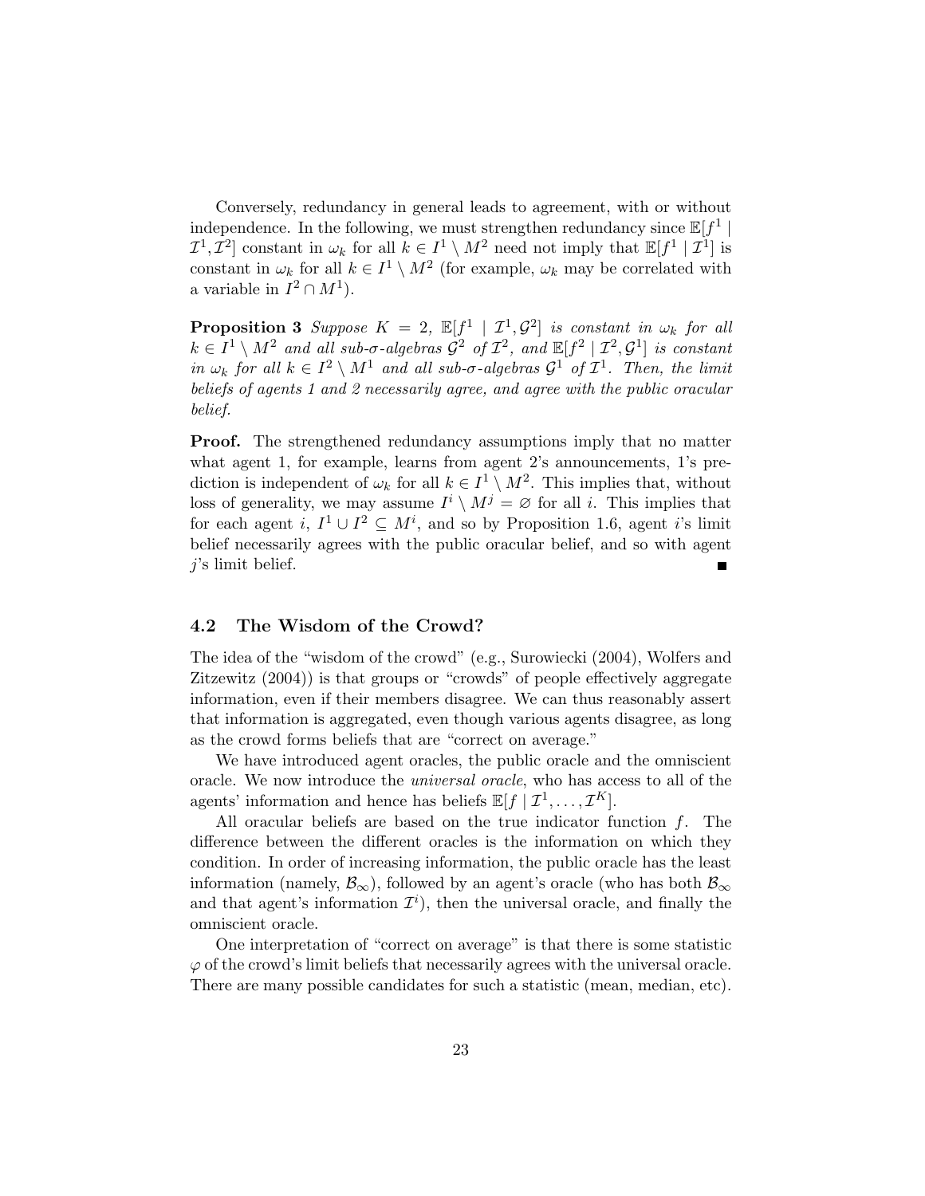Conversely, redundancy in general leads to agreement, with or without independence. In the following, we must strengthen redundancy since $\mathbb{E}[f^1 \mid \mathcal{I}^1, \mathcal{I}^2]$ constant in $\omega_k$ for all $k \in I^1 \setminus M^2$ need not imply that $\mathbb{E}[f^1 \mid \mathcal{I}^1]$ is constant in $\omega_k$ for all $k \in I^1 \setminus M^2$ (for example, $\omega_k$ may be correlated with a variable in $I^2 \cap M^1$).

**Proposition 3** *Suppose $K = 2$, $\mathbb{E}[f^1 \mid \mathcal{I}^1, \mathcal{G}^2]$ is constant in $\omega_k$ for all $k \in I^1 \setminus M^2$ and all sub-$\sigma$-algebras $\mathcal{G}^2$ of $\mathcal{I}^2$, and $\mathbb{E}[f^2 \mid \mathcal{I}^2, \mathcal{G}^1]$ is constant in $\omega_k$ for all $k \in I^2 \setminus M^1$ and all sub-$\sigma$-algebras $\mathcal{G}^1$ of $\mathcal{I}^1$. Then, the limit beliefs of agents 1 and 2 necessarily agree, and agree with the public oracular belief.*

**Proof.** The strengthened redundancy assumptions imply that no matter what agent 1, for example, learns from agent 2's announcements, 1's prediction is independent of $\omega_k$ for all $k \in I^1 \setminus M^2$. This implies that, without loss of generality, we may assume $I^i \setminus M^j = \varnothing$ for all $i$. This implies that for each agent $i$, $I^1 \cup I^2 \subseteq M^i$, and so by Proposition 1.6, agent $i$'s limit belief necessarily agrees with the public oracular belief, and so with agent $j$'s limit belief. ■

### 4.2 The Wisdom of the Crowd?

The idea of the "wisdom of the crowd" (e.g., Surowiecki (2004), Wolfers and Zitzewitz (2004)) is that groups or "crowds" of people effectively aggregate information, even if their members disagree. We can thus reasonably assert that information is aggregated, even though various agents disagree, as long as the crowd forms beliefs that are "correct on average."

We have introduced agent oracles, the public oracle and the omniscient oracle. We now introduce the *universal oracle*, who has access to all of the agents' information and hence has beliefs $\mathbb{E}[f \mid \mathcal{I}^1, \ldots, \mathcal{I}^K]$.

All oracular beliefs are based on the true indicator function $f$. The difference between the different oracles is the information on which they condition. In order of increasing information, the public oracle has the least information (namely, $\mathcal{B}_\infty$), followed by an agent's oracle (who has both $\mathcal{B}_\infty$ and that agent's information $\mathcal{I}^i$), then the universal oracle, and finally the omniscient oracle.

One interpretation of "correct on average" is that there is some statistic $\varphi$ of the crowd's limit beliefs that necessarily agrees with the universal oracle. There are many possible candidates for such a statistic (mean, median, etc).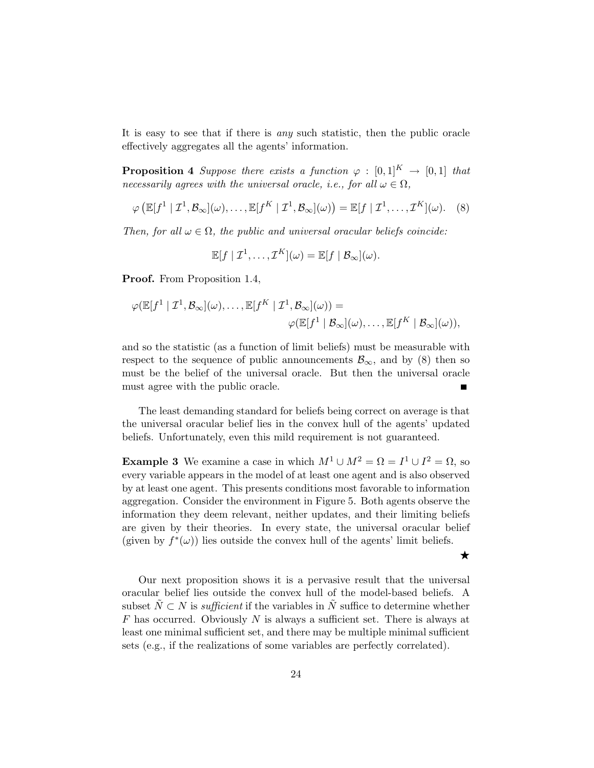It is easy to see that if there is *any* such statistic, then the public oracle effectively aggregates all the agents' information.

**Proposition 4** *Suppose there exists a function $\varphi : [0,1]^K \to [0,1]$ that necessarily agrees with the universal oracle, i.e., for all $\omega \in \Omega$,*

$$\varphi\left(\mathbb{E}[f^1 \mid \mathcal{I}^1, \mathcal{B}_\infty](\omega), \ldots, \mathbb{E}[f^K \mid \mathcal{I}^1, \mathcal{B}_\infty](\omega)\right) = \mathbb{E}[f \mid \mathcal{I}^1, \ldots, \mathcal{I}^K](\omega). \quad (8)$$

*Then, for all $\omega \in \Omega$, the public and universal oracular beliefs coincide:*

$$\mathbb{E}[f \mid \mathcal{I}^1, \ldots, \mathcal{I}^K](\omega) = \mathbb{E}[f \mid \mathcal{B}_\infty](\omega).$$

**Proof.** From Proposition 1.4,

$$\varphi(\mathbb{E}[f^1 \mid \mathcal{I}^1, \mathcal{B}_\infty](\omega), \ldots, \mathbb{E}[f^K \mid \mathcal{I}^1, \mathcal{B}_\infty](\omega)) = \varphi(\mathbb{E}[f^1 \mid \mathcal{B}_\infty](\omega), \ldots, \mathbb{E}[f^K \mid \mathcal{B}_\infty](\omega)),$$

and so the statistic (as a function of limit beliefs) must be measurable with respect to the sequence of public announcements $\mathcal{B}_\infty$, and by (8) then so must be the belief of the universal oracle. But then the universal oracle must agree with the public oracle. ■

The least demanding standard for beliefs being correct on average is that the universal oracular belief lies in the convex hull of the agents' updated beliefs. Unfortunately, even this mild requirement is not guaranteed.

**Example 3** We examine a case in which $M^1 \cup M^2 = \Omega = I^1 \cup I^2 = \Omega$, so every variable appears in the model of at least one agent and is also observed by at least one agent. This presents conditions most favorable to information aggregation. Consider the environment in Figure 5. Both agents observe the information they deem relevant, neither updates, and their limiting beliefs are given by their theories. In every state, the universal oracular belief (given by $f^*(\omega)$) lies outside the convex hull of the agents' limit beliefs.

★

Our next proposition shows it is a pervasive result that the universal oracular belief lies outside the convex hull of the model-based beliefs. A subset $\tilde{N} \subset N$ is *sufficient* if the variables in $\tilde{N}$ suffice to determine whether $F$ has occurred. Obviously $N$ is always a sufficient set. There is always at least one minimal sufficient set, and there may be multiple minimal sufficient sets (e.g., if the realizations of some variables are perfectly correlated).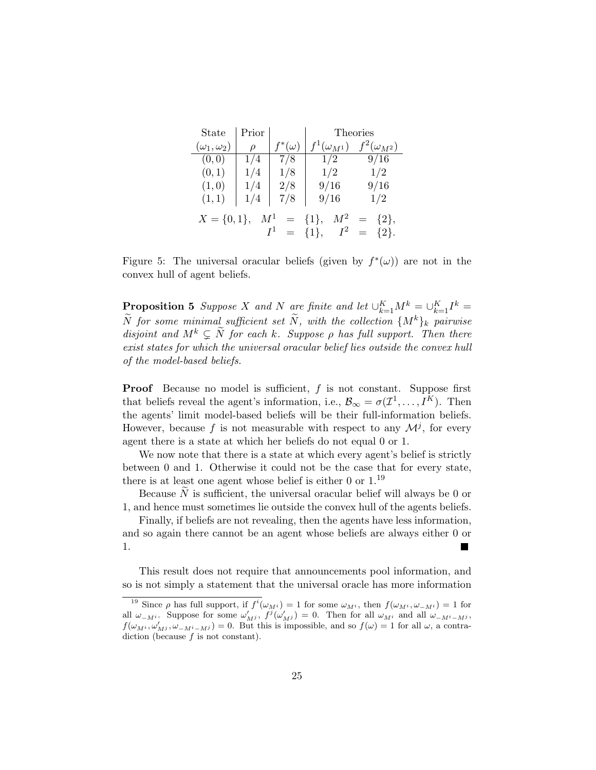| State | Prior | | Theories | |
|---|---|---|---|---|
| $(\omega_1, \omega_2)$ | $\rho$ | $f^*(\omega)$ | $f^1(\omega_{M^1})$ | $f^2(\omega_{M^2})$ |
| $(0,0)$ | $1/4$ | $7/8$ | $1/2$ | $9/16$ |
| $(0,1)$ | $1/4$ | $1/8$ | $1/2$ | $1/2$ |
| $(1,0)$ | $1/4$ | $2/8$ | $9/16$ | $9/16$ |
| $(1,1)$ | $1/4$ | $7/8$ | $9/16$ | $1/2$ |

$$X = \{0,1\}, \quad M^1 = \{1\}, \quad M^2 = \{2\},$$
$$I^1 = \{1\}, \quad I^2 = \{2\}.$$

Figure 5: The universal oracular beliefs (given by $f^*(\omega)$) are not in the convex hull of agent beliefs.

**Proposition 5** *Suppose $X$ and $N$ are finite and let $\cup_{k=1}^K M^k = \cup_{k=1}^K I^k = \widetilde{N}$ for some minimal sufficient set $\widetilde{N}$, with the collection $\{M^k\}_k$ pairwise disjoint and $M^k \subsetneq \widetilde{N}$ for each $k$. Suppose $\rho$ has full support. Then there exist states for which the universal oracular belief lies outside the convex hull of the model-based beliefs.*

**Proof** Because no model is sufficient, $f$ is not constant. Suppose first that beliefs reveal the agent's information, i.e., $\mathcal{B}_\infty = \sigma(\mathcal{I}^1, \ldots, I^K)$. Then the agents' limit model-based beliefs will be their full-information beliefs. However, because $f$ is not measurable with respect to any $\mathcal{M}^j$, for every agent there is a state at which her beliefs do not equal 0 or 1.

We now note that there is a state at which every agent's belief is strictly between 0 and 1. Otherwise it could not be the case that for every state, there is at least one agent whose belief is either 0 or 1.[19]

Because $\widetilde{N}$ is sufficient, the universal oracular belief will always be 0 or 1, and hence must sometimes lie outside the convex hull of the agents beliefs.

Finally, if beliefs are not revealing, then the agents have less information, and so again there cannot be an agent whose beliefs are always either 0 or 1. ■

This result does not require that announcements pool information, and so is not simply a statement that the universal oracle has more information

[19] Since $\rho$ has full support, if $f^i(\omega_{M^i}) = 1$ for some $\omega_{M^i}$, then $f(\omega_{M^i}, \omega_{-M^i}) = 1$ for all $\omega_{-M^i}$. Suppose for some $\omega'_{M^j}$, $f^j(\omega'_{M^j}) = 0$. Then for all $\omega_{M^i}$ and all $\omega_{-M^i-M^j}$, $f(\omega_{M^i}, \omega'_{M^j}, \omega_{-M^i-M^j}) = 0$. But this is impossible, and so $f(\omega) = 1$ for all $\omega$, a contradiction (because $f$ is not constant).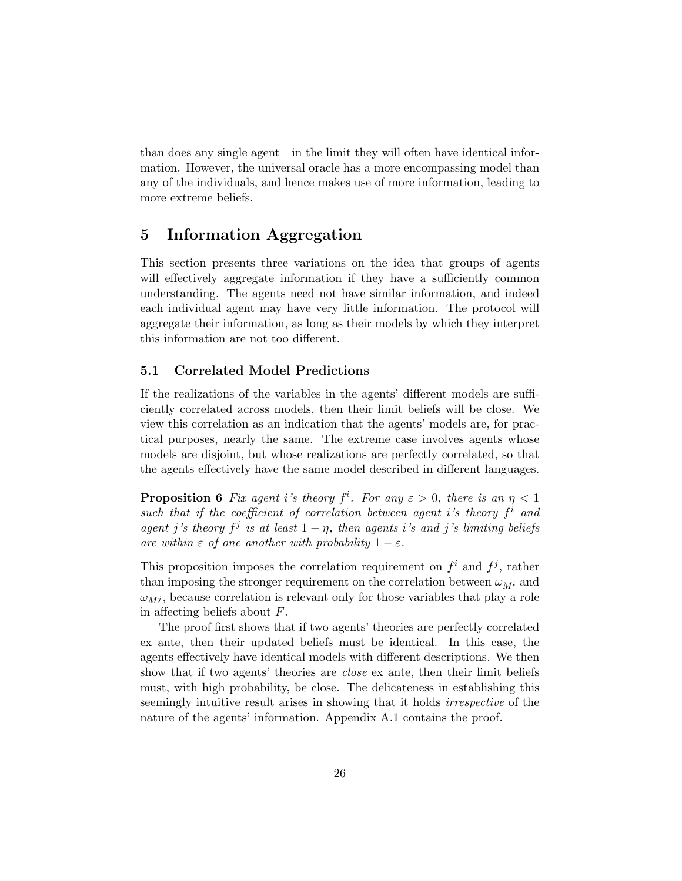than does any single agent—in the limit they will often have identical information. However, the universal oracle has a more encompassing model than any of the individuals, and hence makes use of more information, leading to more extreme beliefs.

# 5 Information Aggregation

This section presents three variations on the idea that groups of agents will effectively aggregate information if they have a sufficiently common understanding. The agents need not have similar information, and indeed each individual agent may have very little information. The protocol will aggregate their information, as long as their models by which they interpret this information are not too different.

## 5.1 Correlated Model Predictions

If the realizations of the variables in the agents' different models are sufficiently correlated across models, then their limit beliefs will be close. We view this correlation as an indication that the agents' models are, for practical purposes, nearly the same. The extreme case involves agents whose models are disjoint, but whose realizations are perfectly correlated, so that the agents effectively have the same model described in different languages.

**Proposition 6** *Fix agent $i$'s theory $f^i$. For any $\varepsilon > 0$, there is an $\eta < 1$ such that if the coefficient of correlation between agent $i$'s theory $f^i$ and agent $j$'s theory $f^j$ is at least $1 - \eta$, then agents $i$'s and $j$'s limiting beliefs are within $\varepsilon$ of one another with probability $1 - \varepsilon$.*

This proposition imposes the correlation requirement on $f^i$ and $f^j$, rather than imposing the stronger requirement on the correlation between $\omega_{M^i}$ and $\omega_{M^j}$, because correlation is relevant only for those variables that play a role in affecting beliefs about $F$.

The proof first shows that if two agents' theories are perfectly correlated ex ante, then their updated beliefs must be identical. In this case, the agents effectively have identical models with different descriptions. We then show that if two agents' theories are *close* ex ante, then their limit beliefs must, with high probability, be close. The delicateness in establishing this seemingly intuitive result arises in showing that it holds *irrespective* of the nature of the agents' information. Appendix A.1 contains the proof.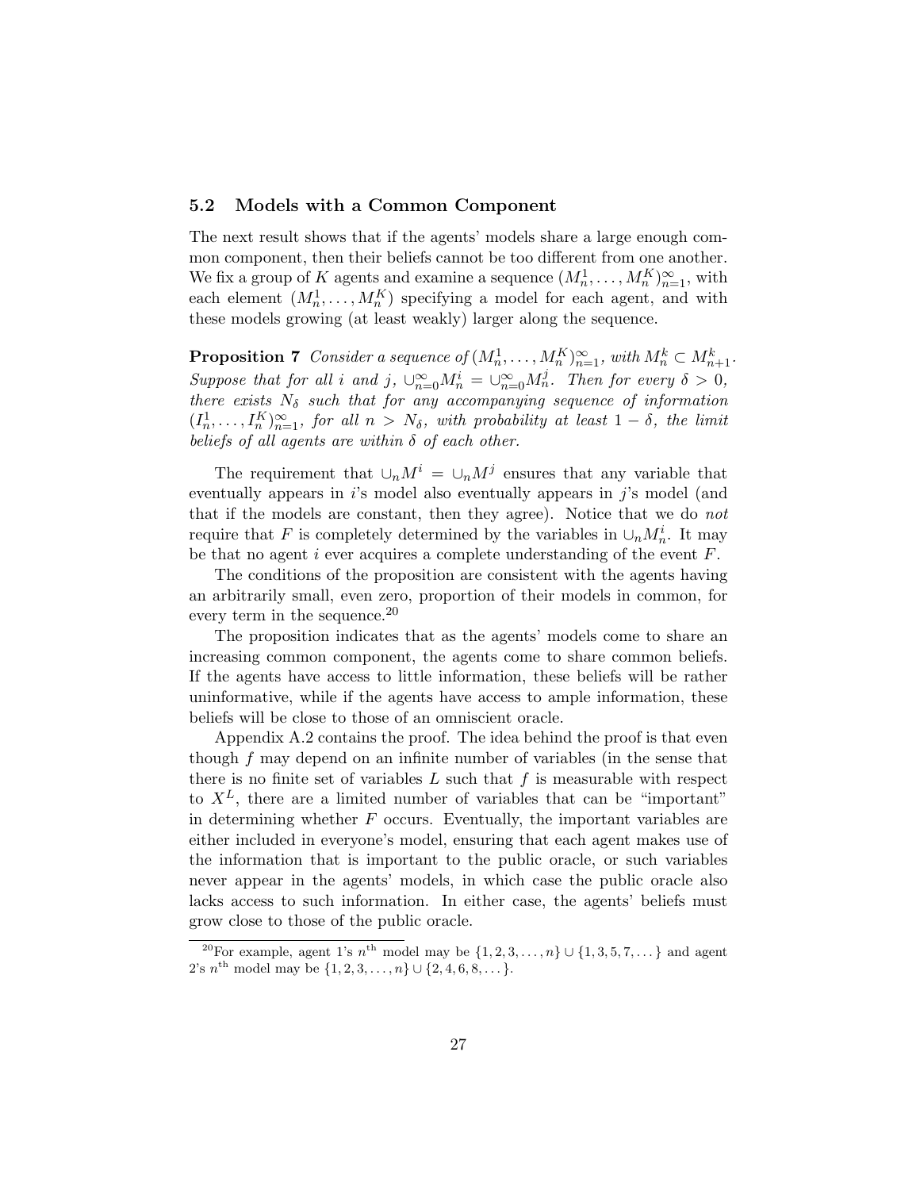### 5.2 Models with a Common Component

The next result shows that if the agents' models share a large enough common component, then their beliefs cannot be too different from one another. We fix a group of $K$ agents and examine a sequence $(M_n^1, \ldots, M_n^K)_{n=1}^\infty$, with each element $(M_n^1, \ldots, M_n^K)$ specifying a model for each agent, and with these models growing (at least weakly) larger along the sequence.

**Proposition 7** *Consider a sequence of $(M_n^1, \ldots, M_n^K)_{n=1}^\infty$, with $M_n^k \subset M_{n+1}^k$. Suppose that for all $i$ and $j$, $\cup_{n=0}^\infty M_n^i = \cup_{n=0}^\infty M_n^j$. Then for every $\delta > 0$, there exists $N_\delta$ such that for any accompanying sequence of information $(I_n^1, \ldots, I_n^K)_{n=1}^\infty$, for all $n > N_\delta$, with probability at least $1 - \delta$, the limit beliefs of all agents are within $\delta$ of each other.*

The requirement that $\cup_n M^i = \cup_n M^j$ ensures that any variable that eventually appears in $i$'s model also eventually appears in $j$'s model (and that if the models are constant, then they agree). Notice that we do *not* require that $F$ is completely determined by the variables in $\cup_n M_n^i$. It may be that no agent $i$ ever acquires a complete understanding of the event $F$.

The conditions of the proposition are consistent with the agents having an arbitrarily small, even zero, proportion of their models in common, for every term in the sequence.[20]

The proposition indicates that as the agents' models come to share an increasing common component, the agents come to share common beliefs. If the agents have access to little information, these beliefs will be rather uninformative, while if the agents have access to ample information, these beliefs will be close to those of an omniscient oracle.

Appendix A.2 contains the proof. The idea behind the proof is that even though $f$ may depend on an infinite number of variables (in the sense that there is no finite set of variables $L$ such that $f$ is measurable with respect to $X^L$, there are a limited number of variables that can be "important" in determining whether $F$ occurs. Eventually, the important variables are either included in everyone's model, ensuring that each agent makes use of the information that is important to the public oracle, or such variables never appear in the agents' models, in which case the public oracle also lacks access to such information. In either case, the agents' beliefs must grow close to those of the public oracle.

[20]For example, agent 1's $n^{\text{th}}$ model may be $\{1, 2, 3, \ldots, n\} \cup \{1, 3, 5, 7, \ldots\}$ and agent 2's $n^{\text{th}}$ model may be $\{1, 2, 3, \ldots, n\} \cup \{2, 4, 6, 8, \ldots\}$.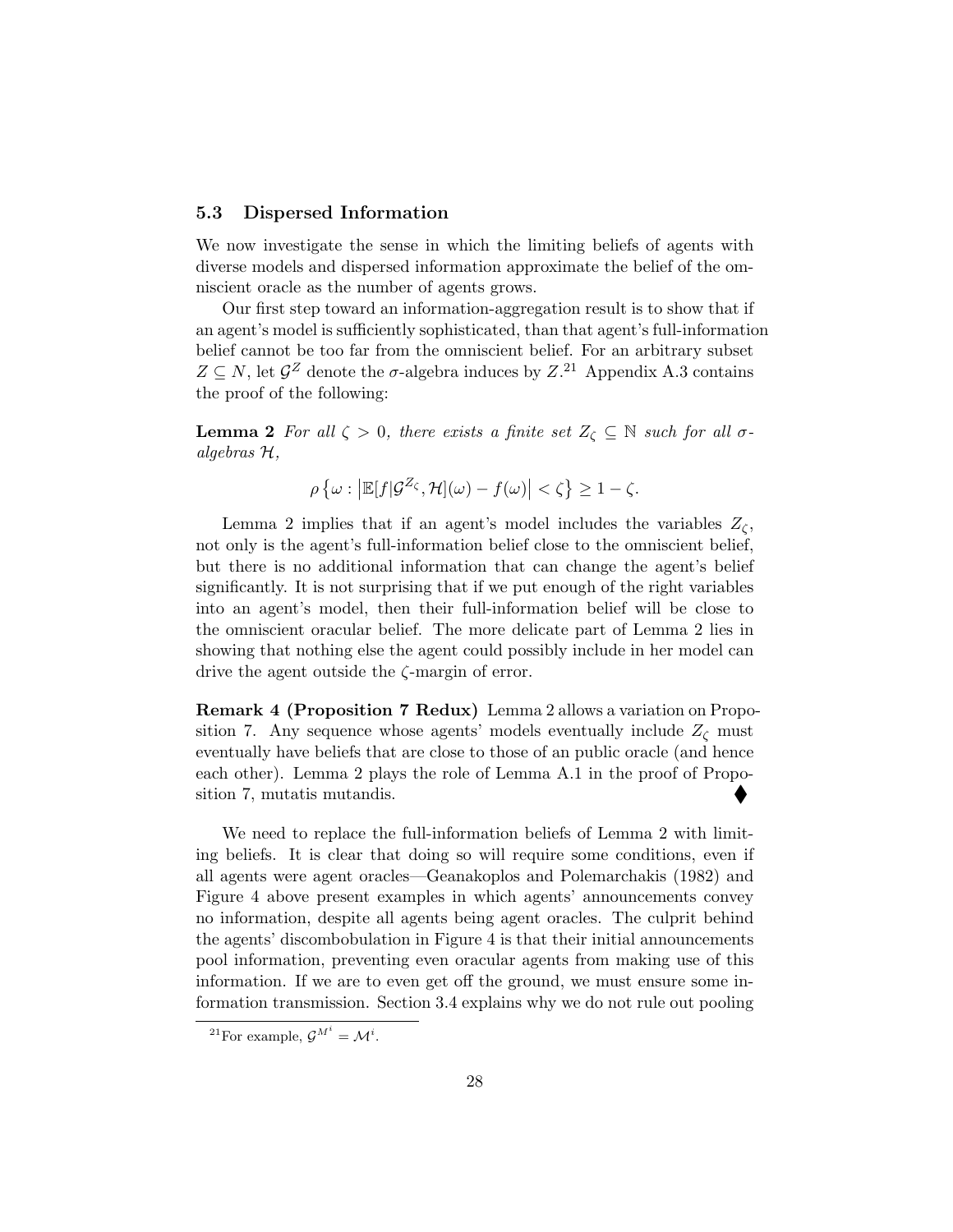### 5.3 Dispersed Information

We now investigate the sense in which the limiting beliefs of agents with diverse models and dispersed information approximate the belief of the omniscient oracle as the number of agents grows.

Our first step toward an information-aggregation result is to show that if an agent's model is sufficiently sophisticated, than that agent's full-information belief cannot be too far from the omniscient belief. For an arbitrary subset $Z \subseteq N$, let $\mathcal{G}^Z$ denote the $\sigma$-algebra induces by $Z$.[21] Appendix A.3 contains the proof of the following:

**Lemma 2** *For all $\zeta > 0$, there exists a finite set $Z_\zeta \subseteq \mathbb{N}$ such for all $\sigma$-algebras $\mathcal{H}$,*

$$\rho\left\{\omega : \left|\mathbb{E}[f|\mathcal{G}^{Z_\zeta}, \mathcal{H}](\omega) - f(\omega)\right| < \zeta\right\} \geq 1 - \zeta.$$

Lemma 2 implies that if an agent's model includes the variables $Z_\zeta$, not only is the agent's full-information belief close to the omniscient belief, but there is no additional information that can change the agent's belief significantly. It is not surprising that if we put enough of the right variables into an agent's model, then their full-information belief will be close to the omniscient oracular belief. The more delicate part of Lemma 2 lies in showing that nothing else the agent could possibly include in her model can drive the agent outside the $\zeta$-margin of error.

**Remark 4 (Proposition 7 Redux)** Lemma 2 allows a variation on Proposition 7. Any sequence whose agents' models eventually include $Z_\zeta$ must eventually have beliefs that are close to those of an public oracle (and hence each other). Lemma 2 plays the role of Lemma A.1 in the proof of Proposition 7, mutatis mutandis. ⧫

We need to replace the full-information beliefs of Lemma 2 with limiting beliefs. It is clear that doing so will require some conditions, even if all agents were agent oracles—Geanakoplos and Polemarchakis (1982) and Figure 4 above present examples in which agents' announcements convey no information, despite all agents being agent oracles. The culprit behind the agents' discombobulation in Figure 4 is that their initial announcements pool information, preventing even oracular agents from making use of this information. If we are to even get off the ground, we must ensure some information transmission. Section 3.4 explains why we do not rule out pooling

[21] For example, $\mathcal{G}^{M^i} = \mathcal{M}^i$.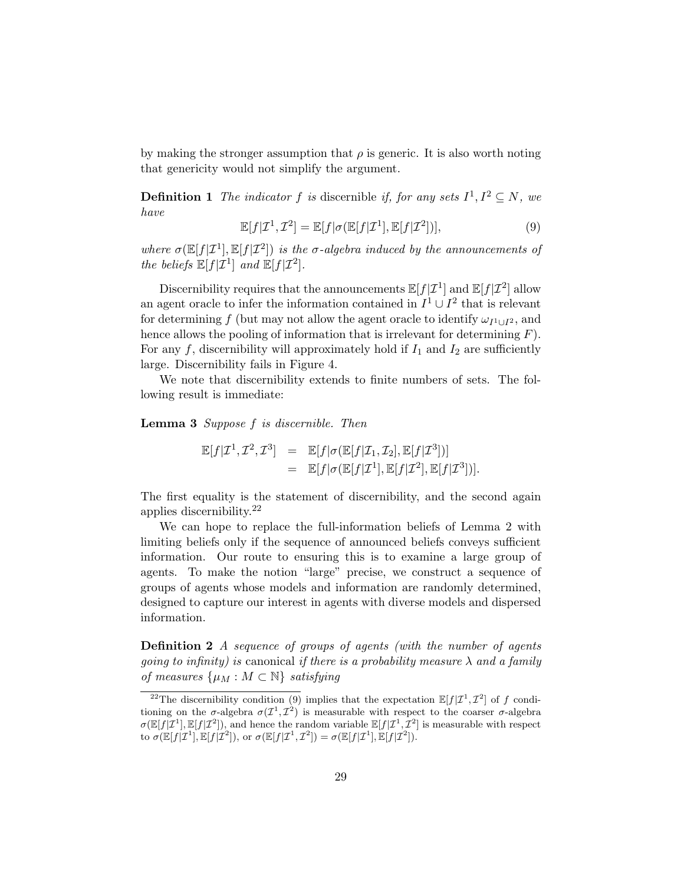by making the stronger assumption that $\rho$ is generic. It is also worth noting that genericity would not simplify the argument.

**Definition 1** *The indicator $f$ is* discernible *if, for any sets $I^1, I^2 \subseteq N$, we have*

$$\mathbb{E}[f|\mathcal{I}^1, \mathcal{I}^2] = \mathbb{E}[f|\sigma(\mathbb{E}[f|\mathcal{I}^1], \mathbb{E}[f|\mathcal{I}^2])], \tag{9}$$

*where $\sigma(\mathbb{E}[f|\mathcal{I}^1], \mathbb{E}[f|\mathcal{I}^2])$ is the $\sigma$-algebra induced by the announcements of the beliefs $\mathbb{E}[f|\mathcal{I}^1]$ and $\mathbb{E}[f|\mathcal{I}^2]$.*

Discernibility requires that the announcements $\mathbb{E}[f|\mathcal{I}^1]$ and $\mathbb{E}[f|\mathcal{I}^2]$ allow an agent oracle to infer the information contained in $I^1 \cup I^2$ that is relevant for determining $f$ (but may not allow the agent oracle to identify $\omega_{I^1 \cup I^2}$, and hence allows the pooling of information that is irrelevant for determining $F$). For any $f$, discernibility will approximately hold if $I_1$ and $I_2$ are sufficiently large. Discernibility fails in Figure 4.

We note that discernibility extends to finite numbers of sets. The following result is immediate:

**Lemma 3** *Suppose $f$ is discernible. Then*

$$\begin{aligned}
\mathbb{E}[f|\mathcal{I}^1, \mathcal{I}^2, \mathcal{I}^3] &= \mathbb{E}[f|\sigma(\mathbb{E}[f|\mathcal{I}_1, \mathcal{I}_2], \mathbb{E}[f|\mathcal{I}^3])] \\
&= \mathbb{E}[f|\sigma(\mathbb{E}[f|\mathcal{I}^1], \mathbb{E}[f|\mathcal{I}^2], \mathbb{E}[f|\mathcal{I}^3])].
\end{aligned}$$

The first equality is the statement of discernibility, and the second again applies discernibility.[22]

We can hope to replace the full-information beliefs of Lemma 2 with limiting beliefs only if the sequence of announced beliefs conveys sufficient information. Our route to ensuring this is to examine a large group of agents. To make the notion "large" precise, we construct a sequence of groups of agents whose models and information are randomly determined, designed to capture our interest in agents with diverse models and dispersed information.

**Definition 2** *A sequence of groups of agents (with the number of agents going to infinity) is* canonical *if there is a probability measure $\lambda$ and a family of measures $\{\mu_M : M \subset \mathbb{N}\}$ satisfying*

[22] The discernibility condition (9) implies that the expectation $\mathbb{E}[f|\mathcal{I}^1, \mathcal{I}^2]$ of $f$ conditioning on the $\sigma$-algebra $\sigma(\mathcal{I}^1, \mathcal{I}^2)$ is measurable with respect to the coarser $\sigma$-algebra $\sigma(\mathbb{E}[f|\mathcal{I}^1], \mathbb{E}[f|\mathcal{I}^2])$, and hence the random variable $\mathbb{E}[f|\mathcal{I}^1, \mathcal{I}^2]$ is measurable with respect to $\sigma(\mathbb{E}[f|\mathcal{I}^1], \mathbb{E}[f|\mathcal{I}^2])$, or $\sigma(\mathbb{E}[f|\mathcal{I}^1, \mathcal{I}^2]) = \sigma(\mathbb{E}[f|\mathcal{I}^1], \mathbb{E}[f|\mathcal{I}^2])$.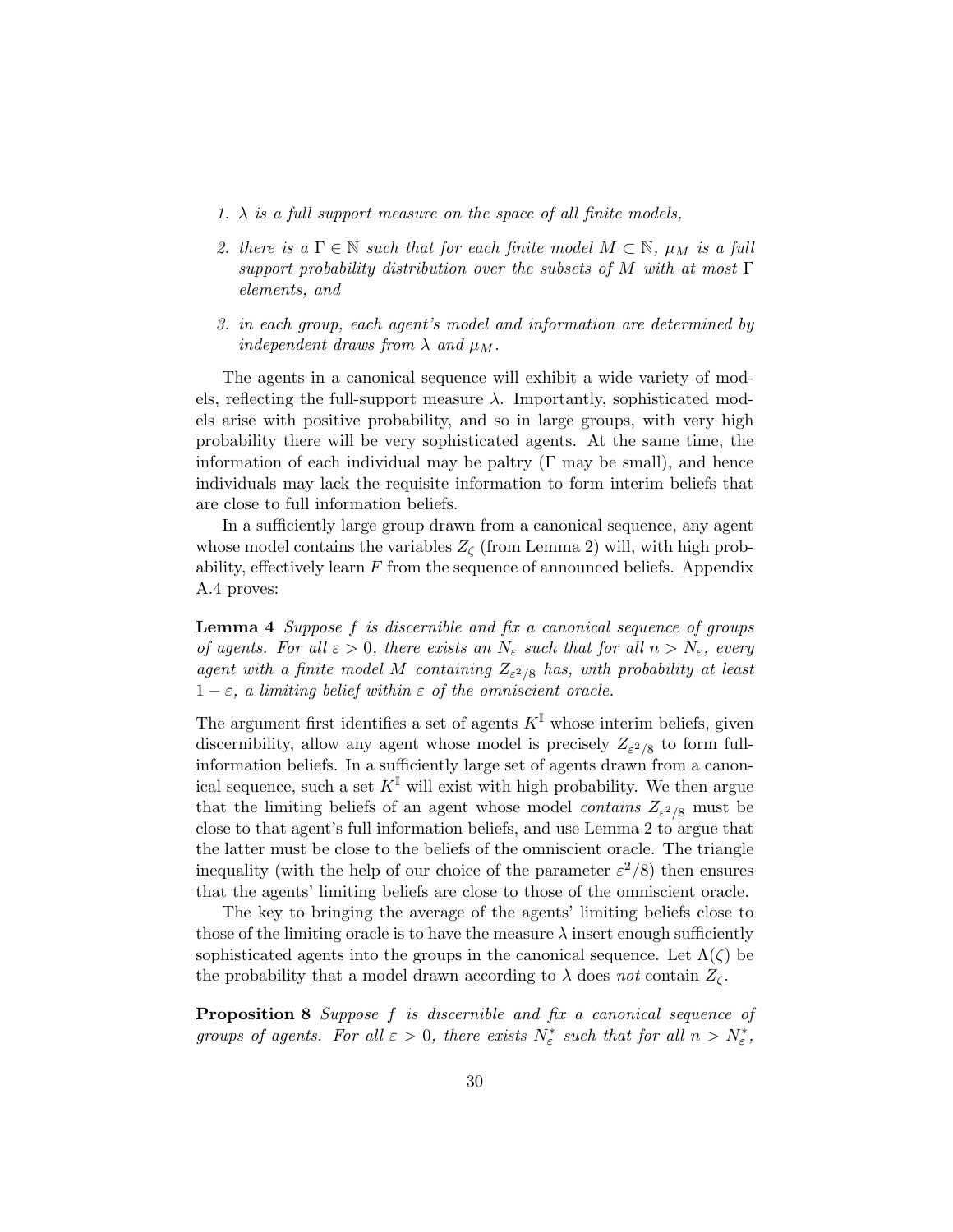1. *$\lambda$ is a full support measure on the space of all finite models,*

2. *there is a $\Gamma \in \mathbb{N}$ such that for each finite model $M \subset \mathbb{N}$, $\mu_M$ is a full support probability distribution over the subsets of $M$ with at most $\Gamma$ elements, and*

3. *in each group, each agent's model and information are determined by independent draws from $\lambda$ and $\mu_M$.*

The agents in a canonical sequence will exhibit a wide variety of models, reflecting the full-support measure $\lambda$. Importantly, sophisticated models arise with positive probability, and so in large groups, with very high probability there will be very sophisticated agents. At the same time, the information of each individual may be paltry ($\Gamma$ may be small), and hence individuals may lack the requisite information to form interim beliefs that are close to full information beliefs.

In a sufficiently large group drawn from a canonical sequence, any agent whose model contains the variables $Z_\zeta$ (from Lemma 2) will, with high probability, effectively learn $F$ from the sequence of announced beliefs. Appendix A.4 proves:

**Lemma 4** *Suppose $f$ is discernible and fix a canonical sequence of groups of agents. For all $\varepsilon > 0$, there exists an $N_\varepsilon$ such that for all $n > N_\varepsilon$, every agent with a finite model $M$ containing $Z_{\varepsilon^2/8}$ has, with probability at least $1 - \varepsilon$, a limiting belief within $\varepsilon$ of the omniscient oracle.*

The argument first identifies a set of agents $K^{\mathbb{I}}$ whose interim beliefs, given discernibility, allow any agent whose model is precisely $Z_{\varepsilon^2/8}$ to form full-information beliefs. In a sufficiently large set of agents drawn from a canonical sequence, such a set $K^{\mathbb{I}}$ will exist with high probability. We then argue that the limiting beliefs of an agent whose model *contains* $Z_{\varepsilon^2/8}$ must be close to that agent's full information beliefs, and use Lemma 2 to argue that the latter must be close to the beliefs of the omniscient oracle. The triangle inequality (with the help of our choice of the parameter $\varepsilon^2/8$) then ensures that the agents' limiting beliefs are close to those of the omniscient oracle.

The key to bringing the average of the agents' limiting beliefs close to those of the limiting oracle is to have the measure $\lambda$ insert enough sufficiently sophisticated agents into the groups in the canonical sequence. Let $\Lambda(\zeta)$ be the probability that a model drawn according to $\lambda$ does *not* contain $Z_\zeta$.

**Proposition 8** *Suppose $f$ is discernible and fix a canonical sequence of groups of agents. For all $\varepsilon > 0$, there exists $N^*_\varepsilon$ such that for all $n > N^*_\varepsilon$,*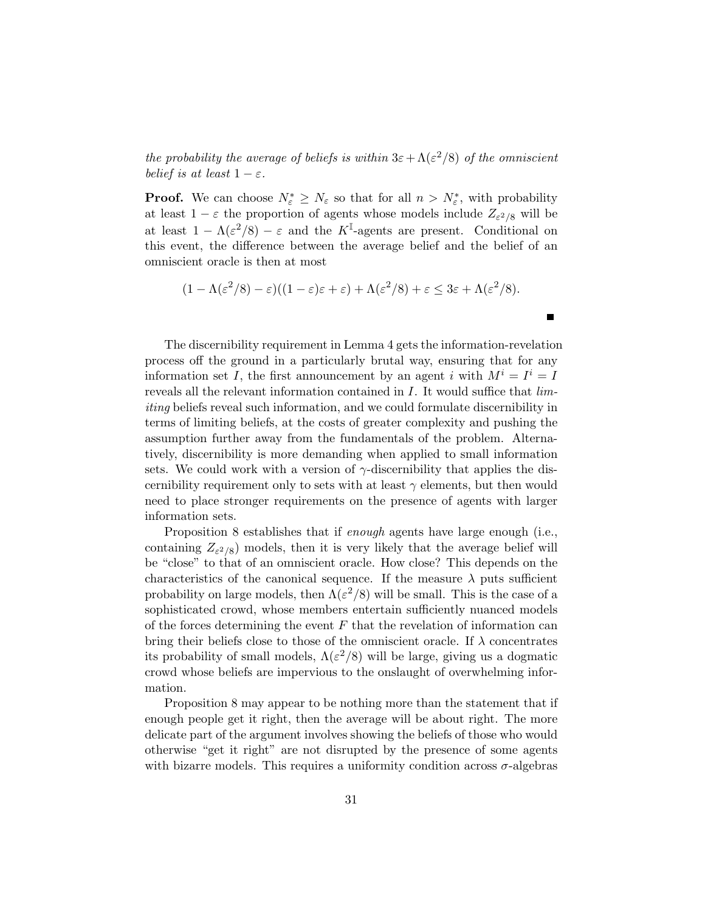*the probability the average of beliefs is within $3\varepsilon + \Lambda(\varepsilon^2/8)$ of the omniscient belief is at least $1-\varepsilon$.*

**Proof.** We can choose $N^*_\varepsilon \geq N_\varepsilon$ so that for all $n > N^*_\varepsilon$, with probability at least $1-\varepsilon$ the proportion of agents whose models include $Z_{\varepsilon^2/8}$ will be at least $1 - \Lambda(\varepsilon^2/8) - \varepsilon$ and the $K^{\mathbb{I}}$-agents are present. Conditional on this event, the difference between the average belief and the belief of an omniscient oracle is then at most

$$(1 - \Lambda(\varepsilon^2/8) - \varepsilon)((1-\varepsilon)\varepsilon + \varepsilon) + \Lambda(\varepsilon^2/8) + \varepsilon \leq 3\varepsilon + \Lambda(\varepsilon^2/8).$$

■

The discernibility requirement in Lemma 4 gets the information-revelation process off the ground in a particularly brutal way, ensuring that for any information set $I$, the first announcement by an agent $i$ with $M^i = I^i = I$ reveals all the relevant information contained in $I$. It would suffice that *limiting* beliefs reveal such information, and we could formulate discernibility in terms of limiting beliefs, at the costs of greater complexity and pushing the assumption further away from the fundamentals of the problem. Alternatively, discernibility is more demanding when applied to small information sets. We could work with a version of $\gamma$-discernibility that applies the discernibility requirement only to sets with at least $\gamma$ elements, but then would need to place stronger requirements on the presence of agents with larger information sets.

Proposition 8 establishes that if *enough* agents have large enough (i.e., containing $Z_{\varepsilon^2/8}$) models, then it is very likely that the average belief will be "close" to that of an omniscient oracle. How close? This depends on the characteristics of the canonical sequence. If the measure $\lambda$ puts sufficient probability on large models, then $\Lambda(\varepsilon^2/8)$ will be small. This is the case of a sophisticated crowd, whose members entertain sufficiently nuanced models of the forces determining the event $F$ that the revelation of information can bring their beliefs close to those of the omniscient oracle. If $\lambda$ concentrates its probability of small models, $\Lambda(\varepsilon^2/8)$ will be large, giving us a dogmatic crowd whose beliefs are impervious to the onslaught of overwhelming information.

Proposition 8 may appear to be nothing more than the statement that if enough people get it right, then the average will be about right. The more delicate part of the argument involves showing the beliefs of those who would otherwise "get it right" are not disrupted by the presence of some agents with bizarre models. This requires a uniformity condition across $\sigma$-algebras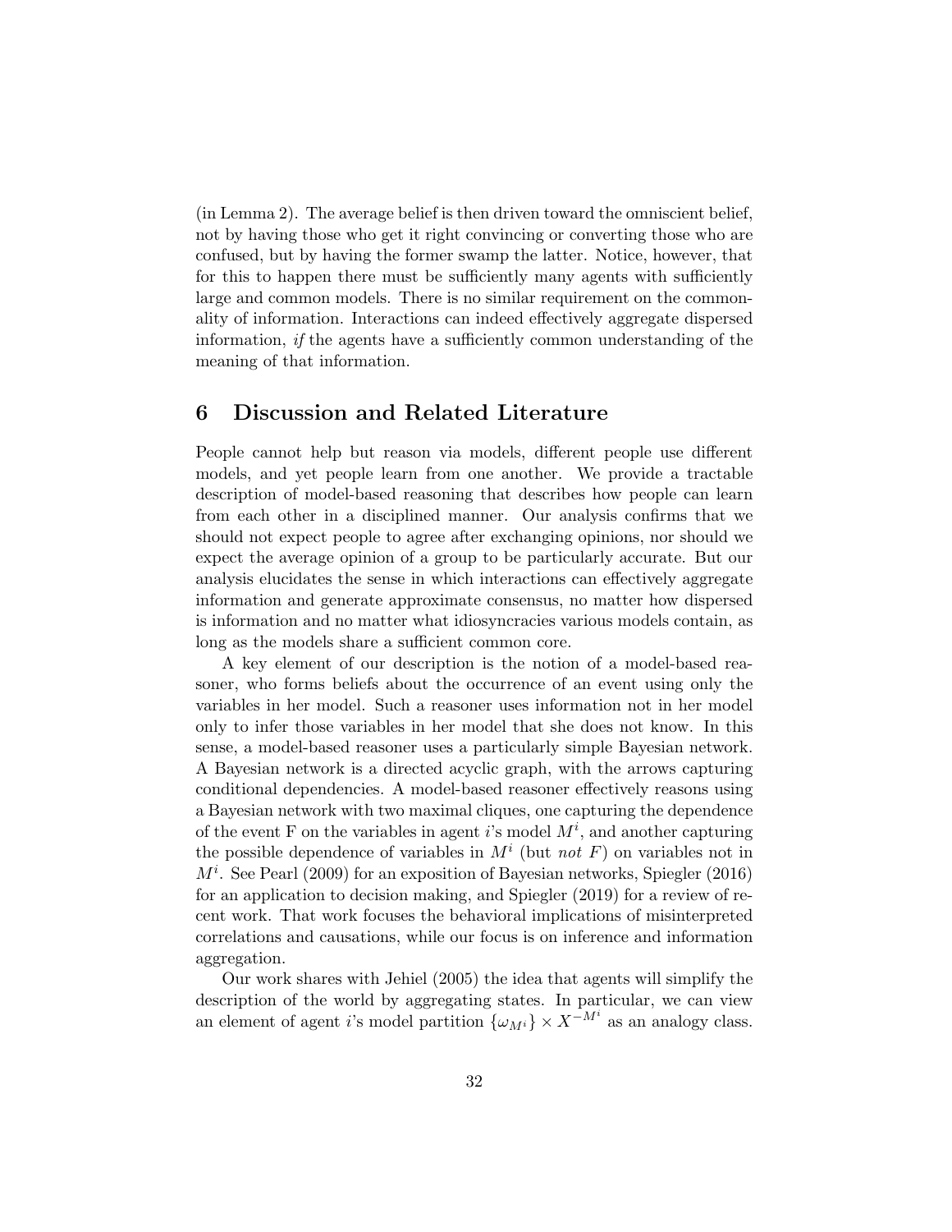(in Lemma 2). The average belief is then driven toward the omniscient belief, not by having those who get it right convincing or converting those who are confused, but by having the former swamp the latter. Notice, however, that for this to happen there must be sufficiently many agents with sufficiently large and common models. There is no similar requirement on the commonality of information. Interactions can indeed effectively aggregate dispersed information, *if* the agents have a sufficiently common understanding of the meaning of that information.

# 6 Discussion and Related Literature

People cannot help but reason via models, different people use different models, and yet people learn from one another. We provide a tractable description of model-based reasoning that describes how people can learn from each other in a disciplined manner. Our analysis confirms that we should not expect people to agree after exchanging opinions, nor should we expect the average opinion of a group to be particularly accurate. But our analysis elucidates the sense in which interactions can effectively aggregate information and generate approximate consensus, no matter how dispersed is information and no matter what idiosyncracies various models contain, as long as the models share a sufficient common core.

A key element of our description is the notion of a model-based reasoner, who forms beliefs about the occurrence of an event using only the variables in her model. Such a reasoner uses information not in her model only to infer those variables in her model that she does not know. In this sense, a model-based reasoner uses a particularly simple Bayesian network. A Bayesian network is a directed acyclic graph, with the arrows capturing conditional dependencies. A model-based reasoner effectively reasons using a Bayesian network with two maximal cliques, one capturing the dependence of the event F on the variables in agent $i$'s model $M^i$, and another capturing the possible dependence of variables in $M^i$ (but *not* $F$) on variables not in $M^i$. See Pearl (2009) for an exposition of Bayesian networks, Spiegler (2016) for an application to decision making, and Spiegler (2019) for a review of recent work. That work focuses the behavioral implications of misinterpreted correlations and causations, while our focus is on inference and information aggregation.

Our work shares with Jehiel (2005) the idea that agents will simplify the description of the world by aggregating states. In particular, we can view an element of agent $i$'s model partition $\{\omega_{M^i}\} \times X^{-M^i}$ as an analogy class.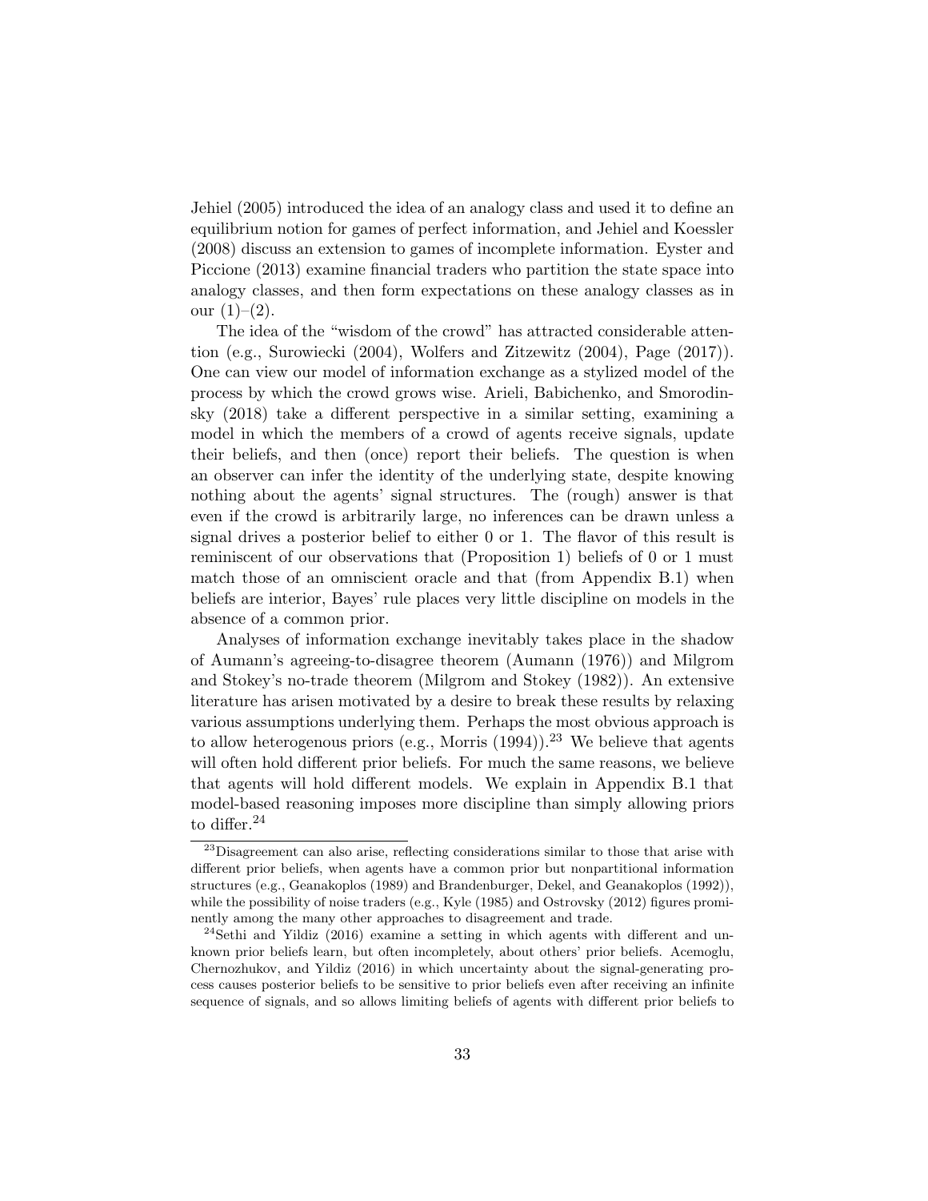Jehiel (2005) introduced the idea of an analogy class and used it to define an equilibrium notion for games of perfect information, and Jehiel and Koessler (2008) discuss an extension to games of incomplete information. Eyster and Piccione (2013) examine financial traders who partition the state space into analogy classes, and then form expectations on these analogy classes as in our (1)–(2).

The idea of the "wisdom of the crowd" has attracted considerable attention (e.g., Surowiecki (2004), Wolfers and Zitzewitz (2004), Page (2017)). One can view our model of information exchange as a stylized model of the process by which the crowd grows wise. Arieli, Babichenko, and Smorodinsky (2018) take a different perspective in a similar setting, examining a model in which the members of a crowd of agents receive signals, update their beliefs, and then (once) report their beliefs. The question is when an observer can infer the identity of the underlying state, despite knowing nothing about the agents' signal structures. The (rough) answer is that even if the crowd is arbitrarily large, no inferences can be drawn unless a signal drives a posterior belief to either 0 or 1. The flavor of this result is reminiscent of our observations that (Proposition 1) beliefs of 0 or 1 must match those of an omniscient oracle and that (from Appendix B.1) when beliefs are interior, Bayes' rule places very little discipline on models in the absence of a common prior.

Analyses of information exchange inevitably takes place in the shadow of Aumann's agreeing-to-disagree theorem (Aumann (1976)) and Milgrom and Stokey's no-trade theorem (Milgrom and Stokey (1982)). An extensive literature has arisen motivated by a desire to break these results by relaxing various assumptions underlying them. Perhaps the most obvious approach is to allow heterogenous priors (e.g., Morris (1994)).[23] We believe that agents will often hold different prior beliefs. For much the same reasons, we believe that agents will hold different models. We explain in Appendix B.1 that model-based reasoning imposes more discipline than simply allowing priors to differ.[24]

[23]Disagreement can also arise, reflecting considerations similar to those that arise with different prior beliefs, when agents have a common prior but nonpartitional information structures (e.g., Geanakoplos (1989) and Brandenburger, Dekel, and Geanakoplos (1992)), while the possibility of noise traders (e.g., Kyle (1985) and Ostrovsky (2012) figures prominently among the many other approaches to disagreement and trade.

[24]Sethi and Yildiz (2016) examine a setting in which agents with different and unknown prior beliefs learn, but often incompletely, about others' prior beliefs. Acemoglu, Chernozhukov, and Yildiz (2016) in which uncertainty about the signal-generating process causes posterior beliefs to be sensitive to prior beliefs even after receiving an infinite sequence of signals, and so allows limiting beliefs of agents with different prior beliefs to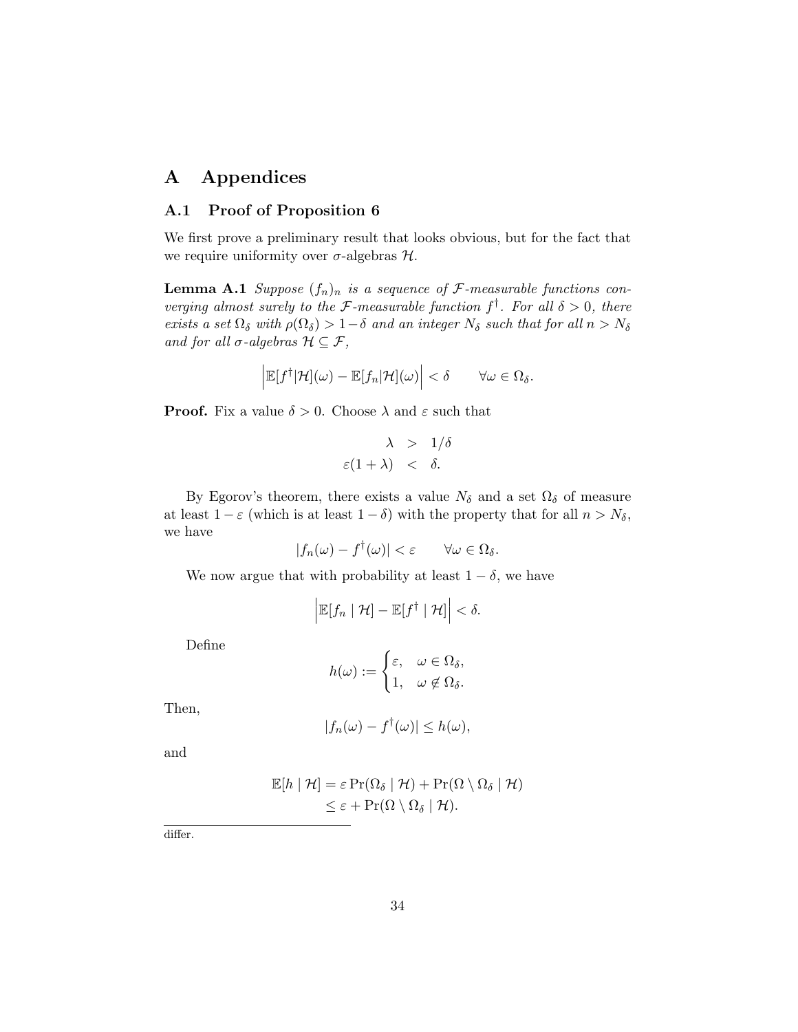# A Appendices

## A.1 Proof of Proposition 6

We first prove a preliminary result that looks obvious, but for the fact that we require uniformity over $\sigma$-algebras $\mathcal{H}$.

**Lemma A.1** *Suppose $(f_n)_n$ is a sequence of $\mathcal{F}$-measurable functions converging almost surely to the $\mathcal{F}$-measurable function $f^\dagger$. For all $\delta > 0$, there exists a set $\Omega_\delta$ with $\rho(\Omega_\delta) > 1-\delta$ and an integer $N_\delta$ such that for all $n > N_\delta$ and for all $\sigma$-algebras $\mathcal{H} \subseteq \mathcal{F}$,*

$$\left|\mathbb{E}[f^\dagger|\mathcal{H}](\omega) - \mathbb{E}[f_n|\mathcal{H}](\omega)\right| < \delta \qquad \forall \omega \in \Omega_\delta.$$

**Proof.** Fix a value $\delta > 0$. Choose $\lambda$ and $\varepsilon$ such that

$$\begin{aligned} \lambda &> 1/\delta \\ \varepsilon(1+\lambda) &< \delta. \end{aligned}$$

By Egorov's theorem, there exists a value $N_\delta$ and a set $\Omega_\delta$ of measure at least $1-\varepsilon$ (which is at least $1-\delta$) with the property that for all $n > N_\delta$, we have

$$|f_n(\omega) - f^\dagger(\omega)| < \varepsilon \qquad \forall \omega \in \Omega_\delta.$$

We now argue that with probability at least $1-\delta$, we have

$$\left|\mathbb{E}[f_n \mid \mathcal{H}] - \mathbb{E}[f^\dagger \mid \mathcal{H}]\right| < \delta.$$

Define

$$h(\omega) := \begin{cases} \varepsilon, & \omega \in \Omega_\delta, \\ 1, & \omega \notin \Omega_\delta. \end{cases}$$

Then,

$$|f_n(\omega) - f^\dagger(\omega)| \le h(\omega),$$

and

$$\begin{aligned} \mathbb{E}[h \mid \mathcal{H}] &= \varepsilon \Pr(\Omega_\delta \mid \mathcal{H}) + \Pr(\Omega \setminus \Omega_\delta \mid \mathcal{H}) \\ &\le \varepsilon + \Pr(\Omega \setminus \Omega_\delta \mid \mathcal{H}). \end{aligned}$$

---

differ.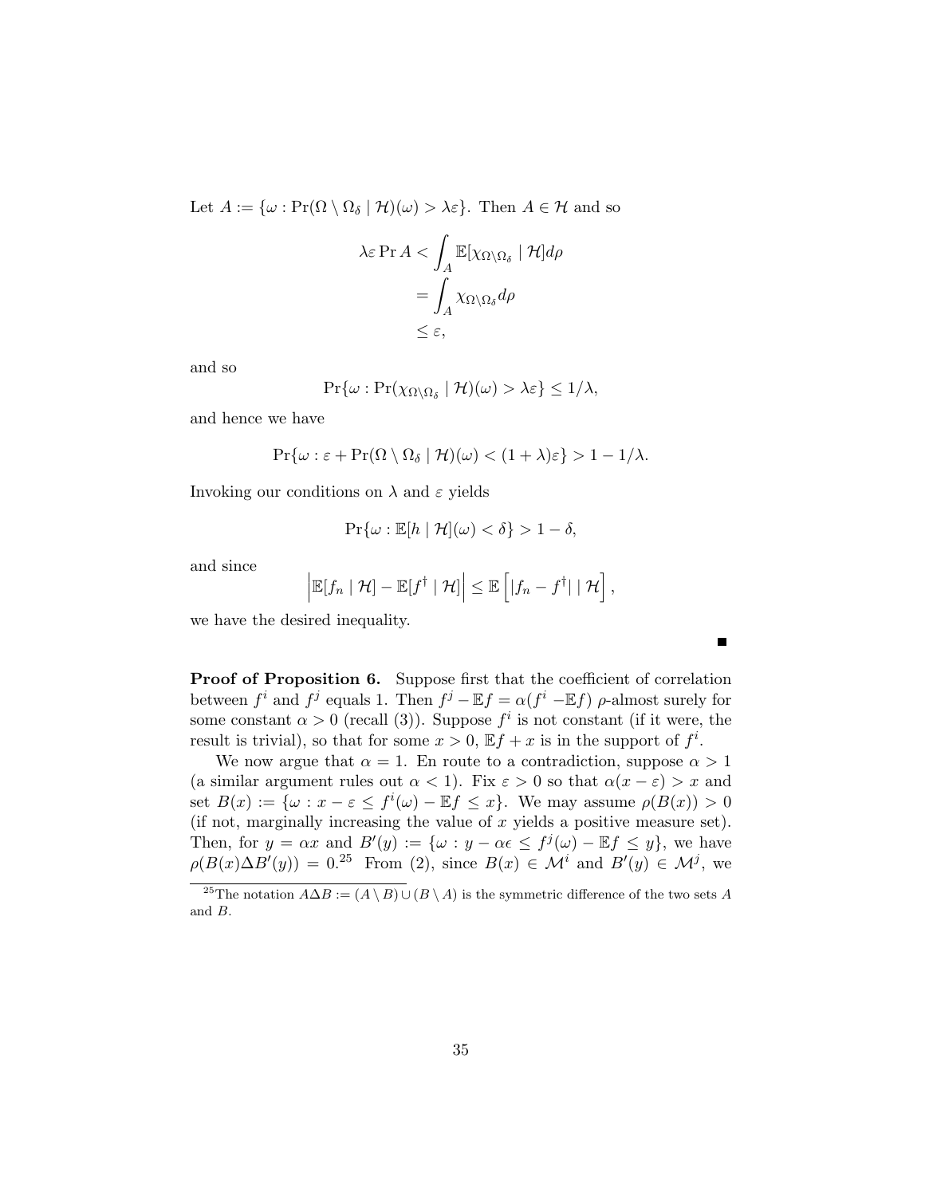Let $A := \{\omega : \Pr(\Omega \setminus \Omega_\delta \mid \mathcal{H})(\omega) > \lambda\varepsilon\}$. Then $A \in \mathcal{H}$ and so

$$\begin{aligned}
\lambda\varepsilon \Pr A &< \int_A \mathbb{E}[\chi_{\Omega\setminus\Omega_\delta} \mid \mathcal{H}] d\rho \\
&= \int_A \chi_{\Omega\setminus\Omega_\delta} d\rho \\
&\leq \varepsilon,
\end{aligned}$$

and so

$$\Pr\{\omega : \Pr(\chi_{\Omega\setminus\Omega_\delta} \mid \mathcal{H})(\omega) > \lambda\varepsilon\} \leq 1/\lambda,$$

and hence we have

$$\Pr\{\omega : \varepsilon + \Pr(\Omega \setminus \Omega_\delta \mid \mathcal{H})(\omega) < (1+\lambda)\varepsilon\} > 1 - 1/\lambda.$$

Invoking our conditions on $\lambda$ and $\varepsilon$ yields

$$\Pr\{\omega : \mathbb{E}[h \mid \mathcal{H}](\omega) < \delta\} > 1 - \delta,$$

and since

$$\left|\mathbb{E}[f_n \mid \mathcal{H}] - \mathbb{E}[f^\dagger \mid \mathcal{H}]\right| \leq \mathbb{E}\left[|f_n - f^\dagger| \mid \mathcal{H}\right],$$

we have the desired inequality.

■

**Proof of Proposition 6.** Suppose first that the coefficient of correlation between $f^i$ and $f^j$ equals 1. Then $f^j - \mathbb{E}f = \alpha(f^i - \mathbb{E}f)$ $\rho$-almost surely for some constant $\alpha > 0$ (recall (3)). Suppose $f^i$ is not constant (if it were, the result is trivial), so that for some $x > 0$, $\mathbb{E}f + x$ is in the support of $f^i$.

We now argue that $\alpha = 1$. En route to a contradiction, suppose $\alpha > 1$ (a similar argument rules out $\alpha < 1$). Fix $\varepsilon > 0$ so that $\alpha(x - \varepsilon) > x$ and set $B(x) := \{\omega : x - \varepsilon \leq f^i(\omega) - \mathbb{E}f \leq x\}$. We may assume $\rho(B(x)) > 0$ (if not, marginally increasing the value of $x$ yields a positive measure set). Then, for $y = \alpha x$ and $B'(y) := \{\omega : y - \alpha\epsilon \leq f^j(\omega) - \mathbb{E}f \leq y\}$, we have $\rho(B(x)\Delta B'(y)) = 0$.[25] From (2), since $B(x) \in \mathcal{M}^i$ and $B'(y) \in \mathcal{M}^j$, we

[25] The notation $A\Delta B := (A \setminus B) \cup (B \setminus A)$ is the symmetric difference of the two sets $A$ and $B$.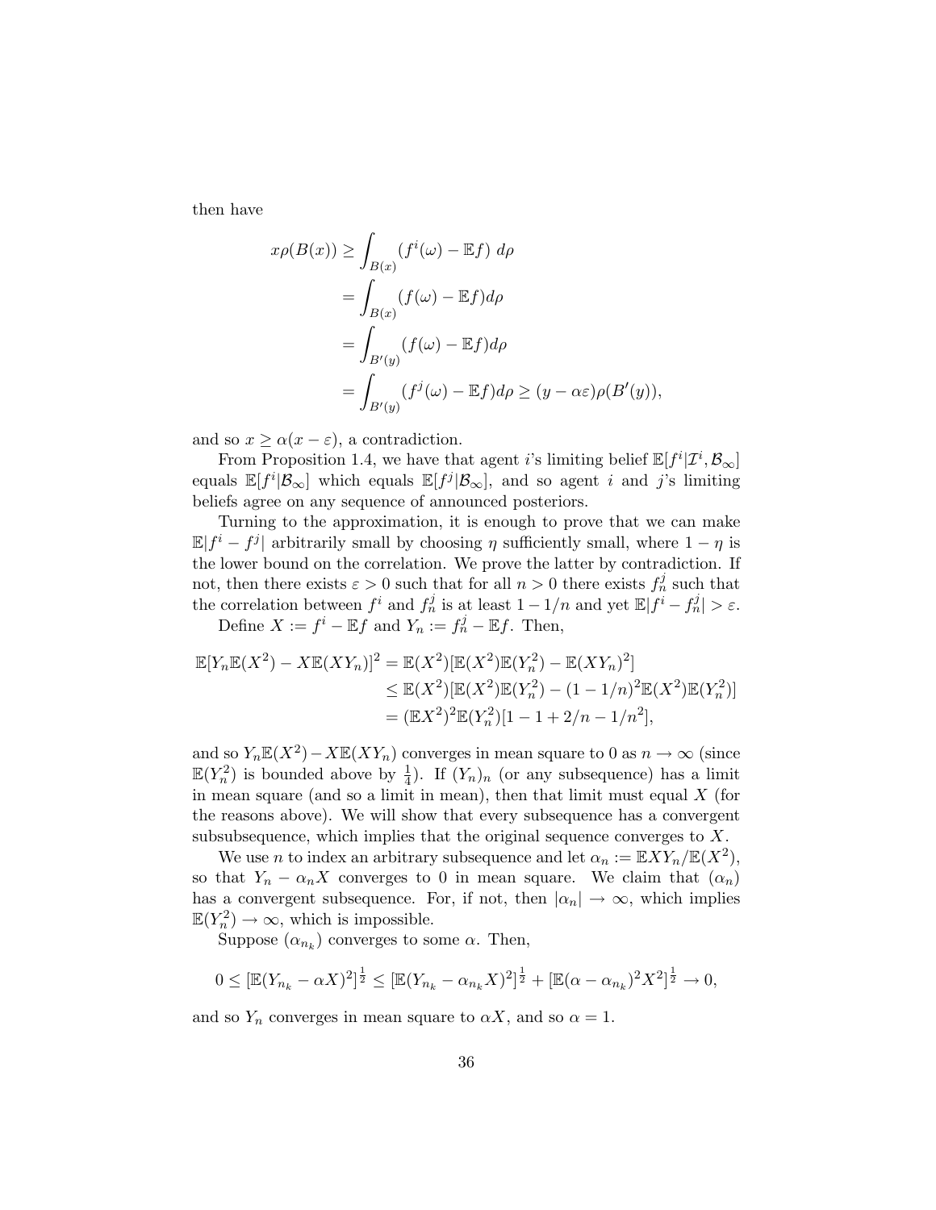then have

$$
\begin{aligned}
x\rho(B(x)) &\geq \int_{B(x)} (f^i(\omega) - \mathbb{E}f)\ d\rho \\
&= \int_{B(x)} (f(\omega) - \mathbb{E}f) d\rho \\
&= \int_{B'(y)} (f(\omega) - \mathbb{E}f) d\rho \\
&= \int_{B'(y)} (f^j(\omega) - \mathbb{E}f) d\rho \geq (y - \alpha\varepsilon)\rho(B'(y)),
\end{aligned}
$$

and so $x \geq \alpha(x - \varepsilon)$, a contradiction.

From Proposition 1.4, we have that agent $i$'s limiting belief $\mathbb{E}[f^i|\mathcal{I}^i, \mathcal{B}_\infty]$ equals $\mathbb{E}[f^i|\mathcal{B}_\infty]$ which equals $\mathbb{E}[f^j|\mathcal{B}_\infty]$, and so agent $i$ and $j$'s limiting beliefs agree on any sequence of announced posteriors.

Turning to the approximation, it is enough to prove that we can make $\mathbb{E}|f^i - f^j|$ arbitrarily small by choosing $\eta$ sufficiently small, where $1 - \eta$ is the lower bound on the correlation. We prove the latter by contradiction. If not, then there exists $\varepsilon > 0$ such that for all $n > 0$ there exists $f^j_n$ such that the correlation between $f^i$ and $f^j_n$ is at least $1 - 1/n$ and yet $\mathbb{E}|f^i - f^j_n| > \varepsilon$.

Define $X := f^i - \mathbb{E}f$ and $Y_n := f^j_n - \mathbb{E}f$. Then,

$$
\begin{aligned}
\mathbb{E}[Y_n\mathbb{E}(X^2) - X\mathbb{E}(XY_n)]^2 &= \mathbb{E}(X^2)[\mathbb{E}(X^2)\mathbb{E}(Y_n^2) - \mathbb{E}(XY_n)^2] \\
&\leq \mathbb{E}(X^2)[\mathbb{E}(X^2)\mathbb{E}(Y_n^2) - (1 - 1/n)^2\mathbb{E}(X^2)\mathbb{E}(Y_n^2)] \\
&= (\mathbb{E}X^2)^2\mathbb{E}(Y_n^2)[1 - 1 + 2/n - 1/n^2],
\end{aligned}
$$

and so $Y_n\mathbb{E}(X^2) - X\mathbb{E}(XY_n)$ converges in mean square to 0 as $n \to \infty$ (since $\mathbb{E}(Y_n^2)$ is bounded above by $\frac{1}{4}$). If $(Y_n)_n$ (or any subsequence) has a limit in mean square (and so a limit in mean), then that limit must equal $X$ (for the reasons above). We will show that every subsequence has a convergent subsubsequence, which implies that the original sequence converges to $X$.

We use $n$ to index an arbitrary subsequence and let $\alpha_n := \mathbb{E}XY_n/\mathbb{E}(X^2)$, so that $Y_n - \alpha_n X$ converges to 0 in mean square. We claim that $(\alpha_n)$ has a convergent subsequence. For, if not, then $|\alpha_n| \to \infty$, which implies $\mathbb{E}(Y_n^2) \to \infty$, which is impossible.

Suppose $(\alpha_{n_k})$ converges to some $\alpha$. Then,

$$
0 \leq [\mathbb{E}(Y_{n_k} - \alpha X)^2]^{\frac{1}{2}} \leq [\mathbb{E}(Y_{n_k} - \alpha_{n_k} X)^2]^{\frac{1}{2}} + [\mathbb{E}(\alpha - \alpha_{n_k})^2 X^2]^{\frac{1}{2}} \to 0,
$$

and so $Y_n$ converges in mean square to $\alpha X$, and so $\alpha = 1$.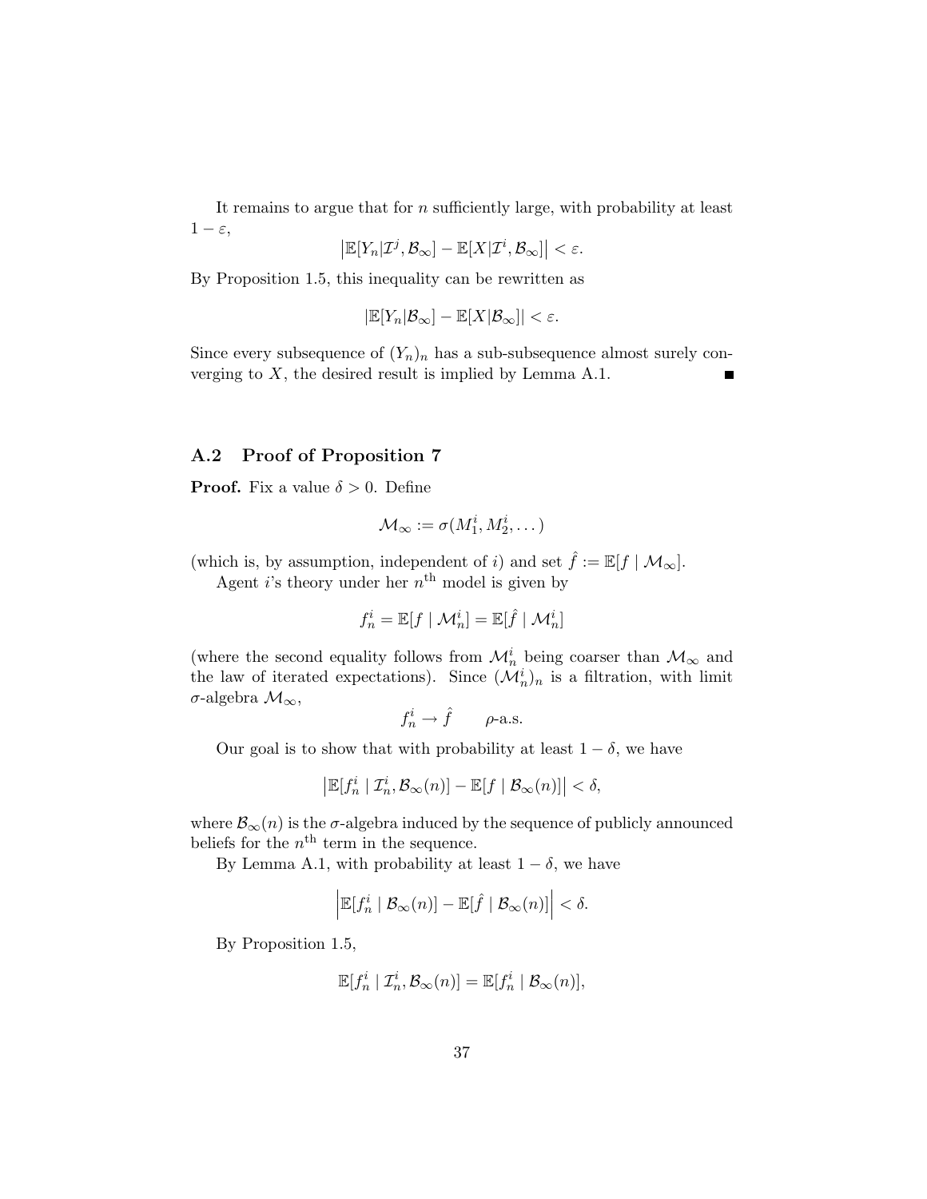It remains to argue that for $n$ sufficiently large, with probability at least $1 - \varepsilon$,

$$\left|\mathbb{E}[Y_n|\mathcal{I}^j, \mathcal{B}_\infty] - \mathbb{E}[X|\mathcal{I}^i, \mathcal{B}_\infty]\right| < \varepsilon.$$

By Proposition 1.5, this inequality can be rewritten as

$$|\mathbb{E}[Y_n|\mathcal{B}_\infty] - \mathbb{E}[X|\mathcal{B}_\infty]| < \varepsilon.$$

Since every subsequence of $(Y_n)_n$ has a sub-subsequence almost surely converging to $X$, the desired result is implied by Lemma A.1. ∎

### A.2 Proof of Proposition 7

**Proof.** Fix a value $\delta > 0$. Define

$$\mathcal{M}_\infty := \sigma(M_1^i, M_2^i, \dots)$$

(which is, by assumption, independent of $i$) and set $\hat{f} := \mathbb{E}[f \mid \mathcal{M}_\infty]$.

Agent $i$'s theory under her $n^{\text{th}}$ model is given by

$$f_n^i = \mathbb{E}[f \mid \mathcal{M}_n^i] = \mathbb{E}[\hat{f} \mid \mathcal{M}_n^i]$$

(where the second equality follows from $\mathcal{M}_n^i$ being coarser than $\mathcal{M}_\infty$ and the law of iterated expectations). Since $(\mathcal{M}_n^i)_n$ is a filtration, with limit $\sigma$-algebra $\mathcal{M}_\infty$,

$$f_n^i \to \hat{f} \qquad \rho\text{-a.s.}$$

Our goal is to show that with probability at least $1 - \delta$, we have

$$\left|\mathbb{E}[f_n^i \mid \mathcal{I}_n^i, \mathcal{B}_\infty(n)] - \mathbb{E}[f \mid \mathcal{B}_\infty(n)]\right| < \delta,$$

where $\mathcal{B}_\infty(n)$ is the $\sigma$-algebra induced by the sequence of publicly announced beliefs for the $n^{\text{th}}$ term in the sequence.

By Lemma A.1, with probability at least $1 - \delta$, we have

$$\left|\mathbb{E}[f_n^i \mid \mathcal{B}_\infty(n)] - \mathbb{E}[\hat{f} \mid \mathcal{B}_\infty(n)]\right| < \delta.$$

By Proposition 1.5,

$$\mathbb{E}[f_n^i \mid \mathcal{I}_n^i, \mathcal{B}_\infty(n)] = \mathbb{E}[f_n^i \mid \mathcal{B}_\infty(n)],$$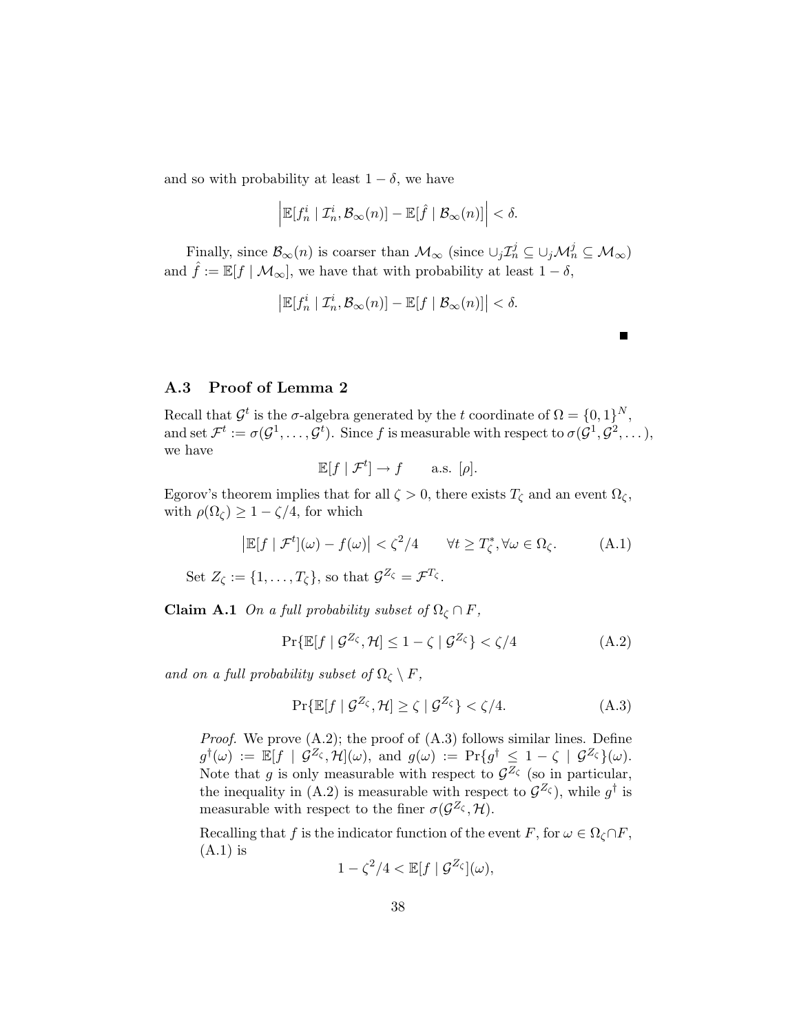and so with probability at least $1 - \delta$, we have

$$\left| \mathbb{E}[f_n^i \mid \mathcal{I}_n^i, \mathcal{B}_\infty(n)] - \mathbb{E}[\hat{f} \mid \mathcal{B}_\infty(n)] \right| < \delta.$$

Finally, since $\mathcal{B}_\infty(n)$ is coarser than $\mathcal{M}_\infty$ (since $\cup_j \mathcal{I}_n^j \subseteq \cup_j \mathcal{M}_n^j \subseteq \mathcal{M}_\infty$) and $\hat{f} := \mathbb{E}[f \mid \mathcal{M}_\infty]$, we have that with probability at least $1 - \delta$,

$$\left| \mathbb{E}[f_n^i \mid \mathcal{I}_n^i, \mathcal{B}_\infty(n)] - \mathbb{E}[f \mid \mathcal{B}_\infty(n)] \right| < \delta.$$

■

### A.3 Proof of Lemma 2

Recall that $\mathcal{G}^t$ is the $\sigma$-algebra generated by the $t$ coordinate of $\Omega = \{0,1\}^N$, and set $\mathcal{F}^t := \sigma(\mathcal{G}^1, \ldots, \mathcal{G}^t)$. Since $f$ is measurable with respect to $\sigma(\mathcal{G}^1, \mathcal{G}^2, \ldots)$, we have

$$\mathbb{E}[f \mid \mathcal{F}^t] \to f \qquad \text{a.s. } [\rho].$$

Egorov's theorem implies that for all $\zeta > 0$, there exists $T_\zeta$ and an event $\Omega_\zeta$, with $\rho(\Omega_\zeta) \geq 1 - \zeta/4$, for which

$$\left| \mathbb{E}[f \mid \mathcal{F}^t](\omega) - f(\omega) \right| < \zeta^2/4 \qquad \forall t \geq T_\zeta^*, \forall \omega \in \Omega_\zeta. \tag{A.1}$$

Set $Z_\zeta := \{1, \ldots, T_\zeta\}$, so that $\mathcal{G}^{Z_\zeta} = \mathcal{F}^{T_\zeta}$.

**Claim A.1** *On a full probability subset of $\Omega_\zeta \cap F$,*

$$\Pr\{\mathbb{E}[f \mid \mathcal{G}^{Z_\zeta}, \mathcal{H}] \leq 1 - \zeta \mid \mathcal{G}^{Z_\zeta}\} < \zeta/4 \tag{A.2}$$

*and on a full probability subset of $\Omega_\zeta \setminus F$,*

$$\Pr\{\mathbb{E}[f \mid \mathcal{G}^{Z_\zeta}, \mathcal{H}] \geq \zeta \mid \mathcal{G}^{Z_\zeta}\} < \zeta/4. \tag{A.3}$$

*Proof.* We prove (A.2); the proof of (A.3) follows similar lines. Define $g^\dagger(\omega) := \mathbb{E}[f \mid \mathcal{G}^{Z_\zeta}, \mathcal{H}](\omega)$, and $g(\omega) := \Pr\{g^\dagger \leq 1 - \zeta \mid \mathcal{G}^{Z_\zeta}\}(\omega)$. Note that $g$ is only measurable with respect to $\mathcal{G}^{Z_\zeta}$ (so in particular, the inequality in (A.2) is measurable with respect to $\mathcal{G}^{Z_\zeta}$), while $g^\dagger$ is measurable with respect to the finer $\sigma(\mathcal{G}^{Z_\zeta}, \mathcal{H})$.

Recalling that $f$ is the indicator function of the event $F$, for $\omega \in \Omega_\zeta \cap F$, (A.1) is

$$1 - \zeta^2/4 < \mathbb{E}[f \mid \mathcal{G}^{Z_\zeta}](\omega),$$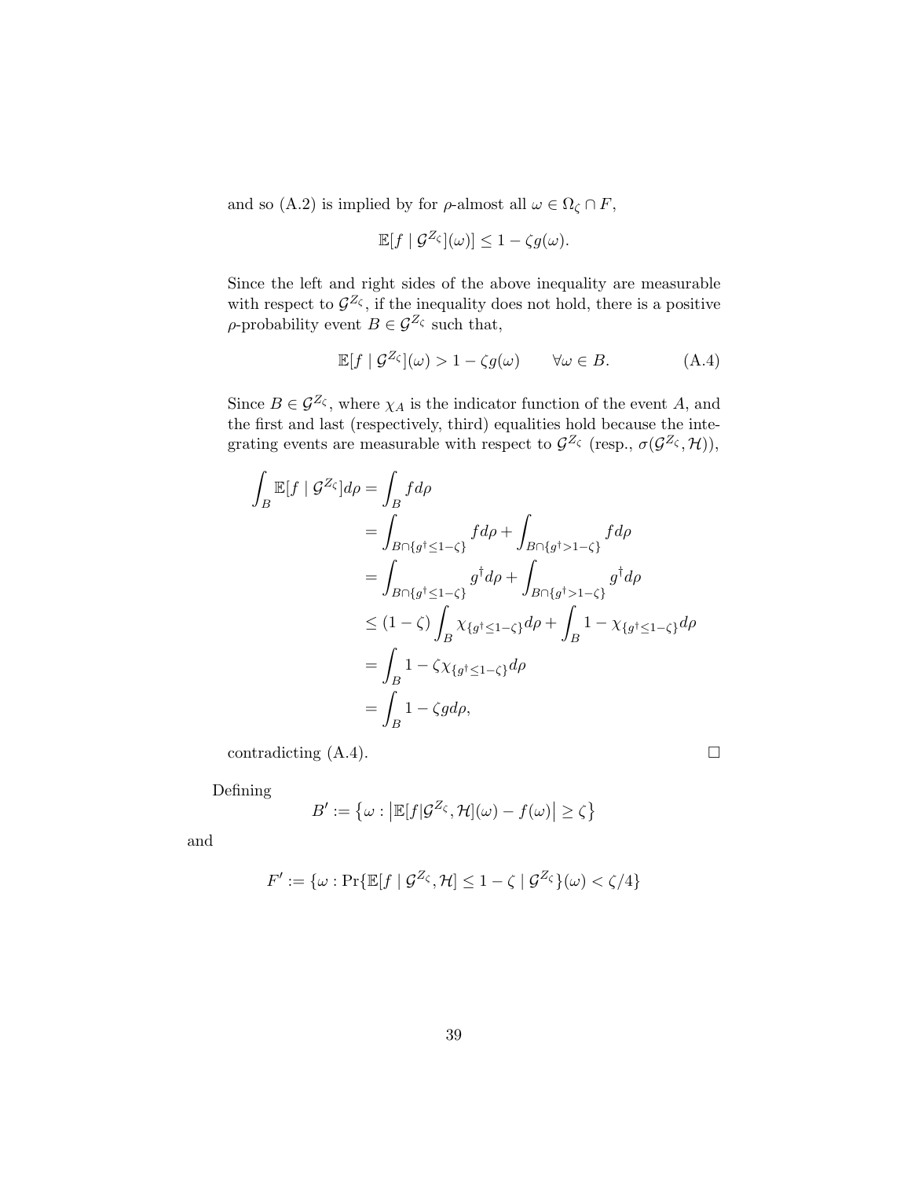and so (A.2) is implied by for $\rho$-almost all $\omega \in \Omega_\zeta \cap F$,

$$\mathbb{E}[f \mid \mathcal{G}^{Z_\zeta}](\omega)] \leq 1 - \zeta g(\omega).$$

Since the left and right sides of the above inequality are measurable with respect to $\mathcal{G}^{Z_\zeta}$, if the inequality does not hold, there is a positive $\rho$-probability event $B \in \mathcal{G}^{Z_\zeta}$ such that,

$$\mathbb{E}[f \mid \mathcal{G}^{Z_\zeta}](\omega) > 1 - \zeta g(\omega) \qquad \forall \omega \in B. \tag{A.4}$$

Since $B \in \mathcal{G}^{Z_\zeta}$, where $\chi_A$ is the indicator function of the event $A$, and the first and last (respectively, third) equalities hold because the integrating events are measurable with respect to $\mathcal{G}^{Z_\zeta}$ (resp., $\sigma(\mathcal{G}^{Z_\zeta}, \mathcal{H})$),

$$\begin{aligned}
\int_B \mathbb{E}[f \mid \mathcal{G}^{Z_\zeta}] d\rho &= \int_B f d\rho \\
&= \int_{B \cap \{g^\dagger \leq 1-\zeta\}} f d\rho + \int_{B \cap \{g^\dagger > 1-\zeta\}} f d\rho \\
&= \int_{B \cap \{g^\dagger \leq 1-\zeta\}} g^\dagger d\rho + \int_{B \cap \{g^\dagger > 1-\zeta\}} g^\dagger d\rho \\
&\leq (1-\zeta) \int_B \chi_{\{g^\dagger \leq 1-\zeta\}} d\rho + \int_B 1 - \chi_{\{g^\dagger \leq 1-\zeta\}} d\rho \\
&= \int_B 1 - \zeta \chi_{\{g^\dagger \leq 1-\zeta\}} d\rho \\
&= \int_B 1 - \zeta g d\rho,
\end{aligned}$$

contradicting (A.4). □

Defining

$$B' := \left\{ \omega : \left| \mathbb{E}[f | \mathcal{G}^{Z_\zeta}, \mathcal{H}](\omega) - f(\omega) \right| \geq \zeta \right\}$$

and

$$F' := \{ \omega : \Pr\{ \mathbb{E}[f \mid \mathcal{G}^{Z_\zeta}, \mathcal{H}] \leq 1 - \zeta \mid \mathcal{G}^{Z_\zeta} \}(\omega) < \zeta/4 \}$$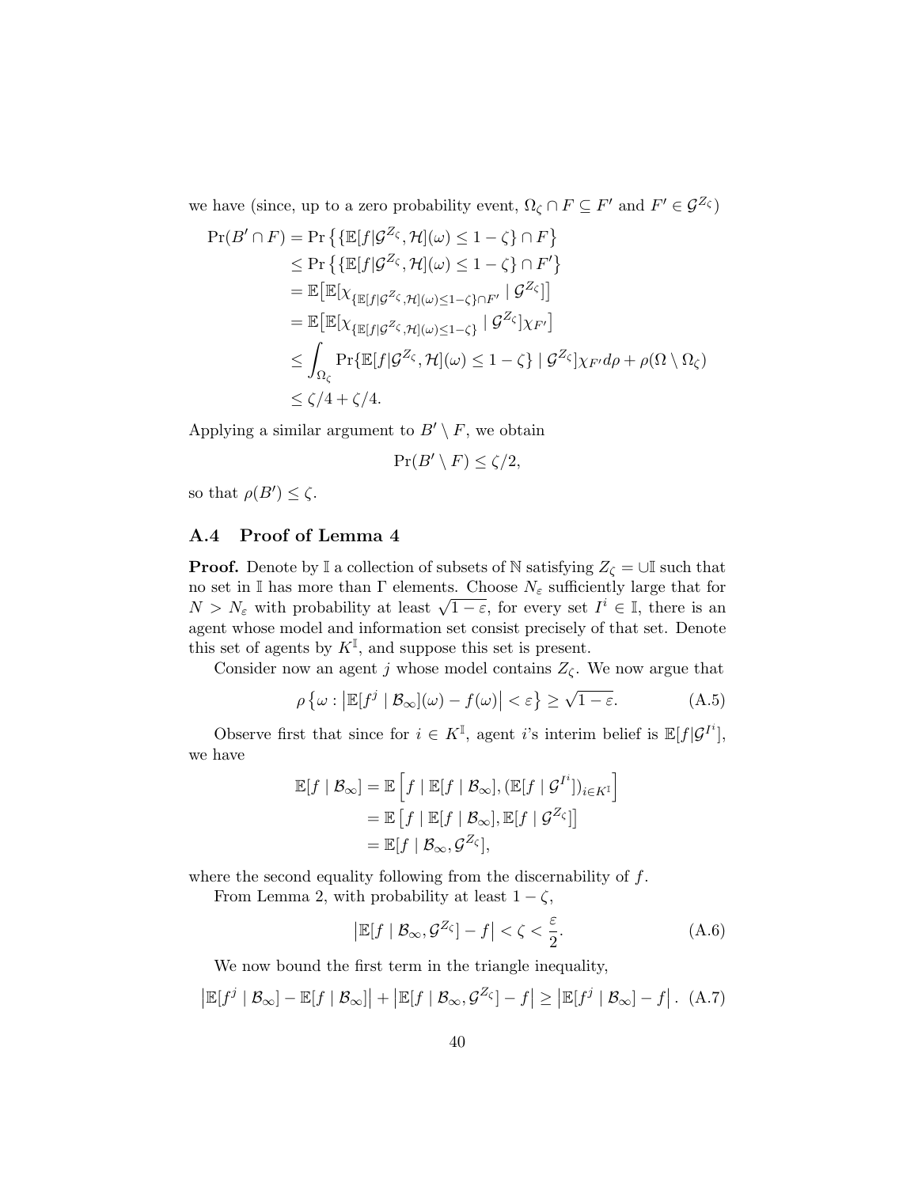we have (since, up to a zero probability event, $\Omega_\zeta \cap F \subseteq F'$ and $F' \in \mathcal{G}^{Z_\zeta}$)

$$
\begin{aligned}
\Pr(B' \cap F) &= \Pr\left\{\{\mathbb{E}[f|\mathcal{G}^{Z_\zeta}, \mathcal{H}](\omega) \leq 1-\zeta\} \cap F\right\} \\
&\leq \Pr\left\{\{\mathbb{E}[f|\mathcal{G}^{Z_\zeta}, \mathcal{H}](\omega) \leq 1-\zeta\} \cap F'\right\} \\
&= \mathbb{E}\big[\mathbb{E}[\chi_{\{\mathbb{E}[f|\mathcal{G}^{Z_\zeta}, \mathcal{H}](\omega) \leq 1-\zeta\} \cap F'} \mid \mathcal{G}^{Z_\zeta}]\big] \\
&= \mathbb{E}\big[\mathbb{E}[\chi_{\{\mathbb{E}[f|\mathcal{G}^{Z_\zeta}, \mathcal{H}](\omega) \leq 1-\zeta\}} \mid \mathcal{G}^{Z_\zeta}]\chi_{F'}\big] \\
&\leq \int_{\Omega_\zeta} \Pr\{\mathbb{E}[f|\mathcal{G}^{Z_\zeta}, \mathcal{H}](\omega) \leq 1-\zeta\} \mid \mathcal{G}^{Z_\zeta}]\chi_{F'} d\rho + \rho(\Omega \setminus \Omega_\zeta) \\
&\leq \zeta/4 + \zeta/4.
\end{aligned}
$$

Applying a similar argument to $B' \setminus F$, we obtain

$$\Pr(B' \setminus F) \leq \zeta/2,$$

so that $\rho(B') \leq \zeta$.

### A.4 Proof of Lemma 4

**Proof.** Denote by $\mathbb{I}$ a collection of subsets of $\mathbb{N}$ satisfying $Z_\zeta = \cup\mathbb{I}$ such that no set in $\mathbb{I}$ has more than $\Gamma$ elements. Choose $N_\varepsilon$ sufficiently large that for $N > N_\varepsilon$ with probability at least $\sqrt{1-\varepsilon}$, for every set $I^i \in \mathbb{I}$, there is an agent whose model and information set consist precisely of that set. Denote this set of agents by $K^{\mathbb{I}}$, and suppose this set is present.

Consider now an agent $j$ whose model contains $Z_\zeta$. We now argue that

$$\rho\left\{\omega : \left|\mathbb{E}[f^j \mid \mathcal{B}_\infty](\omega) - f(\omega)\right| < \varepsilon\right\} \geq \sqrt{1-\varepsilon}. \tag{A.5}$$

Observe first that since for $i \in K^{\mathbb{I}}$, agent $i$'s interim belief is $\mathbb{E}[f|\mathcal{G}^{I^i}]$, we have

$$
\begin{aligned}
\mathbb{E}[f \mid \mathcal{B}_\infty] &= \mathbb{E}\left[f \mid \mathbb{E}[f \mid \mathcal{B}_\infty], (\mathbb{E}[f \mid \mathcal{G}^{I^i}])_{i \in K^{\mathbb{I}}}\right] \\
&= \mathbb{E}\left[f \mid \mathbb{E}[f \mid \mathcal{B}_\infty], \mathbb{E}[f \mid \mathcal{G}^{Z_\zeta}]\right] \\
&= \mathbb{E}[f \mid \mathcal{B}_\infty, \mathcal{G}^{Z_\zeta}],
\end{aligned}
$$

where the second equality following from the discernability of $f$.

From Lemma 2, with probability at least $1-\zeta$,

$$\left|\mathbb{E}[f \mid \mathcal{B}_\infty, \mathcal{G}^{Z_\zeta}] - f\right| < \zeta < \frac{\varepsilon}{2}. \tag{A.6}$$

We now bound the first term in the triangle inequality,

$$\left|\mathbb{E}[f^j \mid \mathcal{B}_\infty] - \mathbb{E}[f \mid \mathcal{B}_\infty]\right| + \left|\mathbb{E}[f \mid \mathcal{B}_\infty, \mathcal{G}^{Z_\zeta}] - f\right| \geq \left|\mathbb{E}[f^j \mid \mathcal{B}_\infty] - f\right|. \tag{A.7}$$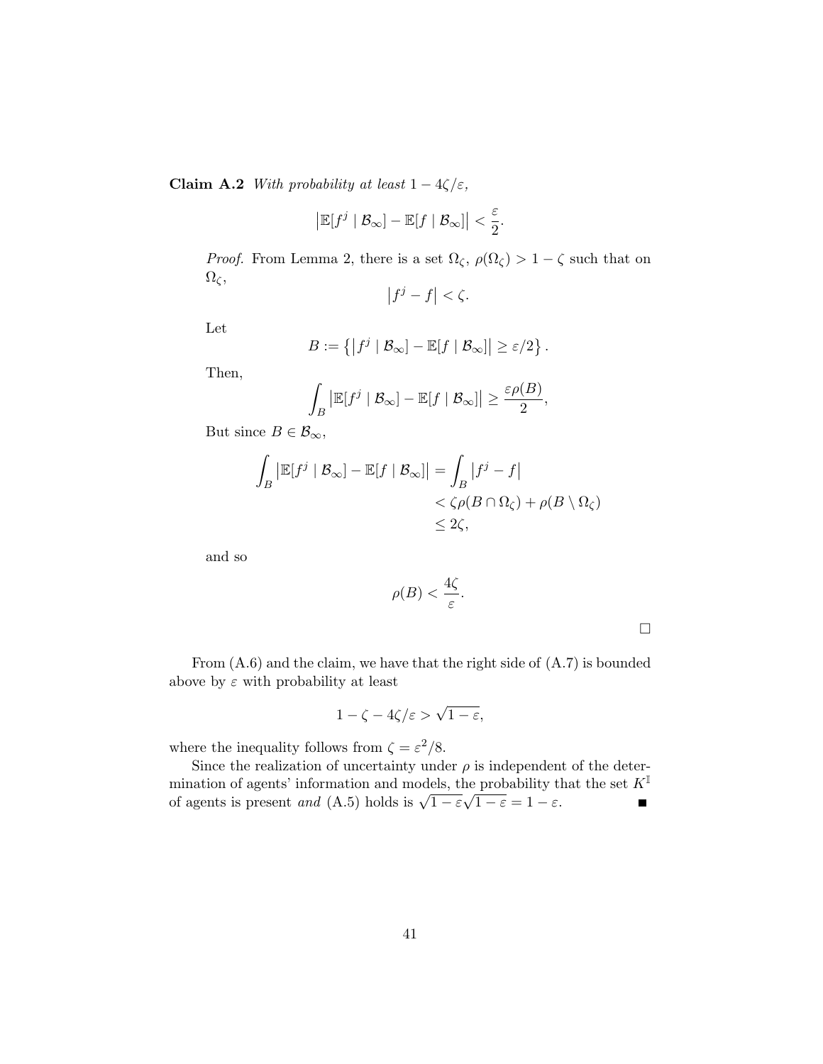**Claim A.2** *With probability at least* $1 - 4\zeta/\varepsilon$,

$$\left|\mathbb{E}[f^j \mid \mathcal{B}_\infty] - \mathbb{E}[f \mid \mathcal{B}_\infty]\right| < \frac{\varepsilon}{2}.$$

*Proof.* From Lemma 2, there is a set $\Omega_\zeta$, $\rho(\Omega_\zeta) > 1 - \zeta$ such that on $\Omega_\zeta$,

$$\left|f^j - f\right| < \zeta.$$

Let

$$B := \left\{\left|f^j \mid \mathcal{B}_\infty] - \mathbb{E}[f \mid \mathcal{B}_\infty]\right| \geq \varepsilon/2\right\}.$$

Then,

$$\int_B \left|\mathbb{E}[f^j \mid \mathcal{B}_\infty] - \mathbb{E}[f \mid \mathcal{B}_\infty]\right| \geq \frac{\varepsilon\rho(B)}{2},$$

But since $B \in \mathcal{B}_\infty$,

$$\begin{aligned}
\int_B \left|\mathbb{E}[f^j \mid \mathcal{B}_\infty] - \mathbb{E}[f \mid \mathcal{B}_\infty]\right| &= \int_B \left|f^j - f\right| \\
&< \zeta\rho(B \cap \Omega_\zeta) + \rho(B \setminus \Omega_\zeta) \\
&\leq 2\zeta,
\end{aligned}$$

and so

$$\rho(B) < \frac{4\zeta}{\varepsilon}.$$

□

From (A.6) and the claim, we have that the right side of (A.7) is bounded above by $\varepsilon$ with probability at least

$$1 - \zeta - 4\zeta/\varepsilon > \sqrt{1-\varepsilon},$$

where the inequality follows from $\zeta = \varepsilon^2/8$.

Since the realization of uncertainty under $\rho$ is independent of the determination of agents' information and models, the probability that the set $K^{\mathbb{I}}$ of agents is present *and* (A.5) holds is $\sqrt{1-\varepsilon}\sqrt{1-\varepsilon} = 1 - \varepsilon$. ■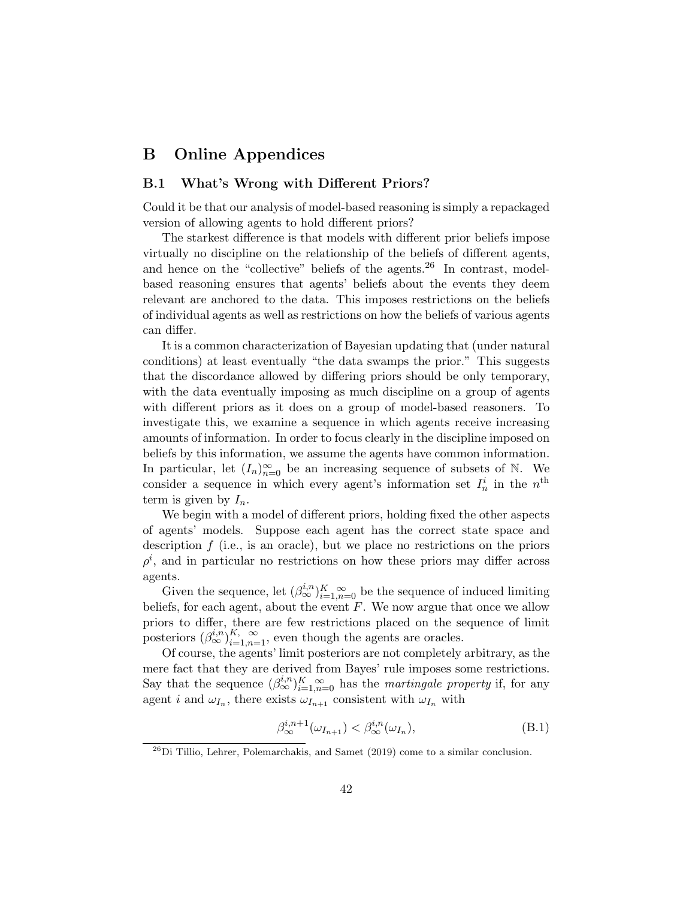# B Online Appendices

## B.1 What's Wrong with Different Priors?

Could it be that our analysis of model-based reasoning is simply a repackaged version of allowing agents to hold different priors?

The starkest difference is that models with different prior beliefs impose virtually no discipline on the relationship of the beliefs of different agents, and hence on the "collective" beliefs of the agents.[26] In contrast, model-based reasoning ensures that agents' beliefs about the events they deem relevant are anchored to the data. This imposes restrictions on the beliefs of individual agents as well as restrictions on how the beliefs of various agents can differ.

It is a common characterization of Bayesian updating that (under natural conditions) at least eventually "the data swamps the prior." This suggests that the discordance allowed by differing priors should be only temporary, with the data eventually imposing as much discipline on a group of agents with different priors as it does on a group of model-based reasoners. To investigate this, we examine a sequence in which agents receive increasing amounts of information. In order to focus clearly in the discipline imposed on beliefs by this information, we assume the agents have common information. In particular, let $(I_n)_{n=0}^{\infty}$ be an increasing sequence of subsets of $\mathbb{N}$. We consider a sequence in which every agent's information set $I_n^i$ in the $n^{\text{th}}$ term is given by $I_n$.

We begin with a model of different priors, holding fixed the other aspects of agents' models. Suppose each agent has the correct state space and description $f$ (i.e., is an oracle), but we place no restrictions on the priors $\rho^i$, and in particular no restrictions on how these priors may differ across agents.

Given the sequence, let $(\beta_{\infty}^{i,n})_{i=1,n=0}^{K,\ \infty}$ be the sequence of induced limiting beliefs, for each agent, about the event $F$. We now argue that once we allow priors to differ, there are few restrictions placed on the sequence of limit posteriors $(\beta_{\infty}^{i,n})_{i=1,n=1}^{K,\ \infty}$, even though the agents are oracles.

Of course, the agents' limit posteriors are not completely arbitrary, as the mere fact that they are derived from Bayes' rule imposes some restrictions. Say that the sequence $(\beta_{\infty}^{i,n})_{i=1,n=0}^{K,\ \infty}$ has the *martingale property* if, for any agent $i$ and $\omega_{I_n}$, there exists $\omega_{I_{n+1}}$ consistent with $\omega_{I_n}$ with

$$\beta_{\infty}^{i,n+1}(\omega_{I_{n+1}}) < \beta_{\infty}^{i,n}(\omega_{I_n}), \tag{B.1}$$

[26] Di Tillio, Lehrer, Polemarchakis, and Samet (2019) come to a similar conclusion.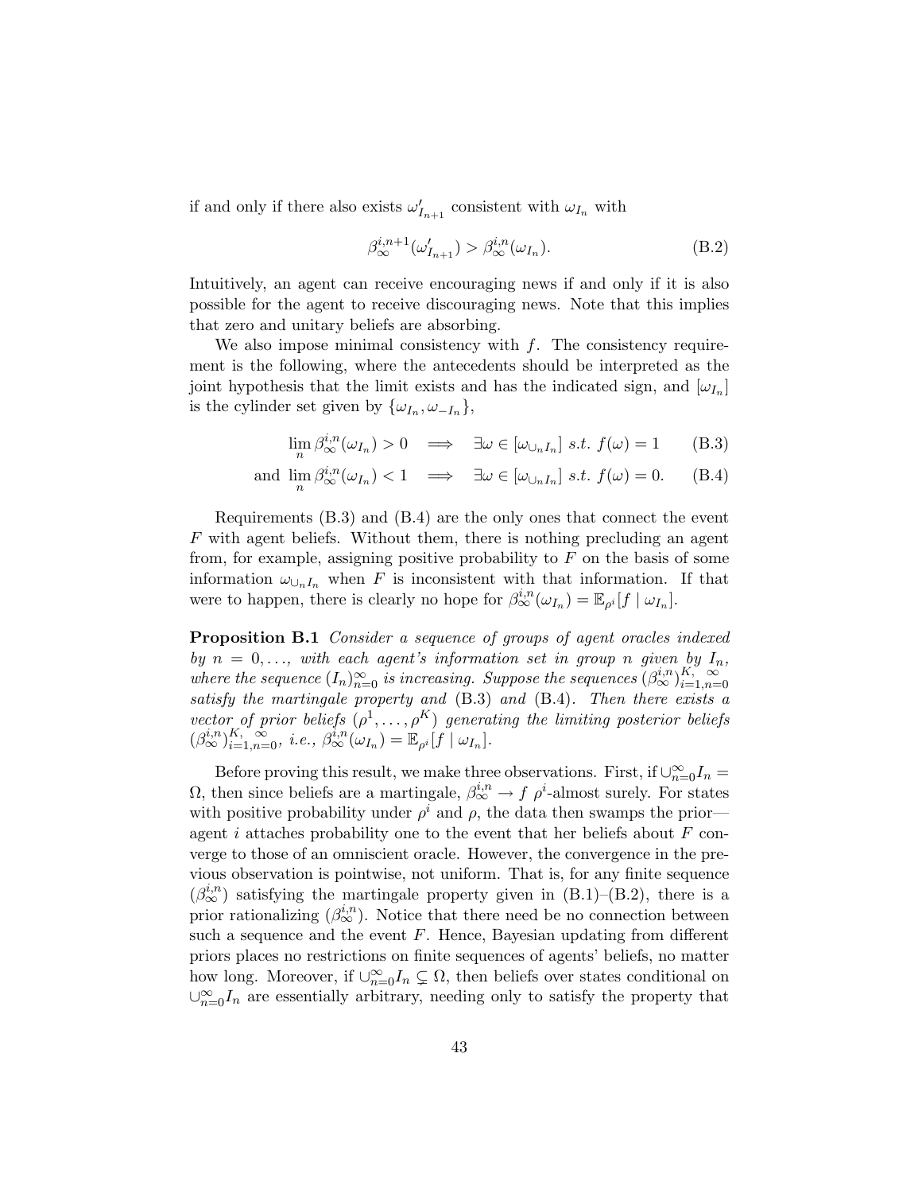if and only if there also exists $\omega'_{I_{n+1}}$ consistent with $\omega_{I_n}$ with

$$\beta_{\infty}^{i,n+1}(\omega'_{I_{n+1}}) > \beta_{\infty}^{i,n}(\omega_{I_n}). \tag{B.2}$$

Intuitively, an agent can receive encouraging news if and only if it is also possible for the agent to receive discouraging news. Note that this implies that zero and unitary beliefs are absorbing.

We also impose minimal consistency with $f$. The consistency requirement is the following, where the antecedents should be interpreted as the joint hypothesis that the limit exists and has the indicated sign, and $[\omega_{I_n}]$ is the cylinder set given by $\{\omega_{I_n}, \omega_{-I_n}\}$,

$$\lim_n \beta_{\infty}^{i,n}(\omega_{I_n}) > 0 \implies \exists \omega \in [\omega_{\cup_n I_n}] \text{ s.t. } f(\omega) = 1 \tag{B.3}$$

$$\text{and } \lim_n \beta_{\infty}^{i,n}(\omega_{I_n}) < 1 \implies \exists \omega \in [\omega_{\cup_n I_n}] \text{ s.t. } f(\omega) = 0. \tag{B.4}$$

Requirements (B.3) and (B.4) are the only ones that connect the event $F$ with agent beliefs. Without them, there is nothing precluding an agent from, for example, assigning positive probability to $F$ on the basis of some information $\omega_{\cup_n I_n}$ when $F$ is inconsistent with that information. If that were to happen, there is clearly no hope for $\beta_{\infty}^{i,n}(\omega_{I_n}) = \mathbb{E}_{\rho^i}[f \mid \omega_{I_n}]$.

**Proposition B.1** *Consider a sequence of groups of agent oracles indexed by $n = 0, \ldots$, with each agent's information set in group $n$ given by $I_n$, where the sequence $(I_n)_{n=0}^{\infty}$ is increasing. Suppose the sequences $(\beta_{\infty}^{i,n})_{i=1,n=0}^{K,\ \infty}$ satisfy the martingale property and* (B.3) *and* (B.4)*. Then there exists a vector of prior beliefs $(\rho^1, \ldots, \rho^K)$ generating the limiting posterior beliefs $(\beta_{\infty}^{i,n})_{i=1,n=0}^{K,\ \infty}$, i.e., $\beta_{\infty}^{i,n}(\omega_{I_n}) = \mathbb{E}_{\rho^i}[f \mid \omega_{I_n}]$.*

Before proving this result, we make three observations. First, if $\cup_{n=0}^{\infty} I_n = \Omega$, then since beliefs are a martingale, $\beta_{\infty}^{i,n} \to f$ $\rho^i$-almost surely. For states with positive probability under $\rho^i$ and $\rho$, the data then swamps the prior—agent $i$ attaches probability one to the event that her beliefs about $F$ converge to those of an omniscient oracle. However, the convergence in the previous observation is pointwise, not uniform. That is, for any finite sequence $(\beta_{\infty}^{i,n})$ satisfying the martingale property given in (B.1)–(B.2), there is a prior rationalizing $(\beta_{\infty}^{i,n})$. Notice that there need be no connection between such a sequence and the event $F$. Hence, Bayesian updating from different priors places no restrictions on finite sequences of agents' beliefs, no matter how long. Moreover, if $\cup_{n=0}^{\infty} I_n \subsetneq \Omega$, then beliefs over states conditional on $\cup_{n=0}^{\infty} I_n$ are essentially arbitrary, needing only to satisfy the property that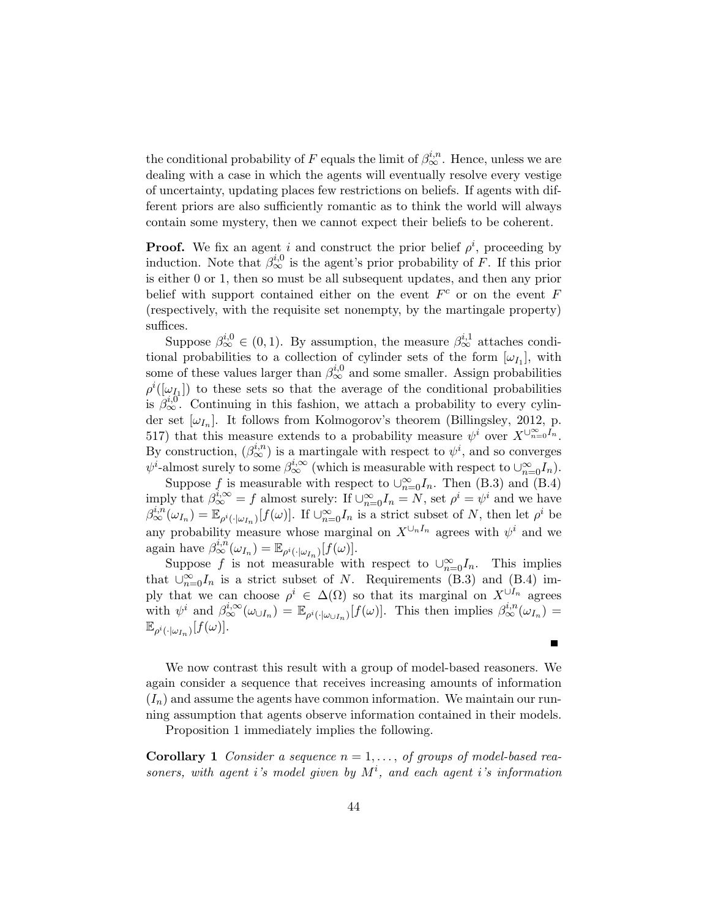the conditional probability of $F$ equals the limit of $\beta_\infty^{i,n}$. Hence, unless we are dealing with a case in which the agents will eventually resolve every vestige of uncertainty, updating places few restrictions on beliefs. If agents with different priors are also sufficiently romantic as to think the world will always contain some mystery, then we cannot expect their beliefs to be coherent.

**Proof.** We fix an agent $i$ and construct the prior belief $\rho^i$, proceeding by induction. Note that $\beta_\infty^{i,0}$ is the agent's prior probability of $F$. If this prior is either 0 or 1, then so must be all subsequent updates, and then any prior belief with support contained either on the event $F^c$ or on the event $F$ (respectively, with the requisite set nonempty, by the martingale property) suffices.

Suppose $\beta_\infty^{i,0} \in (0,1)$. By assumption, the measure $\beta_\infty^{i,1}$ attaches conditional probabilities to a collection of cylinder sets of the form $[\omega_{I_1}]$, with some of these values larger than $\beta_\infty^{i,0}$ and some smaller. Assign probabilities $\rho^i([\omega_{I_1}])$ to these sets so that the average of the conditional probabilities is $\beta_\infty^{i,0}$. Continuing in this fashion, we attach a probability to every cylinder set $[\omega_{I_n}]$. It follows from Kolmogorov's theorem (Billingsley, 2012, p. 517) that this measure extends to a probability measure $\psi^i$ over $X^{\cup_{n=0}^\infty I_n}$. By construction, $(\beta_\infty^{i,n})$ is a martingale with respect to $\psi^i$, and so converges $\psi^i$-almost surely to some $\beta_\infty^{i,\infty}$ (which is measurable with respect to $\cup_{n=0}^\infty I_n$).

Suppose $f$ is measurable with respect to $\cup_{n=0}^\infty I_n$. Then (B.3) and (B.4) imply that $\beta_\infty^{i,\infty} = f$ almost surely: If $\cup_{n=0}^\infty I_n = N$, set $\rho^i = \psi^i$ and we have $\beta_\infty^{i,n}(\omega_{I_n}) = \mathbb{E}_{\rho^i(\cdot|\omega_{I_n})}[f(\omega)]$. If $\cup_{n=0}^\infty I_n$ is a strict subset of $N$, then let $\rho^i$ be any probability measure whose marginal on $X^{\cup_n I_n}$ agrees with $\psi^i$ and we again have $\beta_\infty^{i,n}(\omega_{I_n}) = \mathbb{E}_{\rho^i(\cdot|\omega_{I_n})}[f(\omega)]$.

Suppose $f$ is not measurable with respect to $\cup_{n=0}^\infty I_n$. This implies that $\cup_{n=0}^\infty I_n$ is a strict subset of $N$. Requirements (B.3) and (B.4) imply that we can choose $\rho^i \in \Delta(\Omega)$ so that its marginal on $X^{\cup I_n}$ agrees with $\psi^i$ and $\beta_\infty^{i,\infty}(\omega_{\cup I_n}) = \mathbb{E}_{\rho^i(\cdot|\omega_{\cup I_n})}[f(\omega)]$. This then implies $\beta_\infty^{i,n}(\omega_{I_n}) = \mathbb{E}_{\rho^i(\cdot|\omega_{I_n})}[f(\omega)]$. ■

We now contrast this result with a group of model-based reasoners. We again consider a sequence that receives increasing amounts of information $(I_n)$ and assume the agents have common information. We maintain our running assumption that agents observe information contained in their models.

Proposition 1 immediately implies the following.

**Corollary 1** *Consider a sequence $n = 1, \ldots,$ of groups of model-based reasoners, with agent $i$'s model given by $M^i$, and each agent $i$'s information*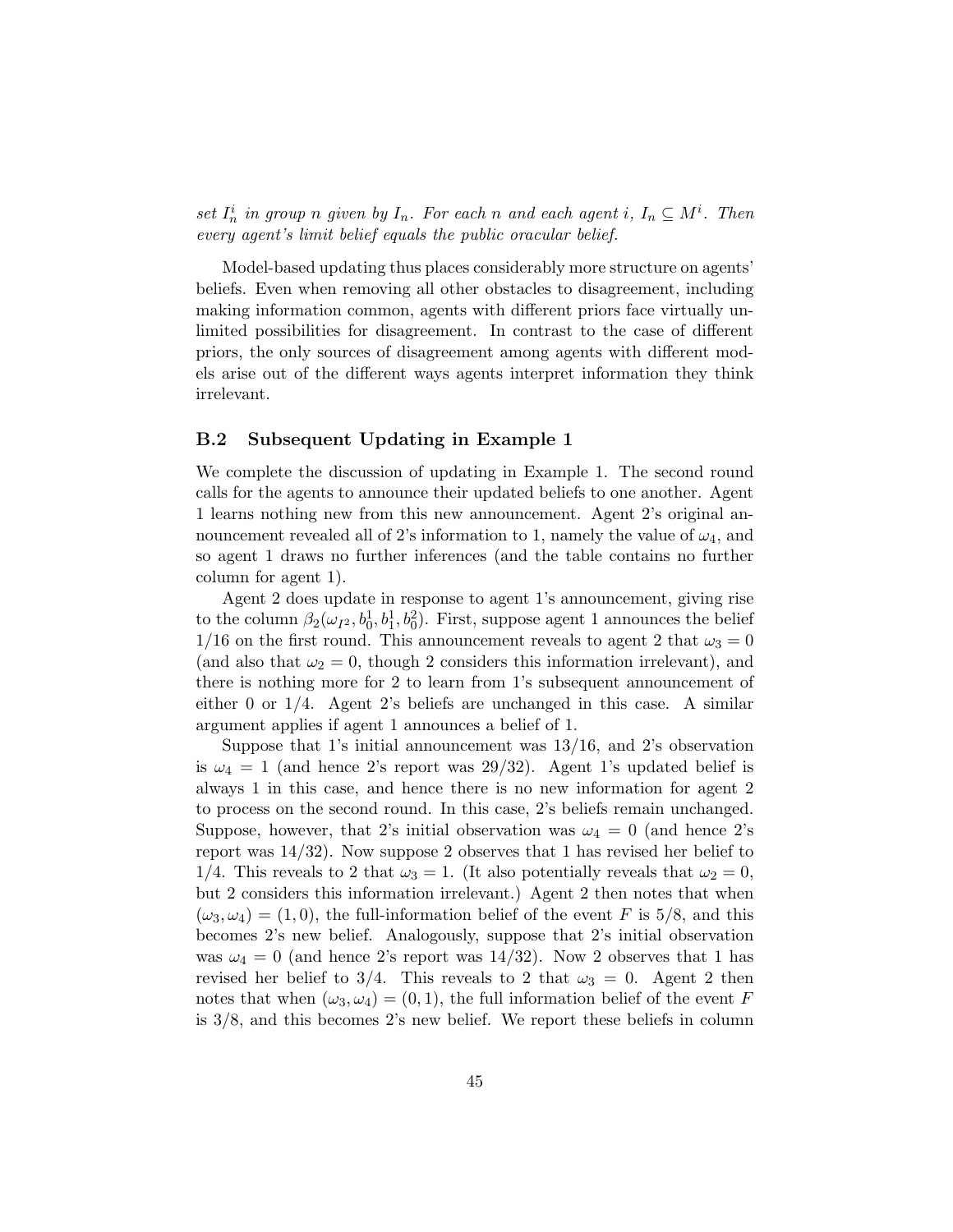*set $I_n^i$ in group $n$ given by $I_n$. For each $n$ and each agent $i$, $I_n \subseteq M^i$. Then every agent's limit belief equals the public oracular belief.*

Model-based updating thus places considerably more structure on agents' beliefs. Even when removing all other obstacles to disagreement, including making information common, agents with different priors face virtually unlimited possibilities for disagreement. In contrast to the case of different priors, the only sources of disagreement among agents with different models arise out of the different ways agents interpret information they think irrelevant.

### B.2 Subsequent Updating in Example 1

We complete the discussion of updating in Example 1. The second round calls for the agents to announce their updated beliefs to one another. Agent 1 learns nothing new from this new announcement. Agent 2's original announcement revealed all of 2's information to 1, namely the value of $\omega_4$, and so agent 1 draws no further inferences (and the table contains no further column for agent 1).

Agent 2 does update in response to agent 1's announcement, giving rise to the column $\beta_2(\omega_{I^2}, b_0^1, b_1^1, b_0^2)$. First, suppose agent 1 announces the belief 1/16 on the first round. This announcement reveals to agent 2 that $\omega_3 = 0$ (and also that $\omega_2 = 0$, though 2 considers this information irrelevant), and there is nothing more for 2 to learn from 1's subsequent announcement of either 0 or 1/4. Agent 2's beliefs are unchanged in this case. A similar argument applies if agent 1 announces a belief of 1.

Suppose that 1's initial announcement was 13/16, and 2's observation is $\omega_4 = 1$ (and hence 2's report was 29/32). Agent 1's updated belief is always 1 in this case, and hence there is no new information for agent 2 to process on the second round. In this case, 2's beliefs remain unchanged. Suppose, however, that 2's initial observation was $\omega_4 = 0$ (and hence 2's report was 14/32). Now suppose 2 observes that 1 has revised her belief to 1/4. This reveals to 2 that $\omega_3 = 1$. (It also potentially reveals that $\omega_2 = 0$, but 2 considers this information irrelevant.) Agent 2 then notes that when $(\omega_3, \omega_4) = (1, 0)$, the full-information belief of the event $F$ is 5/8, and this becomes 2's new belief. Analogously, suppose that 2's initial observation was $\omega_4 = 0$ (and hence 2's report was 14/32). Now 2 observes that 1 has revised her belief to 3/4. This reveals to 2 that $\omega_3 = 0$. Agent 2 then notes that when $(\omega_3, \omega_4) = (0, 1)$, the full information belief of the event $F$ is 3/8, and this becomes 2's new belief. We report these beliefs in column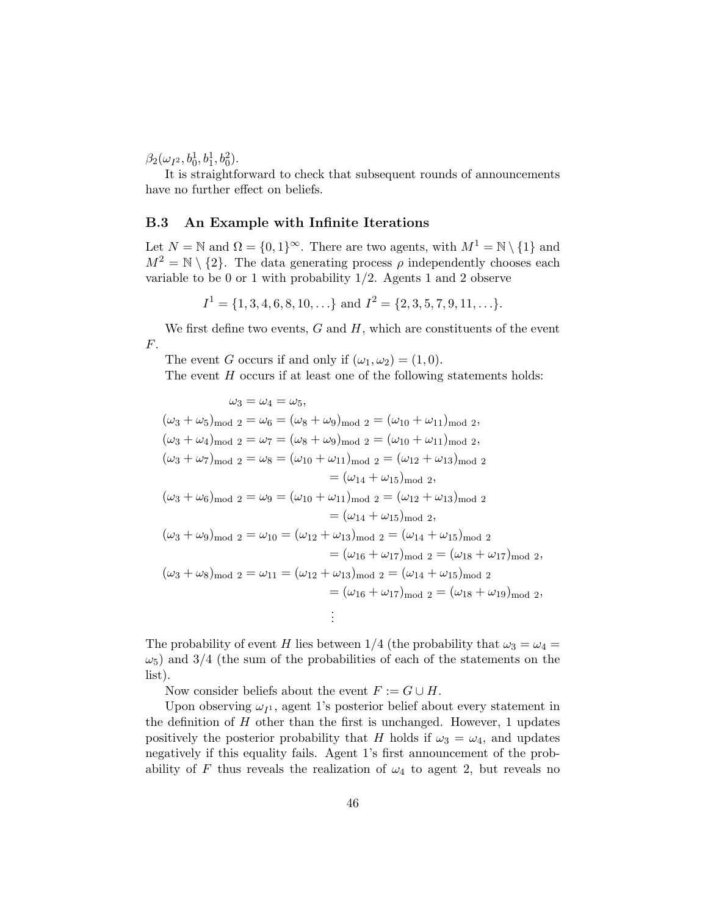$\beta_2(\omega_{I^2}, b_0^1, b_1^1, b_0^2)$.

It is straightforward to check that subsequent rounds of announcements have no further effect on beliefs.

### B.3 An Example with Infinite Iterations

Let $N = \mathbb{N}$ and $\Omega = \{0,1\}^\infty$. There are two agents, with $M^1 = \mathbb{N} \setminus \{1\}$ and $M^2 = \mathbb{N} \setminus \{2\}$. The data generating process $\rho$ independently chooses each variable to be 0 or 1 with probability 1/2. Agents 1 and 2 observe

$$I^1 = \{1, 3, 4, 6, 8, 10, \ldots\} \text{ and } I^2 = \{2, 3, 5, 7, 9, 11, \ldots\}.$$

We first define two events, $G$ and $H$, which are constituents of the event $F$.

The event $G$ occurs if and only if $(\omega_1, \omega_2) = (1, 0)$.

The event $H$ occurs if at least one of the following statements holds:

$$
\begin{aligned}
&\omega_3 = \omega_4 = \omega_5, \\
&(\omega_3 + \omega_5)_{\text{mod } 2} = \omega_6 = (\omega_8 + \omega_9)_{\text{mod } 2} = (\omega_{10} + \omega_{11})_{\text{mod } 2}, \\
&(\omega_3 + \omega_4)_{\text{mod } 2} = \omega_7 = (\omega_8 + \omega_9)_{\text{mod } 2} = (\omega_{10} + \omega_{11})_{\text{mod } 2}, \\
&(\omega_3 + \omega_7)_{\text{mod } 2} = \omega_8 = (\omega_{10} + \omega_{11})_{\text{mod } 2} = (\omega_{12} + \omega_{13})_{\text{mod } 2} \\
&\qquad\qquad\qquad\qquad\qquad = (\omega_{14} + \omega_{15})_{\text{mod } 2}, \\
&(\omega_3 + \omega_6)_{\text{mod } 2} = \omega_9 = (\omega_{10} + \omega_{11})_{\text{mod } 2} = (\omega_{12} + \omega_{13})_{\text{mod } 2} \\
&\qquad\qquad\qquad\qquad\qquad = (\omega_{14} + \omega_{15})_{\text{mod } 2}, \\
&(\omega_3 + \omega_9)_{\text{mod } 2} = \omega_{10} = (\omega_{12} + \omega_{13})_{\text{mod } 2} = (\omega_{14} + \omega_{15})_{\text{mod } 2} \\
&\qquad\qquad\qquad\qquad\qquad = (\omega_{16} + \omega_{17})_{\text{mod } 2} = (\omega_{18} + \omega_{17})_{\text{mod } 2}, \\
&(\omega_3 + \omega_8)_{\text{mod } 2} = \omega_{11} = (\omega_{12} + \omega_{13})_{\text{mod } 2} = (\omega_{14} + \omega_{15})_{\text{mod } 2} \\
&\qquad\qquad\qquad\qquad\qquad = (\omega_{16} + \omega_{17})_{\text{mod } 2} = (\omega_{18} + \omega_{19})_{\text{mod } 2}, \\
&\qquad\qquad\qquad\qquad\qquad \vdots
\end{aligned}
$$

The probability of event $H$ lies between 1/4 (the probability that $\omega_3 = \omega_4 = \omega_5$) and 3/4 (the sum of the probabilities of each of the statements on the list).

Now consider beliefs about the event $F := G \cup H$.

Upon observing $\omega_{I^1}$, agent 1's posterior belief about every statement in the definition of $H$ other than the first is unchanged. However, 1 updates positively the posterior probability that $H$ holds if $\omega_3 = \omega_4$, and updates negatively if this equality fails. Agent 1's first announcement of the probability of $F$ thus reveals the realization of $\omega_4$ to agent 2, but reveals no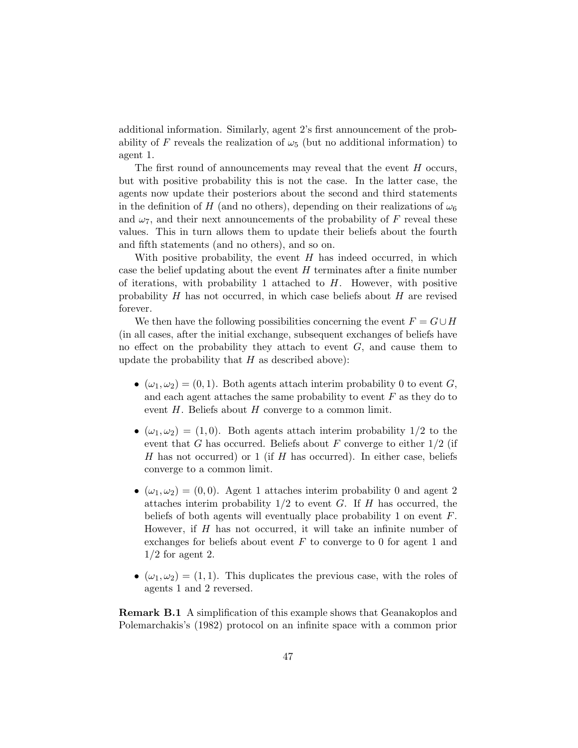additional information. Similarly, agent 2's first announcement of the probability of $F$ reveals the realization of $\omega_5$ (but no additional information) to agent 1.

The first round of announcements may reveal that the event $H$ occurs, but with positive probability this is not the case. In the latter case, the agents now update their posteriors about the second and third statements in the definition of $H$ (and no others), depending on their realizations of $\omega_6$ and $\omega_7$, and their next announcements of the probability of $F$ reveal these values. This in turn allows them to update their beliefs about the fourth and fifth statements (and no others), and so on.

With positive probability, the event $H$ has indeed occurred, in which case the belief updating about the event $H$ terminates after a finite number of iterations, with probability 1 attached to $H$. However, with positive probability $H$ has not occurred, in which case beliefs about $H$ are revised forever.

We then have the following possibilities concerning the event $F = G \cup H$ (in all cases, after the initial exchange, subsequent exchanges of beliefs have no effect on the probability they attach to event $G$, and cause them to update the probability that $H$ as described above):

- $(\omega_1, \omega_2) = (0, 1)$. Both agents attach interim probability 0 to event $G$, and each agent attaches the same probability to event $F$ as they do to event $H$. Beliefs about $H$ converge to a common limit.
- $(\omega_1, \omega_2) = (1, 0)$. Both agents attach interim probability $1/2$ to the event that $G$ has occurred. Beliefs about $F$ converge to either $1/2$ (if $H$ has not occurred) or 1 (if $H$ has occurred). In either case, beliefs converge to a common limit.
- $(\omega_1, \omega_2) = (0, 0)$. Agent 1 attaches interim probability 0 and agent 2 attaches interim probability $1/2$ to event $G$. If $H$ has occurred, the beliefs of both agents will eventually place probability 1 on event $F$. However, if $H$ has not occurred, it will take an infinite number of exchanges for beliefs about event $F$ to converge to 0 for agent 1 and $1/2$ for agent 2.
- $(\omega_1, \omega_2) = (1, 1)$. This duplicates the previous case, with the roles of agents 1 and 2 reversed.

**Remark B.1** A simplification of this example shows that Geanakoplos and Polemarchakis's (1982) protocol on an infinite space with a common prior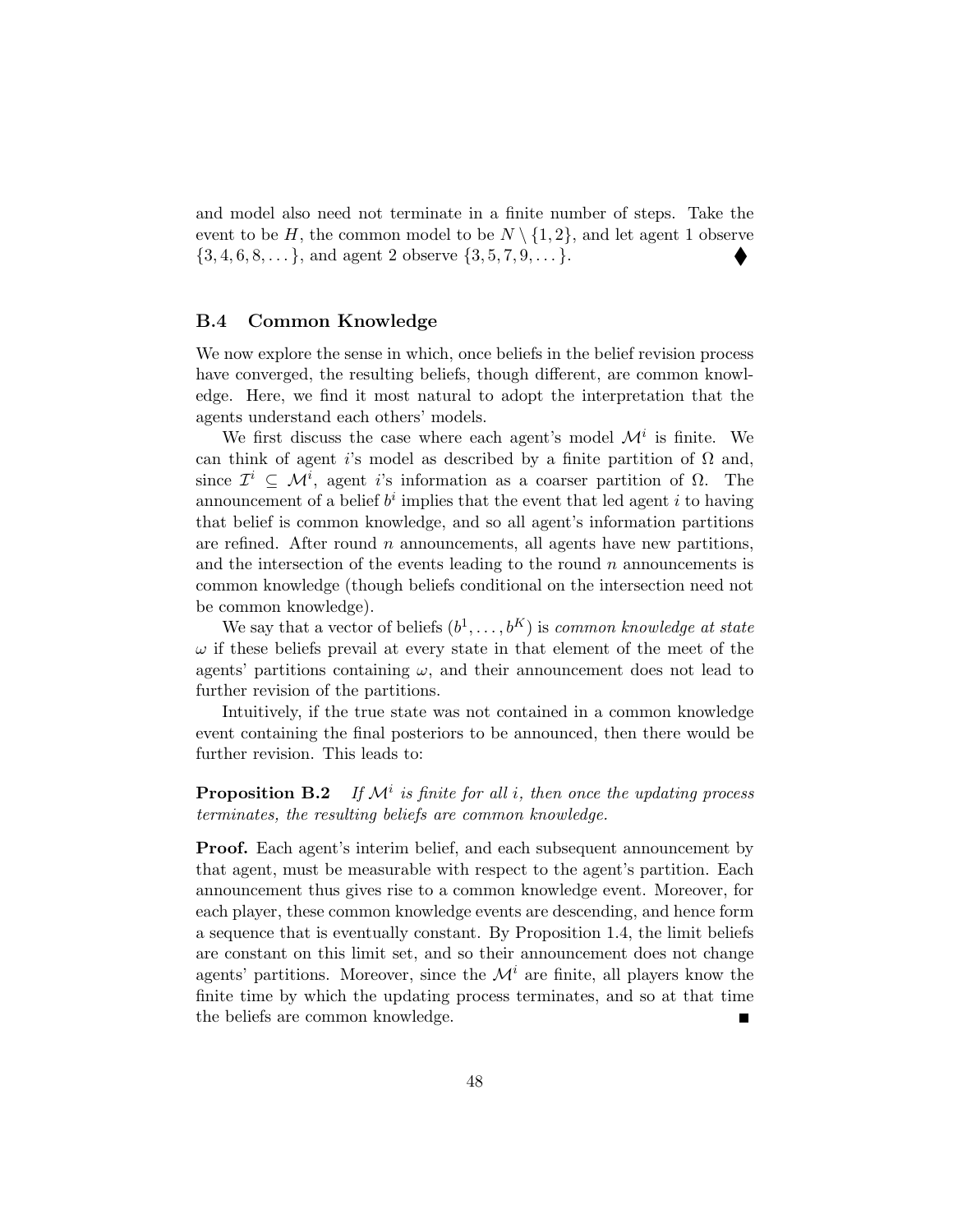and model also need not terminate in a finite number of steps. Take the event to be $H$, the common model to be $N \setminus \{1, 2\}$, and let agent 1 observe $\{3, 4, 6, 8, \dots\}$, and agent 2 observe $\{3, 5, 7, 9, \dots\}$. ⧫

### B.4 Common Knowledge

We now explore the sense in which, once beliefs in the belief revision process have converged, the resulting beliefs, though different, are common knowledge. Here, we find it most natural to adopt the interpretation that the agents understand each others' models.

We first discuss the case where each agent's model $\mathcal{M}^i$ is finite. We can think of agent $i$'s model as described by a finite partition of $\Omega$ and, since $\mathcal{I}^i \subseteq \mathcal{M}^i$, agent $i$'s information as a coarser partition of $\Omega$. The announcement of a belief $b^i$ implies that the event that led agent $i$ to having that belief is common knowledge, and so all agent's information partitions are refined. After round $n$ announcements, all agents have new partitions, and the intersection of the events leading to the round $n$ announcements is common knowledge (though beliefs conditional on the intersection need not be common knowledge).

We say that a vector of beliefs $(b^1, \dots, b^K)$ is *common knowledge at state* $\omega$ if these beliefs prevail at every state in that element of the meet of the agents' partitions containing $\omega$, and their announcement does not lead to further revision of the partitions.

Intuitively, if the true state was not contained in a common knowledge event containing the final posteriors to be announced, then there would be further revision. This leads to:

**Proposition B.2** *If $\mathcal{M}^i$ is finite for all $i$, then once the updating process terminates, the resulting beliefs are common knowledge.*

**Proof.** Each agent's interim belief, and each subsequent announcement by that agent, must be measurable with respect to the agent's partition. Each announcement thus gives rise to a common knowledge event. Moreover, for each player, these common knowledge events are descending, and hence form a sequence that is eventually constant. By Proposition 1.4, the limit beliefs are constant on this limit set, and so their announcement does not change agents' partitions. Moreover, since the $\mathcal{M}^i$ are finite, all players know the finite time by which the updating process terminates, and so at that time the beliefs are common knowledge. ∎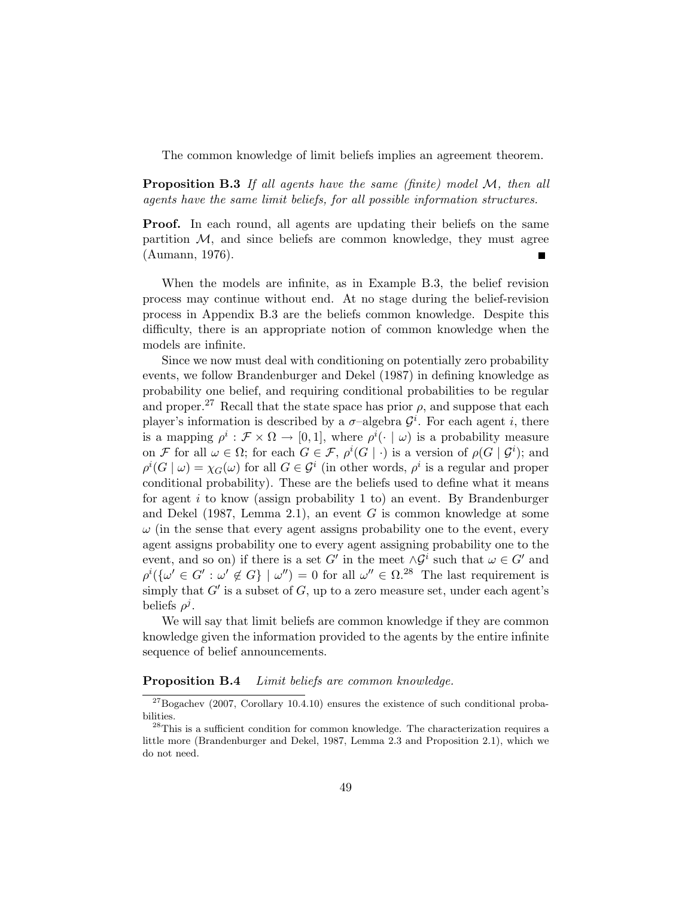The common knowledge of limit beliefs implies an agreement theorem.

**Proposition B.3** *If all agents have the same (finite) model $\mathcal{M}$, then all agents have the same limit beliefs, for all possible information structures.*

**Proof.** In each round, all agents are updating their beliefs on the same partition $\mathcal{M}$, and since beliefs are common knowledge, they must agree (Aumann, 1976). ∎

When the models are infinite, as in Example B.3, the belief revision process may continue without end. At no stage during the belief-revision process in Appendix B.3 are the beliefs common knowledge. Despite this difficulty, there is an appropriate notion of common knowledge when the models are infinite.

Since we now must deal with conditioning on potentially zero probability events, we follow Brandenburger and Dekel (1987) in defining knowledge as probability one belief, and requiring conditional probabilities to be regular and proper.[27] Recall that the state space has prior $\rho$, and suppose that each player's information is described by a $\sigma$–algebra $\mathcal{G}^i$. For each agent $i$, there is a mapping $\rho^i : \mathcal{F} \times \Omega \to [0, 1]$, where $\rho^i(\cdot \mid \omega)$ is a probability measure on $\mathcal{F}$ for all $\omega \in \Omega$; for each $G \in \mathcal{F}$, $\rho^i(G \mid \cdot)$ is a version of $\rho(G \mid \mathcal{G}^i)$; and $\rho^i(G \mid \omega) = \chi_G(\omega)$ for all $G \in \mathcal{G}^i$ (in other words, $\rho^i$ is a regular and proper conditional probability). These are the beliefs used to define what it means for agent $i$ to know (assign probability 1 to) an event. By Brandenburger and Dekel (1987, Lemma 2.1), an event $G$ is common knowledge at some $\omega$ (in the sense that every agent assigns probability one to the event, every agent assigns probability one to every agent assigning probability one to the event, and so on) if there is a set $G'$ in the meet $\wedge \mathcal{G}^i$ such that $\omega \in G'$ and $\rho^i(\{\omega' \in G' : \omega' \notin G\} \mid \omega'') = 0$ for all $\omega'' \in \Omega$.[28] The last requirement is simply that $G'$ is a subset of $G$, up to a zero measure set, under each agent's beliefs $\rho^j$.

We will say that limit beliefs are common knowledge if they are common knowledge given the information provided to the agents by the entire infinite sequence of belief announcements.

**Proposition B.4** *Limit beliefs are common knowledge.*

[27] Bogachev (2007, Corollary 10.4.10) ensures the existence of such conditional probabilities.

[28] This is a sufficient condition for common knowledge. The characterization requires a little more (Brandenburger and Dekel, 1987, Lemma 2.3 and Proposition 2.1), which we do not need.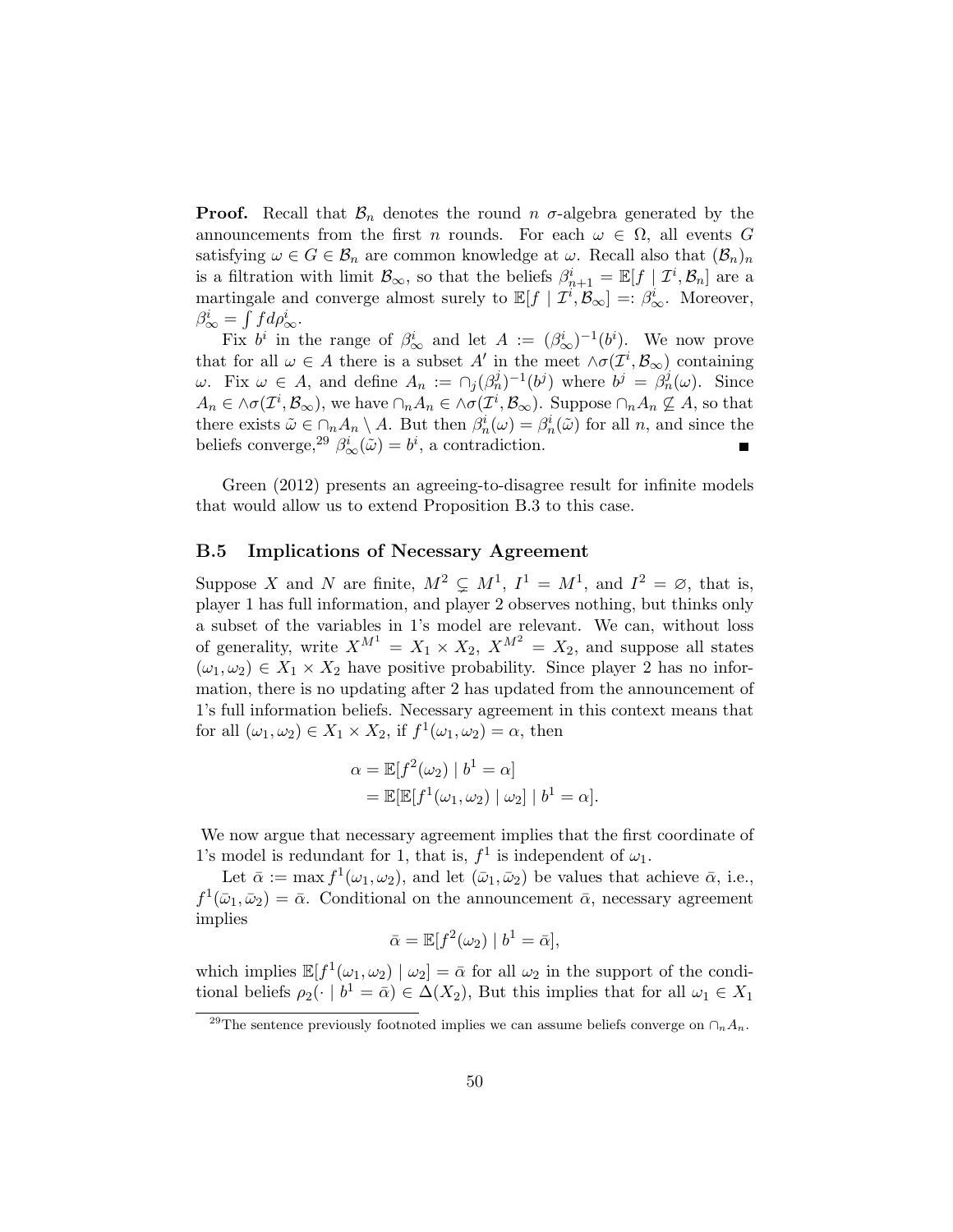**Proof.** Recall that $\mathcal{B}_n$ denotes the round $n$ $\sigma$-algebra generated by the announcements from the first $n$ rounds. For each $\omega \in \Omega$, all events $G$ satisfying $\omega \in G \in \mathcal{B}_n$ are common knowledge at $\omega$. Recall also that $(\mathcal{B}_n)_n$ is a filtration with limit $\mathcal{B}_\infty$, so that the beliefs $\beta^i_{n+1} = \mathbb{E}[f \mid \mathcal{I}^i, \mathcal{B}_n]$ are a martingale and converge almost surely to $\mathbb{E}[f \mid \mathcal{I}^i, \mathcal{B}_\infty] =: \beta^i_\infty$. Moreover, $\beta^i_\infty = \int f d\rho^i_\infty$.

Fix $b^i$ in the range of $\beta^i_\infty$ and let $A := (\beta^i_\infty)^{-1}(b^i)$. We now prove that for all $\omega \in A$ there is a subset $A'$ in the meet $\wedge\sigma(\mathcal{I}^i, \mathcal{B}_\infty)$ containing $\omega$. Fix $\omega \in A$, and define $A_n := \cap_j (\beta^j_n)^{-1}(b^j)$ where $b^j = \beta^j_n(\omega)$. Since $A_n \in \wedge\sigma(\mathcal{I}^i, \mathcal{B}_\infty)$, we have $\cap_n A_n \in \wedge\sigma(\mathcal{I}^i, \mathcal{B}_\infty)$. Suppose $\cap_n A_n \not\subseteq A$, so that there exists $\tilde{\omega} \in \cap_n A_n \setminus A$. But then $\beta^i_n(\omega) = \beta^i_n(\tilde{\omega})$ for all $n$, and since the beliefs converge,[29] $\beta^i_\infty(\tilde{\omega}) = b^i$, a contradiction. ∎

Green (2012) presents an agreeing-to-disagree result for infinite models that would allow us to extend Proposition B.3 to this case.

## B.5 Implications of Necessary Agreement

Suppose $X$ and $N$ are finite, $M^2 \subsetneq M^1$, $I^1 = M^1$, and $I^2 = \varnothing$, that is, player 1 has full information, and player 2 observes nothing, but thinks only a subset of the variables in 1's model are relevant. We can, without loss of generality, write $X^{M^1} = X_1 \times X_2$, $X^{M^2} = X_2$, and suppose all states $(\omega_1, \omega_2) \in X_1 \times X_2$ have positive probability. Since player 2 has no information, there is no updating after 2 has updated from the announcement of 1's full information beliefs. Necessary agreement in this context means that for all $(\omega_1, \omega_2) \in X_1 \times X_2$, if $f^1(\omega_1, \omega_2) = \alpha$, then

$$\begin{aligned}
\alpha &= \mathbb{E}[f^2(\omega_2) \mid b^1 = \alpha] \\
&= \mathbb{E}[\mathbb{E}[f^1(\omega_1, \omega_2) \mid \omega_2] \mid b^1 = \alpha].
\end{aligned}$$

We now argue that necessary agreement implies that the first coordinate of 1's model is redundant for 1, that is, $f^1$ is independent of $\omega_1$.

Let $\bar{\alpha} := \max f^1(\omega_1, \omega_2)$, and let $(\bar{\omega}_1, \bar{\omega}_2)$ be values that achieve $\bar{\alpha}$, i.e., $f^1(\bar{\omega}_1, \bar{\omega}_2) = \bar{\alpha}$. Conditional on the announcement $\bar{\alpha}$, necessary agreement implies

$$\bar{\alpha} = \mathbb{E}[f^2(\omega_2) \mid b^1 = \bar{\alpha}],$$

which implies $\mathbb{E}[f^1(\omega_1, \omega_2) \mid \omega_2] = \bar{\alpha}$ for all $\omega_2$ in the support of the conditional beliefs $\rho_2(\cdot \mid b^1 = \bar{\alpha}) \in \Delta(X_2)$, But this implies that for all $\omega_1 \in X_1$

[29] The sentence previously footnoted implies we can assume beliefs converge on $\cap_n A_n$.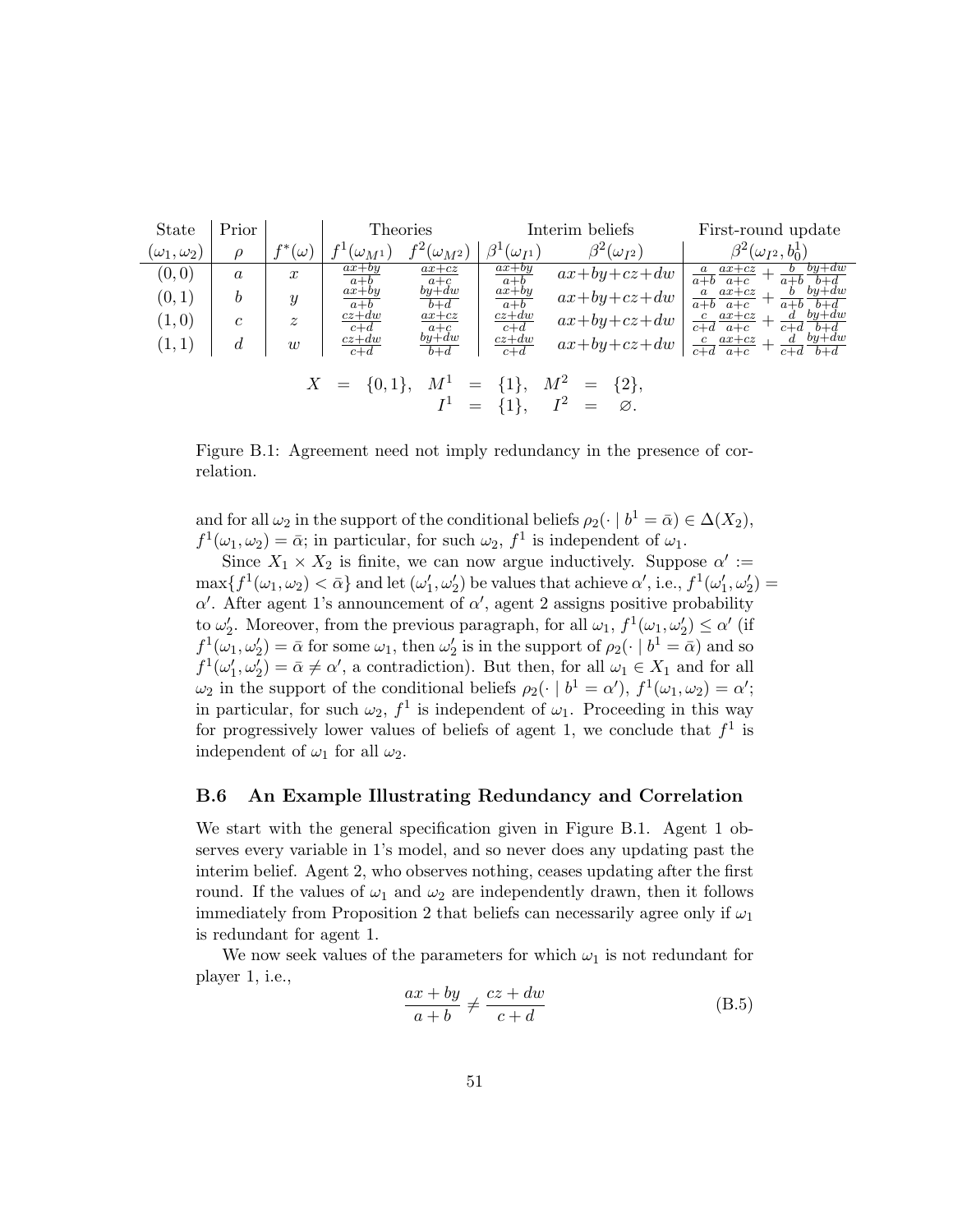| State | Prior | | Theories | | Interim beliefs | | First-round update |
|---|---|---|---|---|---|---|---|
| $(\omega_1, \omega_2)$ | $\rho$ | $f^*(\omega)$ | $f^1(\omega_{M^1})$ | $f^2(\omega_{M^2})$ | $\beta^1(\omega_{I^1})$ | $\beta^2(\omega_{I^2})$ | $\beta^2(\omega_{I^2}, b^1_0)$ |
| $(0,0)$ | $a$ | $x$ | $\frac{ax+by}{a+b}$ | $\frac{ax+cz}{a+c}$ | $\frac{ax+by}{a+b}$ | $ax+by+cz+dw$ | $\frac{a}{a+b}\frac{ax+cz}{a+c} + \frac{b}{a+b}\frac{by+dw}{b+d}$ |
| $(0,1)$ | $b$ | $y$ | $\frac{ax+by}{a+b}$ | $\frac{by+dw}{b+d}$ | $\frac{ax+by}{a+b}$ | $ax+by+cz+dw$ | $\frac{a}{a+b}\frac{ax+cz}{a+c} + \frac{b}{a+b}\frac{by+dw}{b+d}$ |
| $(1,0)$ | $c$ | $z$ | $\frac{cz+dw}{c+d}$ | $\frac{ax+cz}{a+c}$ | $\frac{cz+dw}{c+d}$ | $ax+by+cz+dw$ | $\frac{c}{c+d}\frac{ax+cz}{a+c} + \frac{d}{c+d}\frac{by+dw}{b+d}$ |
| $(1,1)$ | $d$ | $w$ | $\frac{cz+dw}{c+d}$ | $\frac{by+dw}{b+d}$ | $\frac{cz+dw}{c+d}$ | $ax+by+cz+dw$ | $\frac{c}{c+d}\frac{ax+cz}{a+c} + \frac{d}{c+d}\frac{by+dw}{b+d}$ |

$$X = \{0,1\}, \quad M^1 = \{1\}, \quad M^2 = \{2\},$$
$$I^1 = \{1\}, \quad I^2 = \varnothing.$$

Figure B.1: Agreement need not imply redundancy in the presence of correlation.

and for all $\omega_2$ in the support of the conditional beliefs $\rho_2(\cdot \mid b^1 = \bar{\alpha}) \in \Delta(X_2)$, $f^1(\omega_1, \omega_2) = \bar{\alpha}$; in particular, for such $\omega_2$, $f^1$ is independent of $\omega_1$.

Since $X_1 \times X_2$ is finite, we can now argue inductively. Suppose $\alpha' := \max\{f^1(\omega_1, \omega_2) < \bar{\alpha}\}$ and let $(\omega_1', \omega_2')$ be values that achieve $\alpha'$, i.e., $f^1(\omega_1', \omega_2') = \alpha'$. After agent 1's announcement of $\alpha'$, agent 2 assigns positive probability to $\omega_2'$. Moreover, from the previous paragraph, for all $\omega_1$, $f^1(\omega_1, \omega_2') \leq \alpha'$ (if $f^1(\omega_1, \omega_2') = \bar{\alpha}$ for some $\omega_1$, then $\omega_2'$ is in the support of $\rho_2(\cdot \mid b^1 = \bar{\alpha})$ and so $f^1(\omega_1', \omega_2') = \bar{\alpha} \neq \alpha'$, a contradiction). But then, for all $\omega_1 \in X_1$ and for all $\omega_2$ in the support of the conditional beliefs $\rho_2(\cdot \mid b^1 = \alpha')$, $f^1(\omega_1, \omega_2) = \alpha'$; in particular, for such $\omega_2$, $f^1$ is independent of $\omega_1$. Proceeding in this way for progressively lower values of beliefs of agent 1, we conclude that $f^1$ is independent of $\omega_1$ for all $\omega_2$.

### B.6 An Example Illustrating Redundancy and Correlation

We start with the general specification given in Figure B.1. Agent 1 observes every variable in 1's model, and so never does any updating past the interim belief. Agent 2, who observes nothing, ceases updating after the first round. If the values of $\omega_1$ and $\omega_2$ are independently drawn, then it follows immediately from Proposition 2 that beliefs can necessarily agree only if $\omega_1$ is redundant for agent 1.

We now seek values of the parameters for which $\omega_1$ is not redundant for player 1, i.e.,

$$\frac{ax + by}{a + b} \neq \frac{cz + dw}{c + d} \tag{B.5}$$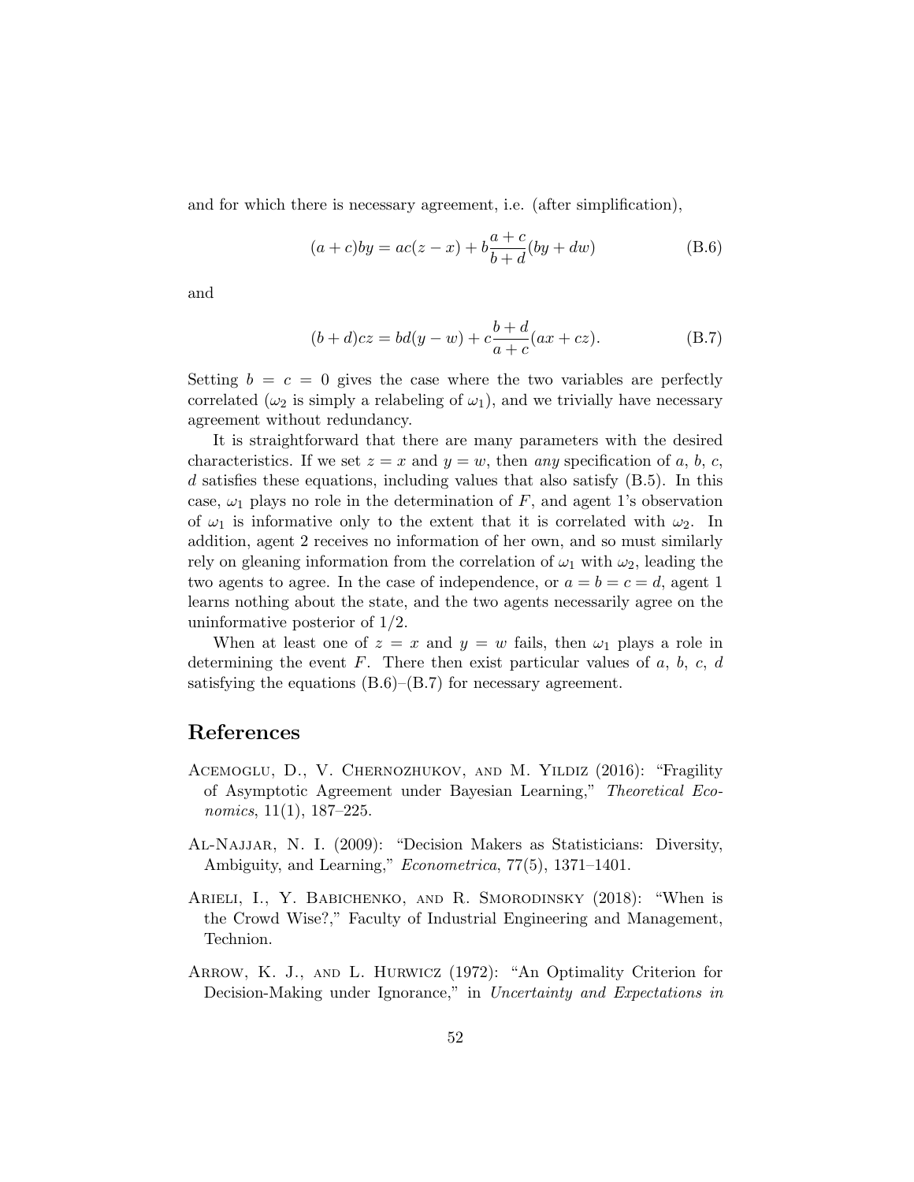and for which there is necessary agreement, i.e. (after simplification),

$$(a+c)by = ac(z-x) + b\frac{a+c}{b+d}(by+dw) \tag{B.6}$$

and

$$(b+d)cz = bd(y-w) + c\frac{b+d}{a+c}(ax+cz). \tag{B.7}$$

Setting $b = c = 0$ gives the case where the two variables are perfectly correlated ($\omega_2$ is simply a relabeling of $\omega_1$), and we trivially have necessary agreement without redundancy.

It is straightforward that there are many parameters with the desired characteristics. If we set $z = x$ and $y = w$, then *any* specification of $a$, $b$, $c$, $d$ satisfies these equations, including values that also satisfy (B.5). In this case, $\omega_1$ plays no role in the determination of $F$, and agent 1's observation of $\omega_1$ is informative only to the extent that it is correlated with $\omega_2$. In addition, agent 2 receives no information of her own, and so must similarly rely on gleaning information from the correlation of $\omega_1$ with $\omega_2$, leading the two agents to agree. In the case of independence, or $a = b = c = d$, agent 1 learns nothing about the state, and the two agents necessarily agree on the uninformative posterior of $1/2$.

When at least one of $z = x$ and $y = w$ fails, then $\omega_1$ plays a role in determining the event $F$. There then exist particular values of $a$, $b$, $c$, $d$ satisfying the equations (B.6)–(B.7) for necessary agreement.

# References

Acemoglu, D., V. Chernozhukov, and M. Yildiz (2016): "Fragility of Asymptotic Agreement under Bayesian Learning," *Theoretical Economics*, 11(1), 187–225.

Al-Najjar, N. I. (2009): "Decision Makers as Statisticians: Diversity, Ambiguity, and Learning," *Econometrica*, 77(5), 1371–1401.

Arieli, I., Y. Babichenko, and R. Smorodinsky (2018): "When is the Crowd Wise?," Faculty of Industrial Engineering and Management, Technion.

Arrow, K. J., and L. Hurwicz (1972): "An Optimality Criterion for Decision-Making under Ignorance," in *Uncertainty and Expectations in*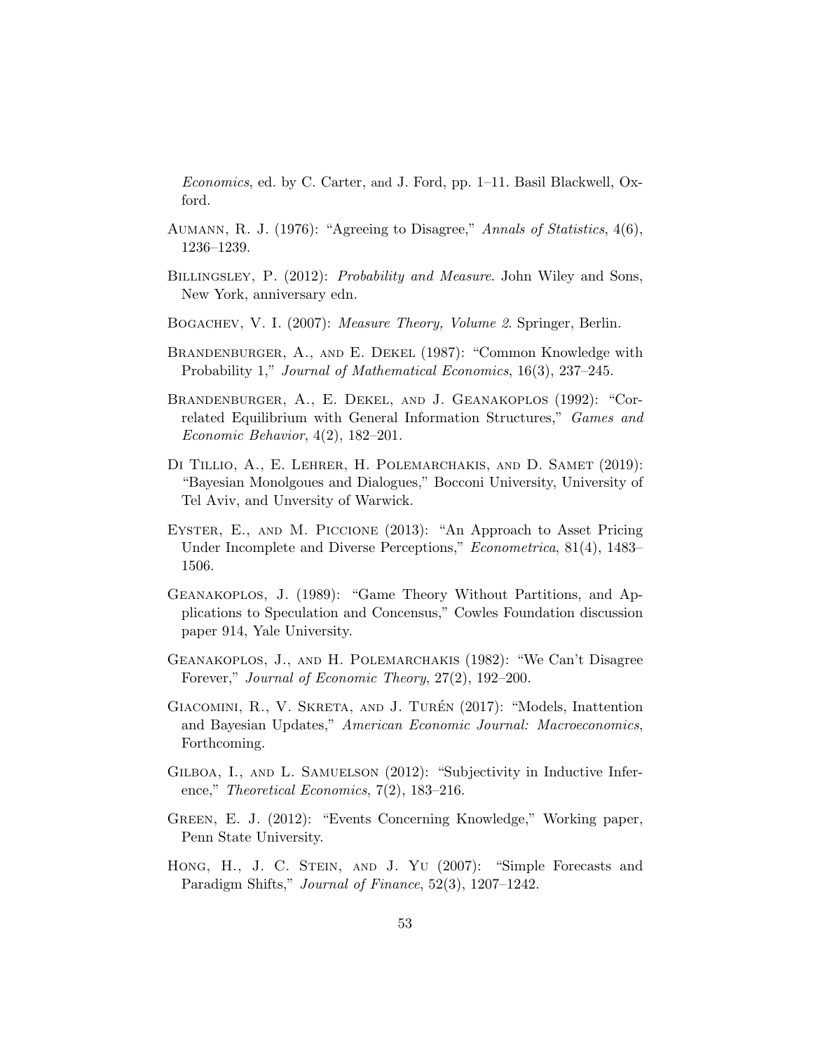*Economics*, ed. by C. Carter, and J. Ford, pp. 1–11. Basil Blackwell, Oxford.

Aumann, R. J. (1976): "Agreeing to Disagree," *Annals of Statistics*, 4(6), 1236–1239.

Billingsley, P. (2012): *Probability and Measure*. John Wiley and Sons, New York, anniversary edn.

Bogachev, V. I. (2007): *Measure Theory, Volume 2*. Springer, Berlin.

Brandenburger, A., and E. Dekel (1987): "Common Knowledge with Probability 1," *Journal of Mathematical Economics*, 16(3), 237–245.

Brandenburger, A., E. Dekel, and J. Geanakoplos (1992): "Correlated Equilibrium with General Information Structures," *Games and Economic Behavior*, 4(2), 182–201.

Di Tillio, A., E. Lehrer, H. Polemarchakis, and D. Samet (2019): "Bayesian Monolgoues and Dialogues," Bocconi University, University of Tel Aviv, and Unversity of Warwick.

Eyster, E., and M. Piccione (2013): "An Approach to Asset Pricing Under Incomplete and Diverse Perceptions," *Econometrica*, 81(4), 1483–1506.

Geanakoplos, J. (1989): "Game Theory Without Partitions, and Applications to Speculation and Concensus," Cowles Foundation discussion paper 914, Yale University.

Geanakoplos, J., and H. Polemarchakis (1982): "We Can't Disagree Forever," *Journal of Economic Theory*, 27(2), 192–200.

Giacomini, R., V. Skreta, and J. Turén (2017): "Models, Inattention and Bayesian Updates," *American Economic Journal: Macroeconomics*, Forthcoming.

Gilboa, I., and L. Samuelson (2012): "Subjectivity in Inductive Inference," *Theoretical Economics*, 7(2), 183–216.

Green, E. J. (2012): "Events Concerning Knowledge," Working paper, Penn State University.

Hong, H., J. C. Stein, and J. Yu (2007): "Simple Forecasts and Paradigm Shifts," *Journal of Finance*, 52(3), 1207–1242.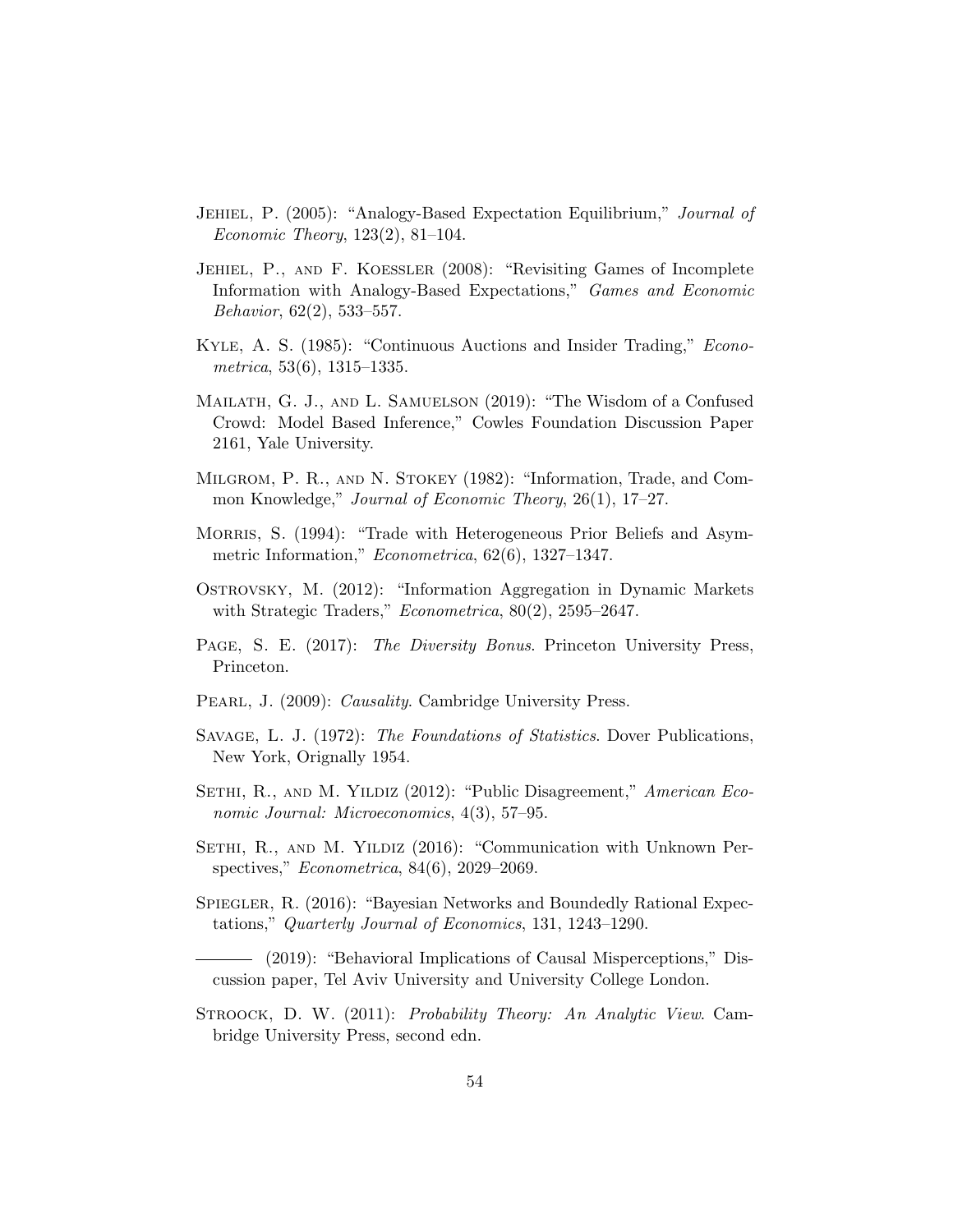Jehiel, P. (2005): "Analogy-Based Expectation Equilibrium," *Journal of Economic Theory*, 123(2), 81–104.

Jehiel, P., and F. Koessler (2008): "Revisiting Games of Incomplete Information with Analogy-Based Expectations," *Games and Economic Behavior*, 62(2), 533–557.

Kyle, A. S. (1985): "Continuous Auctions and Insider Trading," *Econometrica*, 53(6), 1315–1335.

Mailath, G. J., and L. Samuelson (2019): "The Wisdom of a Confused Crowd: Model Based Inference," Cowles Foundation Discussion Paper 2161, Yale University.

Milgrom, P. R., and N. Stokey (1982): "Information, Trade, and Common Knowledge," *Journal of Economic Theory*, 26(1), 17–27.

Morris, S. (1994): "Trade with Heterogeneous Prior Beliefs and Asymmetric Information," *Econometrica*, 62(6), 1327–1347.

Ostrovsky, M. (2012): "Information Aggregation in Dynamic Markets with Strategic Traders," *Econometrica*, 80(2), 2595–2647.

Page, S. E. (2017): *The Diversity Bonus*. Princeton University Press, Princeton.

Pearl, J. (2009): *Causality*. Cambridge University Press.

Savage, L. J. (1972): *The Foundations of Statistics*. Dover Publications, New York, Orignally 1954.

Sethi, R., and M. Yildiz (2012): "Public Disagreement," *American Economic Journal: Microeconomics*, 4(3), 57–95.

Sethi, R., and M. Yildiz (2016): "Communication with Unknown Perspectives," *Econometrica*, 84(6), 2029–2069.

Spiegler, R. (2016): "Bayesian Networks and Boundedly Rational Expectations," *Quarterly Journal of Economics*, 131, 1243–1290.

——— (2019): "Behavioral Implications of Causal Misperceptions," Discussion paper, Tel Aviv University and University College London.

Stroock, D. W. (2011): *Probability Theory: An Analytic View*. Cambridge University Press, second edn.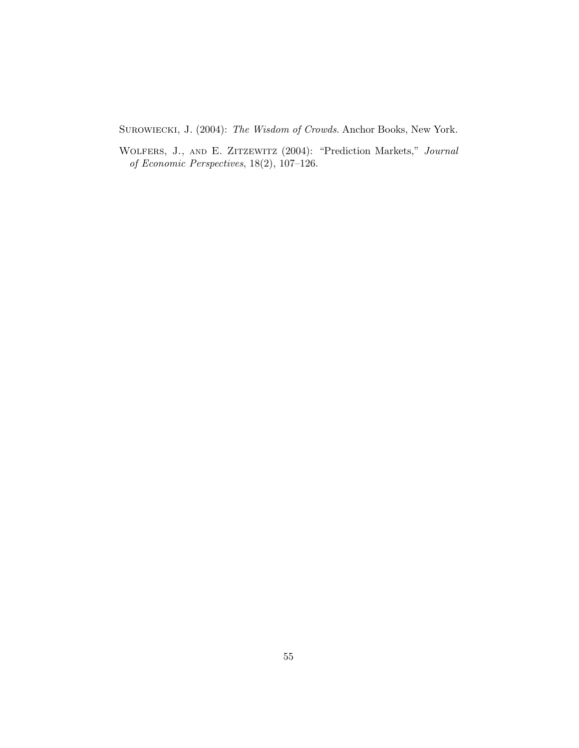Surowiecki, J. (2004): *The Wisdom of Crowds*. Anchor Books, New York.

Wolfers, J., and E. Zitzewitz (2004): "Prediction Markets," *Journal of Economic Perspectives*, 18(2), 107–126.